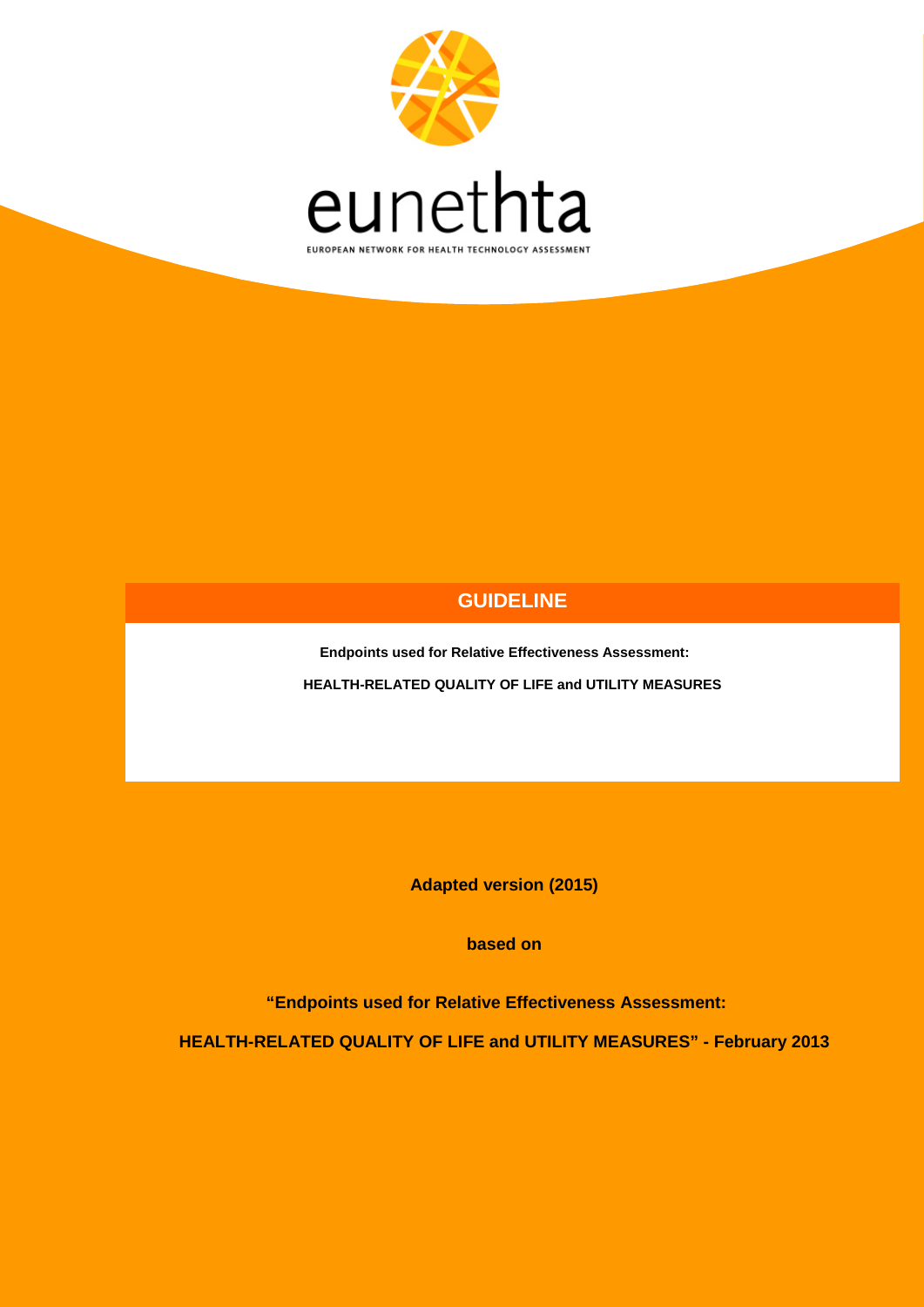eunethta

EUROPEAN NETWORK FOR HEALTH TECHNOLOGY ASSESSMENT

# GUIDELINE

**Endpoints used for Relative Effectiveness Assessment:**

**HEALTH-RELATED QUALITY OF LIFE and UTILITY MEASURES**

**Adapted version (2015)**

**based on**

**"Endpoints used for Relative Effectiveness Assessment:**

**HEALTH-RELATED QUALITY OF LIFE and UTILITY MEASURES" - February 2013**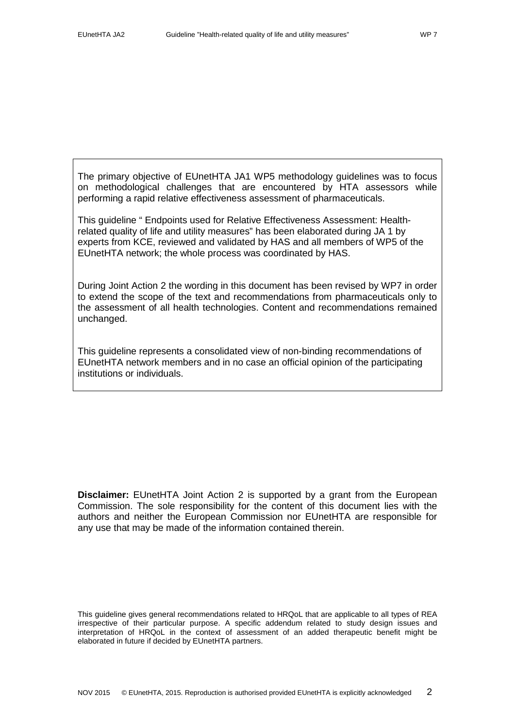The primary objective of EUnetHTA JA1 WP5 methodology guidelines was to focus on methodological challenges that are encountered by HTA assessors while performing a rapid relative effectiveness assessment of pharmaceuticals.

This guideline " Endpoints used for Relative Effectiveness Assessment: Health-related quality of life and utility measures" has been elaborated during JA 1 by experts from KCE, reviewed and validated by HAS and all members of WP5 of the EUnetHTA network; the whole process was coordinated by HAS.

During Joint Action 2 the wording in this document has been revised by WP7 in order to extend the scope of the text and recommendations from pharmaceuticals only to the assessment of all health technologies. Content and recommendations remained unchanged.

This guideline represents a consolidated view of non-binding recommendations of EUnetHTA network members and in no case an official opinion of the participating institutions or individuals.

**Disclaimer:** EUnetHTA Joint Action 2 is supported by a grant from the European Commission. The sole responsibility for the content of this document lies with the authors and neither the European Commission nor EUnetHTA are responsible for any use that may be made of the information contained therein.

This guideline gives general recommendations related to HRQoL that are applicable to all types of REA irrespective of their particular purpose. A specific addendum related to study design issues and interpretation of HRQoL in the context of assessment of an added therapeutic benefit might be elaborated in future if decided by EUnetHTA partners.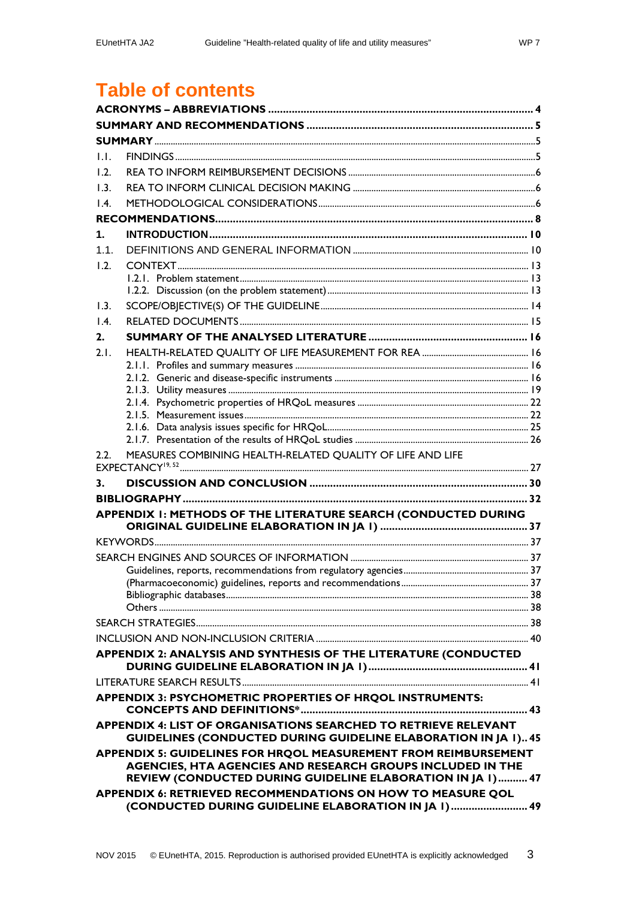# Table of contents

**ACRONYMS – ABBREVIATIONS** ... **4**

**SUMMARY AND RECOMMENDATIONS** ... **5**

**SUMMARY** ... 5

1.1. FINDINGS ... 5

1.2. REA TO INFORM REIMBURSEMENT DECISIONS ... 6

1.3. REA TO INFORM CLINICAL DECISION MAKING ... 6

1.4. METHODOLOGICAL CONSIDERATIONS ... 6

**RECOMMENDATIONS** ... **8**

**1. INTRODUCTION** ... **10**

1.1. DEFINITIONS AND GENERAL INFORMATION ... 10

1.2. CONTEXT ... 13

- 1.2.1. Problem statement ... 13
- 1.2.2. Discussion (on the problem statement) ... 13

1.3. SCOPE/OBJECTIVE(S) OF THE GUIDELINE ... 14

1.4. RELATED DOCUMENTS ... 15

**2. SUMMARY OF THE ANALYSED LITERATURE** ... **16**

2.1. HEALTH-RELATED QUALITY OF LIFE MEASUREMENT FOR REA ... 16

- 2.1.1. Profiles and summary measures ... 16
- 2.1.2. Generic and disease-specific instruments ... 16
- 2.1.3. Utility measures ... 19
- 2.1.4. Psychometric properties of HRQoL measures ... 22
- 2.1.5. Measurement issues ... 22
- 2.1.6. Data analysis issues specific for HRQoL ... 25
- 2.1.7. Presentation of the results of HRQoL studies ... 26

2.2. MEASURES COMBINING HEALTH-RELATED QUALITY OF LIFE AND LIFE EXPECTANCY[19, 52] ... 27

**3. DISCUSSION AND CONCLUSION** ... **30**

**BIBLIOGRAPHY** ... **32**

**APPENDIX 1: METHODS OF THE LITERATURE SEARCH (CONDUCTED DURING ORIGINAL GUIDELINE ELABORATION IN JA 1)** ... **37**

KEYWORDS ... 37

SEARCH ENGINES AND SOURCES OF INFORMATION ... 37

- Guidelines, reports, recommendations from regulatory agencies ... 37
- (Pharmacoeconomic) guidelines, reports and recommendations ... 37
- Bibliographic databases ... 38
- Others ... 38

SEARCH STRATEGIES ... 38

INCLUSION AND NON-INCLUSION CRITERIA ... 40

**APPENDIX 2: ANALYSIS AND SYNTHESIS OF THE LITERATURE (CONDUCTED DURING GUIDELINE ELABORATION IN JA 1)** ... **41**

LITERATURE SEARCH RESULTS ... 41

**APPENDIX 3: PSYCHOMETRIC PROPERTIES OF HRQOL INSTRUMENTS: CONCEPTS AND DEFINITIONS*** ... **43**

**APPENDIX 4: LIST OF ORGANISATIONS SEARCHED TO RETRIEVE RELEVANT GUIDELINES (CONDUCTED DURING GUIDELINE ELABORATION IN JA 1)** ... **45**

**APPENDIX 5: GUIDELINES FOR HRQOL MEASUREMENT FROM REIMBURSEMENT AGENCIES, HTA AGENCIES AND RESEARCH GROUPS INCLUDED IN THE REVIEW (CONDUCTED DURING GUIDELINE ELABORATION IN JA 1)** ... **47**

**APPENDIX 6: RETRIEVED RECOMMENDATIONS ON HOW TO MEASURE QOL (CONDUCTED DURING GUIDELINE ELABORATION IN JA 1)** ... **49**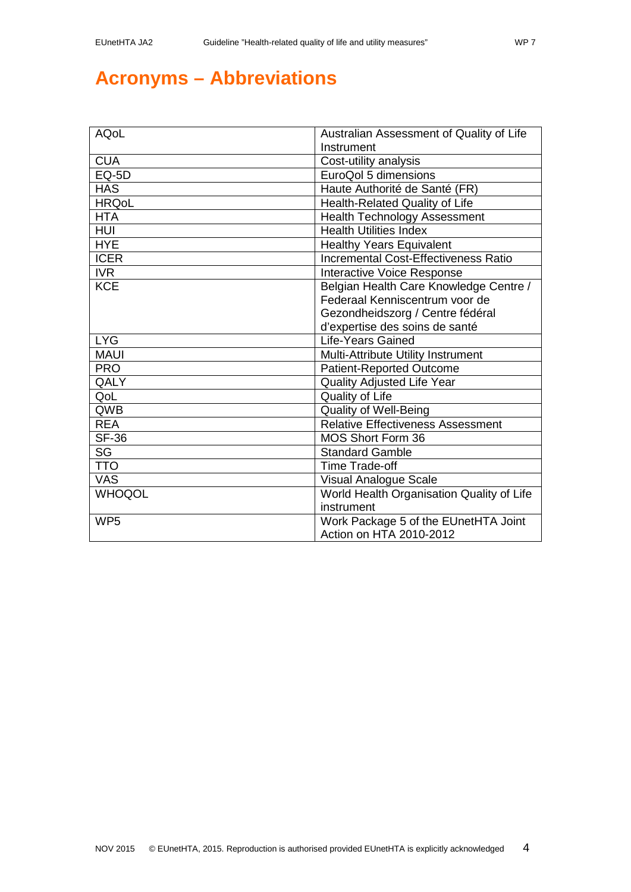# Acronyms – Abbreviations

| | |
|---|---|
| AQoL | Australian Assessment of Quality of Life Instrument |
| CUA | Cost-utility analysis |
| EQ-5D | EuroQol 5 dimensions |
| HAS | Haute Authorité de Santé (FR) |
| HRQoL | Health-Related Quality of Life |
| HTA | Health Technology Assessment |
| HUI | Health Utilities Index |
| HYE | Healthy Years Equivalent |
| ICER | Incremental Cost-Effectiveness Ratio |
| IVR | Interactive Voice Response |
| KCE | Belgian Health Care Knowledge Centre / Federaal Kenniscentrum voor de Gezondheidszorg / Centre fédéral d'expertise des soins de santé |
| LYG | Life-Years Gained |
| MAUI | Multi-Attribute Utility Instrument |
| PRO | Patient-Reported Outcome |
| QALY | Quality Adjusted Life Year |
| QoL | Quality of Life |
| QWB | Quality of Well-Being |
| REA | Relative Effectiveness Assessment |
| SF-36 | MOS Short Form 36 |
| SG | Standard Gamble |
| TTO | Time Trade-off |
| VAS | Visual Analogue Scale |
| WHOQOL | World Health Organisation Quality of Life instrument |
| WP5 | Work Package 5 of the EUnetHTA Joint Action on HTA 2010-2012 |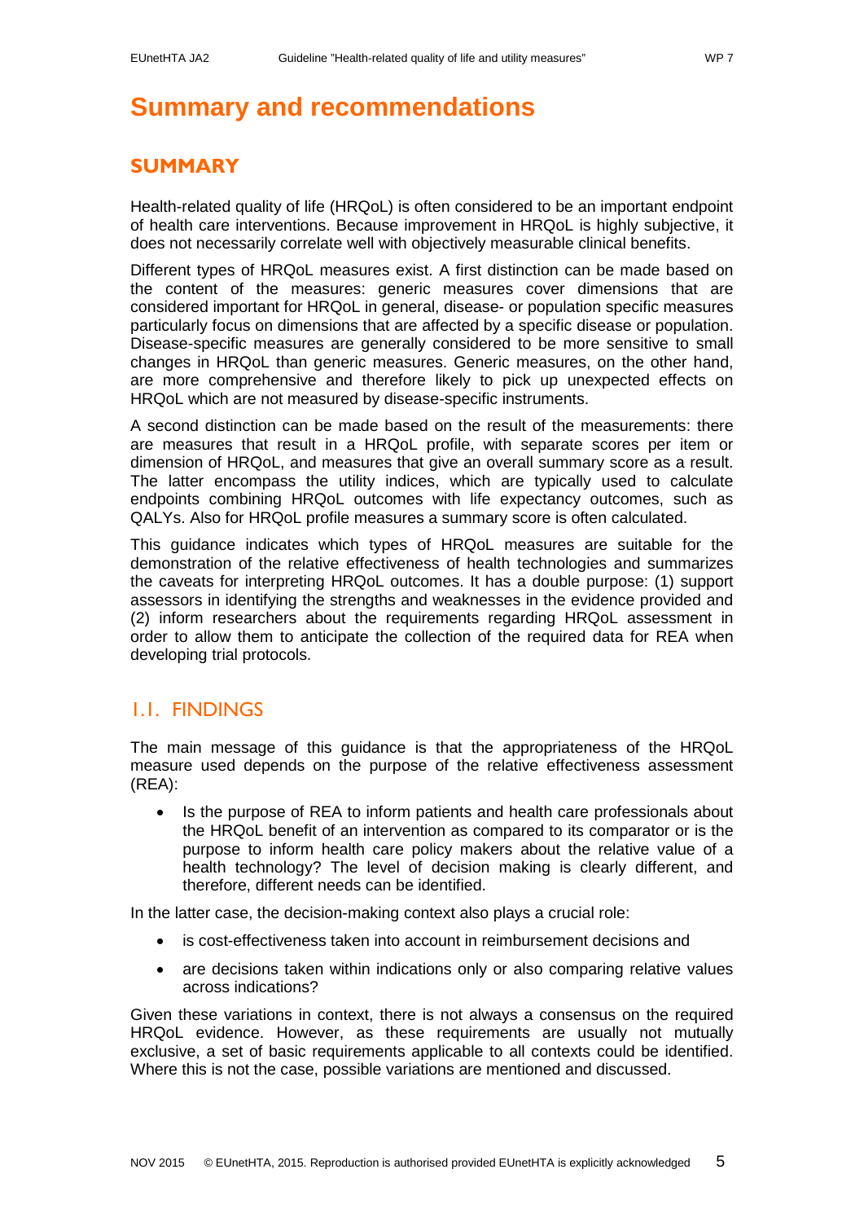# Summary and recommendations

## SUMMARY

Health-related quality of life (HRQoL) is often considered to be an important endpoint of health care interventions. Because improvement in HRQoL is highly subjective, it does not necessarily correlate well with objectively measurable clinical benefits.

Different types of HRQoL measures exist. A first distinction can be made based on the content of the measures: generic measures cover dimensions that are considered important for HRQoL in general, disease- or population specific measures particularly focus on dimensions that are affected by a specific disease or population. Disease-specific measures are generally considered to be more sensitive to small changes in HRQoL than generic measures. Generic measures, on the other hand, are more comprehensive and therefore likely to pick up unexpected effects on HRQoL which are not measured by disease-specific instruments.

A second distinction can be made based on the result of the measurements: there are measures that result in a HRQoL profile, with separate scores per item or dimension of HRQoL, and measures that give an overall summary score as a result. The latter encompass the utility indices, which are typically used to calculate endpoints combining HRQoL outcomes with life expectancy outcomes, such as QALYs. Also for HRQoL profile measures a summary score is often calculated.

This guidance indicates which types of HRQoL measures are suitable for the demonstration of the relative effectiveness of health technologies and summarizes the caveats for interpreting HRQoL outcomes. It has a double purpose: (1) support assessors in identifying the strengths and weaknesses in the evidence provided and (2) inform researchers about the requirements regarding HRQoL assessment in order to allow them to anticipate the collection of the required data for REA when developing trial protocols.

### 1.1. FINDINGS

The main message of this guidance is that the appropriateness of the HRQoL measure used depends on the purpose of the relative effectiveness assessment (REA):

- Is the purpose of REA to inform patients and health care professionals about the HRQoL benefit of an intervention as compared to its comparator or is the purpose to inform health care policy makers about the relative value of a health technology? The level of decision making is clearly different, and therefore, different needs can be identified.

In the latter case, the decision-making context also plays a crucial role:

- is cost-effectiveness taken into account in reimbursement decisions and
- are decisions taken within indications only or also comparing relative values across indications?

Given these variations in context, there is not always a consensus on the required HRQoL evidence. However, as these requirements are usually not mutually exclusive, a set of basic requirements applicable to all contexts could be identified. Where this is not the case, possible variations are mentioned and discussed.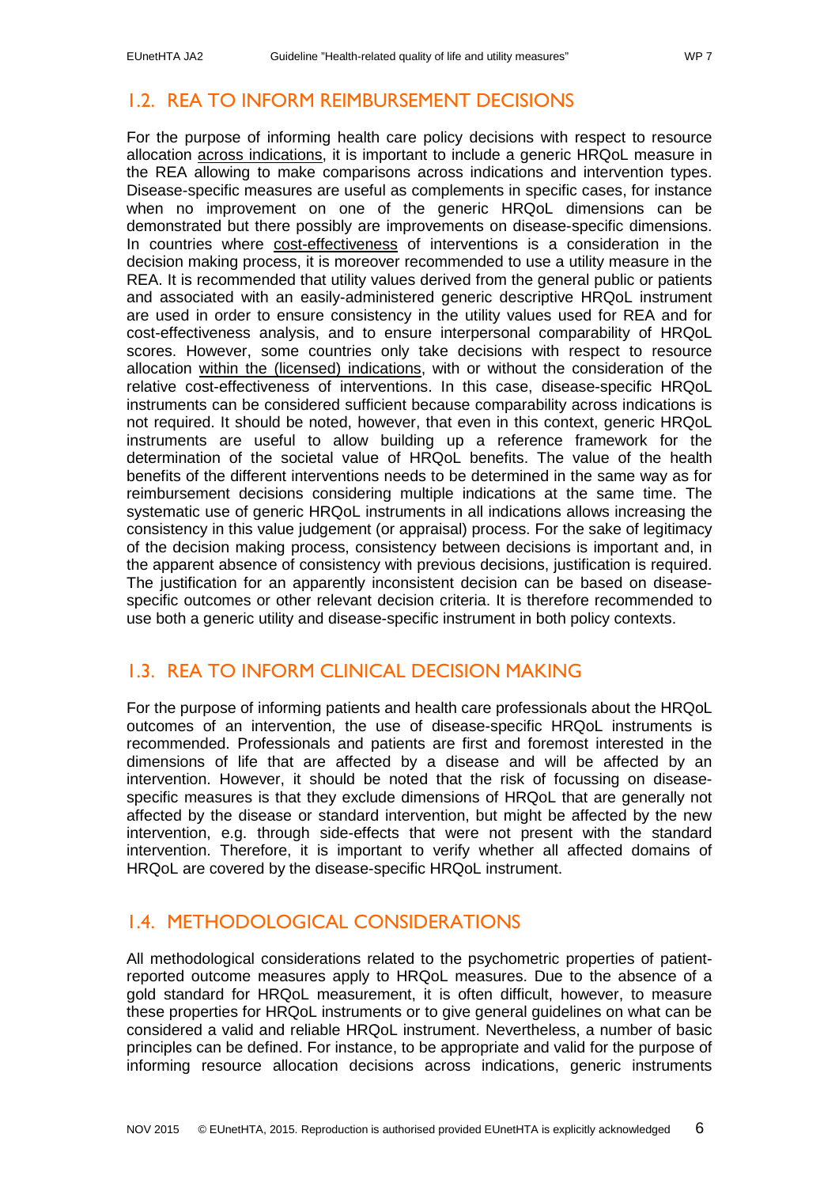## 1.2. REA TO INFORM REIMBURSEMENT DECISIONS

For the purpose of informing health care policy decisions with respect to resource allocation across indications, it is important to include a generic HRQoL measure in the REA allowing to make comparisons across indications and intervention types. Disease-specific measures are useful as complements in specific cases, for instance when no improvement on one of the generic HRQoL dimensions can be demonstrated but there possibly are improvements on disease-specific dimensions. In countries where cost-effectiveness of interventions is a consideration in the decision making process, it is moreover recommended to use a utility measure in the REA. It is recommended that utility values derived from the general public or patients and associated with an easily-administered generic descriptive HRQoL instrument are used in order to ensure consistency in the utility values used for REA and for cost-effectiveness analysis, and to ensure interpersonal comparability of HRQoL scores. However, some countries only take decisions with respect to resource allocation within the (licensed) indications, with or without the consideration of the relative cost-effectiveness of interventions. In this case, disease-specific HRQoL instruments can be considered sufficient because comparability across indications is not required. It should be noted, however, that even in this context, generic HRQoL instruments are useful to allow building up a reference framework for the determination of the societal value of HRQoL benefits. The value of the health benefits of the different interventions needs to be determined in the same way as for reimbursement decisions considering multiple indications at the same time. The systematic use of generic HRQoL instruments in all indications allows increasing the consistency in this value judgement (or appraisal) process. For the sake of legitimacy of the decision making process, consistency between decisions is important and, in the apparent absence of consistency with previous decisions, justification is required. The justification for an apparently inconsistent decision can be based on disease-specific outcomes or other relevant decision criteria. It is therefore recommended to use both a generic utility and disease-specific instrument in both policy contexts.

## 1.3. REA TO INFORM CLINICAL DECISION MAKING

For the purpose of informing patients and health care professionals about the HRQoL outcomes of an intervention, the use of disease-specific HRQoL instruments is recommended. Professionals and patients are first and foremost interested in the dimensions of life that are affected by a disease and will be affected by an intervention. However, it should be noted that the risk of focussing on disease-specific measures is that they exclude dimensions of HRQoL that are generally not affected by the disease or standard intervention, but might be affected by the new intervention, e.g. through side-effects that were not present with the standard intervention. Therefore, it is important to verify whether all affected domains of HRQoL are covered by the disease-specific HRQoL instrument.

## 1.4. METHODOLOGICAL CONSIDERATIONS

All methodological considerations related to the psychometric properties of patient-reported outcome measures apply to HRQoL measures. Due to the absence of a gold standard for HRQoL measurement, it is often difficult, however, to measure these properties for HRQoL instruments or to give general guidelines on what can be considered a valid and reliable HRQoL instrument. Nevertheless, a number of basic principles can be defined. For instance, to be appropriate and valid for the purpose of informing resource allocation decisions across indications, generic instruments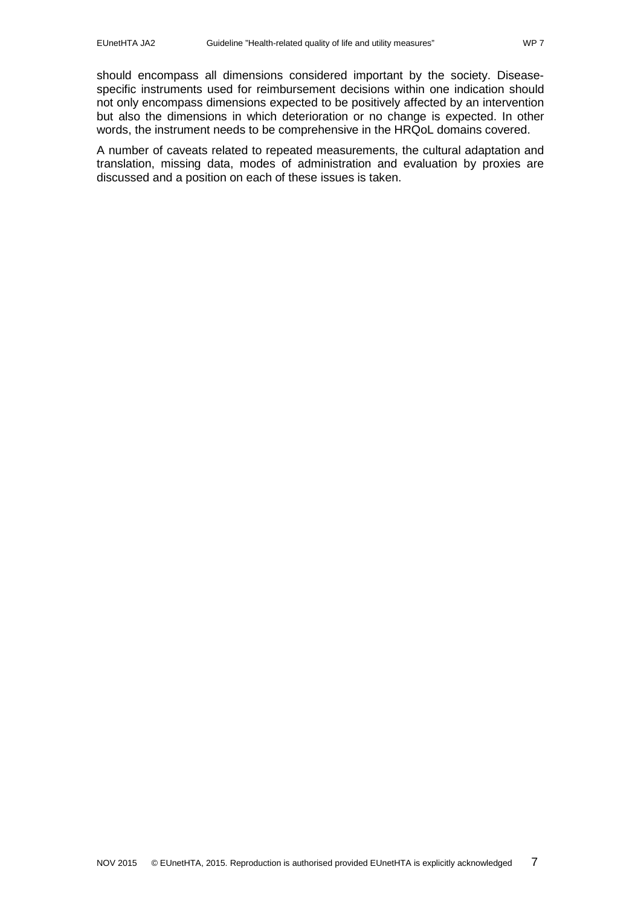should encompass all dimensions considered important by the society. Disease-specific instruments used for reimbursement decisions within one indication should not only encompass dimensions expected to be positively affected by an intervention but also the dimensions in which deterioration or no change is expected. In other words, the instrument needs to be comprehensive in the HRQoL domains covered.

A number of caveats related to repeated measurements, the cultural adaptation and translation, missing data, modes of administration and evaluation by proxies are discussed and a position on each of these issues is taken.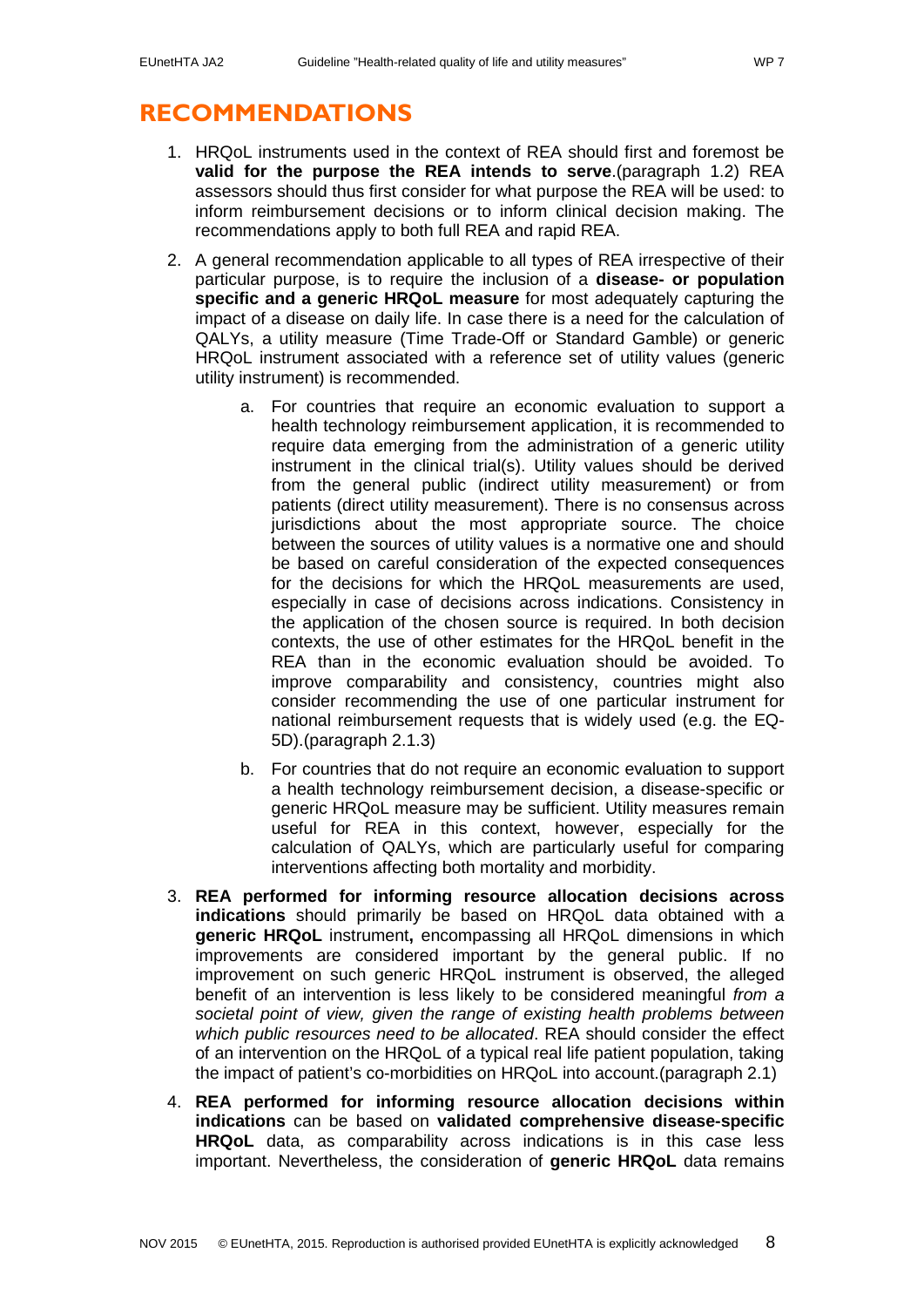# RECOMMENDATIONS

1. HRQoL instruments used in the context of REA should first and foremost be **valid for the purpose the REA intends to serve**.(paragraph 1.2) REA assessors should thus first consider for what purpose the REA will be used: to inform reimbursement decisions or to inform clinical decision making. The recommendations apply to both full REA and rapid REA.

2. A general recommendation applicable to all types of REA irrespective of their particular purpose, is to require the inclusion of a **disease- or population specific and a generic HRQoL measure** for most adequately capturing the impact of a disease on daily life. In case there is a need for the calculation of QALYs, a utility measure (Time Trade-Off or Standard Gamble) or generic HRQoL instrument associated with a reference set of utility values (generic utility instrument) is recommended.

    a. For countries that require an economic evaluation to support a health technology reimbursement application, it is recommended to require data emerging from the administration of a generic utility instrument in the clinical trial(s). Utility values should be derived from the general public (indirect utility measurement) or from patients (direct utility measurement). There is no consensus across jurisdictions about the most appropriate source. The choice between the sources of utility values is a normative one and should be based on careful consideration of the expected consequences for the decisions for which the HRQoL measurements are used, especially in case of decisions across indications. Consistency in the application of the chosen source is required. In both decision contexts, the use of other estimates for the HRQoL benefit in the REA than in the economic evaluation should be avoided. To improve comparability and consistency, countries might also consider recommending the use of one particular instrument for national reimbursement requests that is widely used (e.g. the EQ-5D).(paragraph 2.1.3)

    b. For countries that do not require an economic evaluation to support a health technology reimbursement decision, a disease-specific or generic HRQoL measure may be sufficient. Utility measures remain useful for REA in this context, however, especially for the calculation of QALYs, which are particularly useful for comparing interventions affecting both mortality and morbidity.

3. **REA performed for informing resource allocation decisions across indications** should primarily be based on HRQoL data obtained with a **generic HRQoL** instrument**,** encompassing all HRQoL dimensions in which improvements are considered important by the general public. If no improvement on such generic HRQoL instrument is observed, the alleged benefit of an intervention is less likely to be considered meaningful *from a societal point of view, given the range of existing health problems between which public resources need to be allocated*. REA should consider the effect of an intervention on the HRQoL of a typical real life patient population, taking the impact of patient's co-morbidities on HRQoL into account.(paragraph 2.1)

4. **REA performed for informing resource allocation decisions within indications** can be based on **validated comprehensive disease-specific HRQoL** data, as comparability across indications is in this case less important. Nevertheless, the consideration of **generic HRQoL** data remains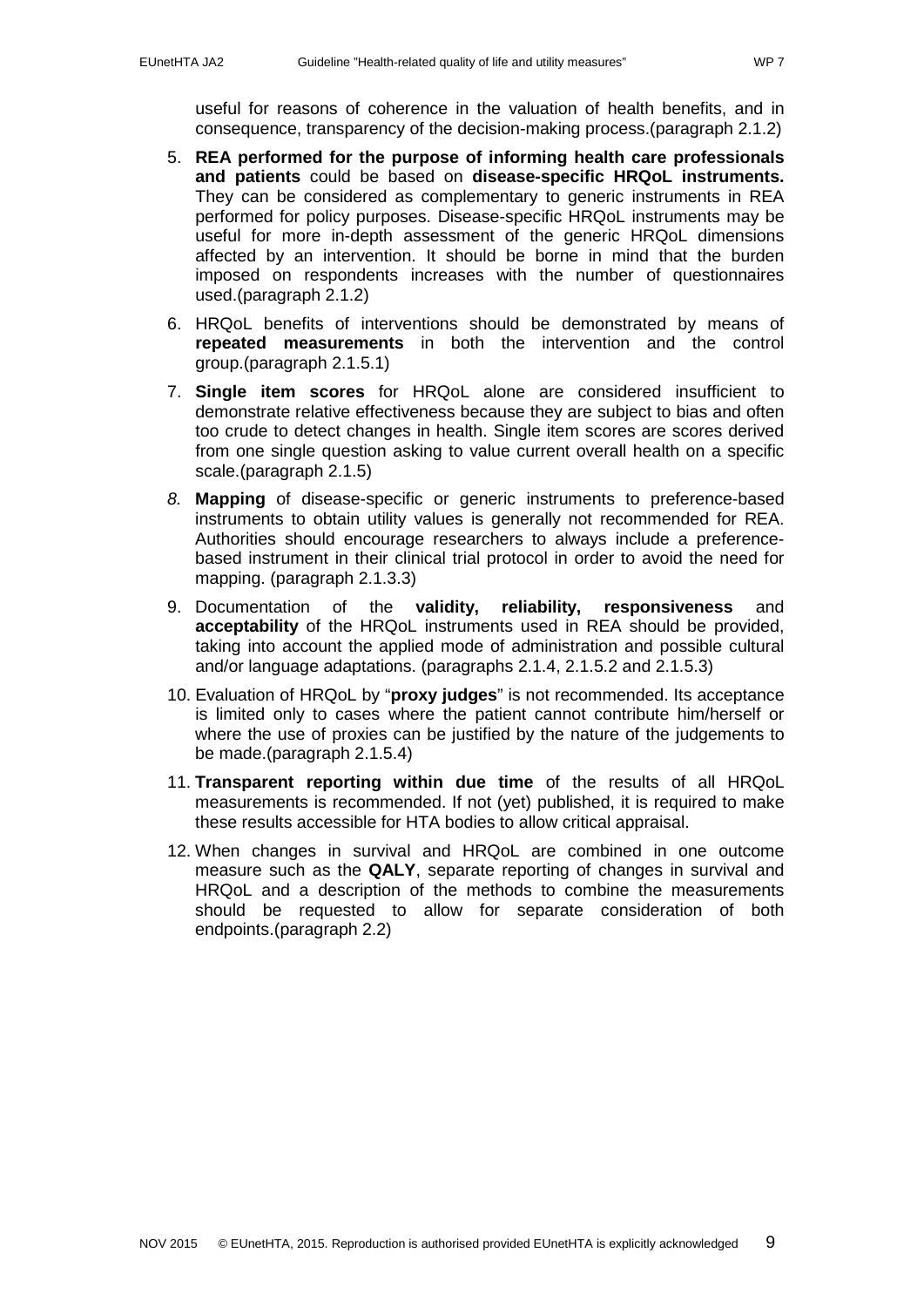useful for reasons of coherence in the valuation of health benefits, and in consequence, transparency of the decision-making process.(paragraph 2.1.2)

5. **REA performed for the purpose of informing health care professionals and patients** could be based on **disease-specific HRQoL instruments.** They can be considered as complementary to generic instruments in REA performed for policy purposes. Disease-specific HRQoL instruments may be useful for more in-depth assessment of the generic HRQoL dimensions affected by an intervention. It should be borne in mind that the burden imposed on respondents increases with the number of questionnaires used.(paragraph 2.1.2)

6. HRQoL benefits of interventions should be demonstrated by means of **repeated measurements** in both the intervention and the control group.(paragraph 2.1.5.1)

7. **Single item scores** for HRQoL alone are considered insufficient to demonstrate relative effectiveness because they are subject to bias and often too crude to detect changes in health. Single item scores are scores derived from one single question asking to value current overall health on a specific scale.(paragraph 2.1.5)

8. **Mapping** of disease-specific or generic instruments to preference-based instruments to obtain utility values is generally not recommended for REA. Authorities should encourage researchers to always include a preference-based instrument in their clinical trial protocol in order to avoid the need for mapping. (paragraph 2.1.3.3)

9. Documentation of the **validity, reliability, responsiveness** and **acceptability** of the HRQoL instruments used in REA should be provided, taking into account the applied mode of administration and possible cultural and/or language adaptations. (paragraphs 2.1.4, 2.1.5.2 and 2.1.5.3)

10. Evaluation of HRQoL by "**proxy judges**" is not recommended. Its acceptance is limited only to cases where the patient cannot contribute him/herself or where the use of proxies can be justified by the nature of the judgements to be made.(paragraph 2.1.5.4)

11. **Transparent reporting within due time** of the results of all HRQoL measurements is recommended. If not (yet) published, it is required to make these results accessible for HTA bodies to allow critical appraisal.

12. When changes in survival and HRQoL are combined in one outcome measure such as the **QALY**, separate reporting of changes in survival and HRQoL and a description of the methods to combine the measurements should be requested to allow for separate consideration of both endpoints.(paragraph 2.2)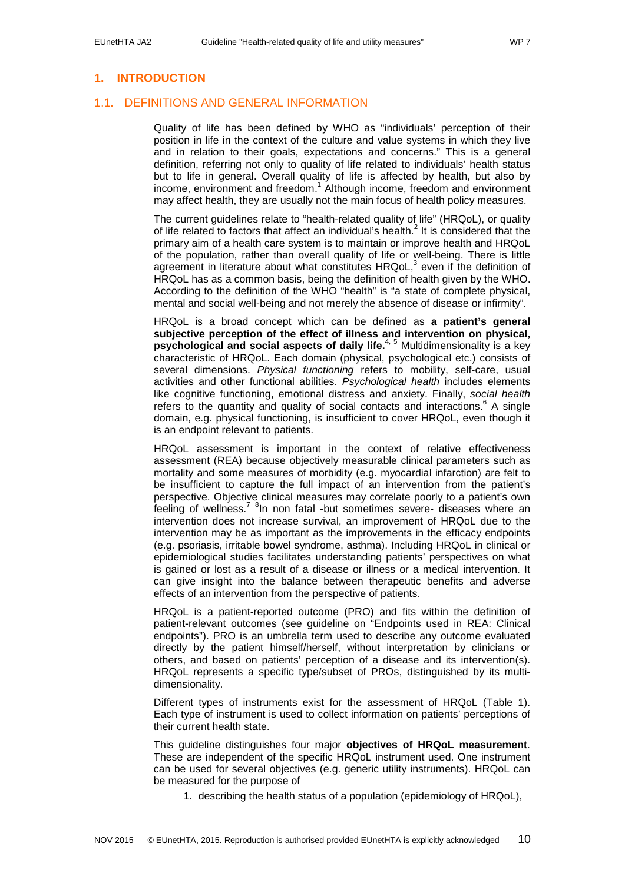# 1. INTRODUCTION

## 1.1. DEFINITIONS AND GENERAL INFORMATION

Quality of life has been defined by WHO as "individuals' perception of their position in life in the context of the culture and value systems in which they live and in relation to their goals, expectations and concerns." This is a general definition, referring not only to quality of life related to individuals' health status but to life in general. Overall quality of life is affected by health, but also by income, environment and freedom.[1] Although income, freedom and environment may affect health, they are usually not the main focus of health policy measures.

The current guidelines relate to "health-related quality of life" (HRQoL), or quality of life related to factors that affect an individual's health.[2] It is considered that the primary aim of a health care system is to maintain or improve health and HRQoL of the population, rather than overall quality of life or well-being. There is little agreement in literature about what constitutes HRQoL,[3] even if the definition of HRQoL has as a common basis, being the definition of health given by the WHO. According to the definition of the WHO "health" is "a state of complete physical, mental and social well-being and not merely the absence of disease or infirmity".

HRQoL is a broad concept which can be defined as **a patient's general subjective perception of the effect of illness and intervention on physical, psychological and social aspects of daily life.**[4, 5] Multidimensionality is a key characteristic of HRQoL. Each domain (physical, psychological etc.) consists of several dimensions. *Physical functioning* refers to mobility, self-care, usual activities and other functional abilities. *Psychological health* includes elements like cognitive functioning, emotional distress and anxiety. Finally, *social health* refers to the quantity and quality of social contacts and interactions.[6] A single domain, e.g. physical functioning, is insufficient to cover HRQoL, even though it is an endpoint relevant to patients.

HRQoL assessment is important in the context of relative effectiveness assessment (REA) because objectively measurable clinical parameters such as mortality and some measures of morbidity (e.g. myocardial infarction) are felt to be insufficient to capture the full impact of an intervention from the patient's perspective. Objective clinical measures may correlate poorly to a patient's own feeling of wellness.[7] [8]In non fatal -but sometimes severe- diseases where an intervention does not increase survival, an improvement of HRQoL due to the intervention may be as important as the improvements in the efficacy endpoints (e.g. psoriasis, irritable bowel syndrome, asthma). Including HRQoL in clinical or epidemiological studies facilitates understanding patients' perspectives on what is gained or lost as a result of a disease or illness or a medical intervention. It can give insight into the balance between therapeutic benefits and adverse effects of an intervention from the perspective of patients.

HRQoL is a patient-reported outcome (PRO) and fits within the definition of patient-relevant outcomes (see guideline on "Endpoints used in REA: Clinical endpoints"). PRO is an umbrella term used to describe any outcome evaluated directly by the patient himself/herself, without interpretation by clinicians or others, and based on patients' perception of a disease and its intervention(s). HRQoL represents a specific type/subset of PROs, distinguished by its multi-dimensionality.

Different types of instruments exist for the assessment of HRQoL (Table 1). Each type of instrument is used to collect information on patients' perceptions of their current health state.

This guideline distinguishes four major **objectives of HRQoL measurement**. These are independent of the specific HRQoL instrument used. One instrument can be used for several objectives (e.g. generic utility instruments). HRQoL can be measured for the purpose of

1. describing the health status of a population (epidemiology of HRQoL),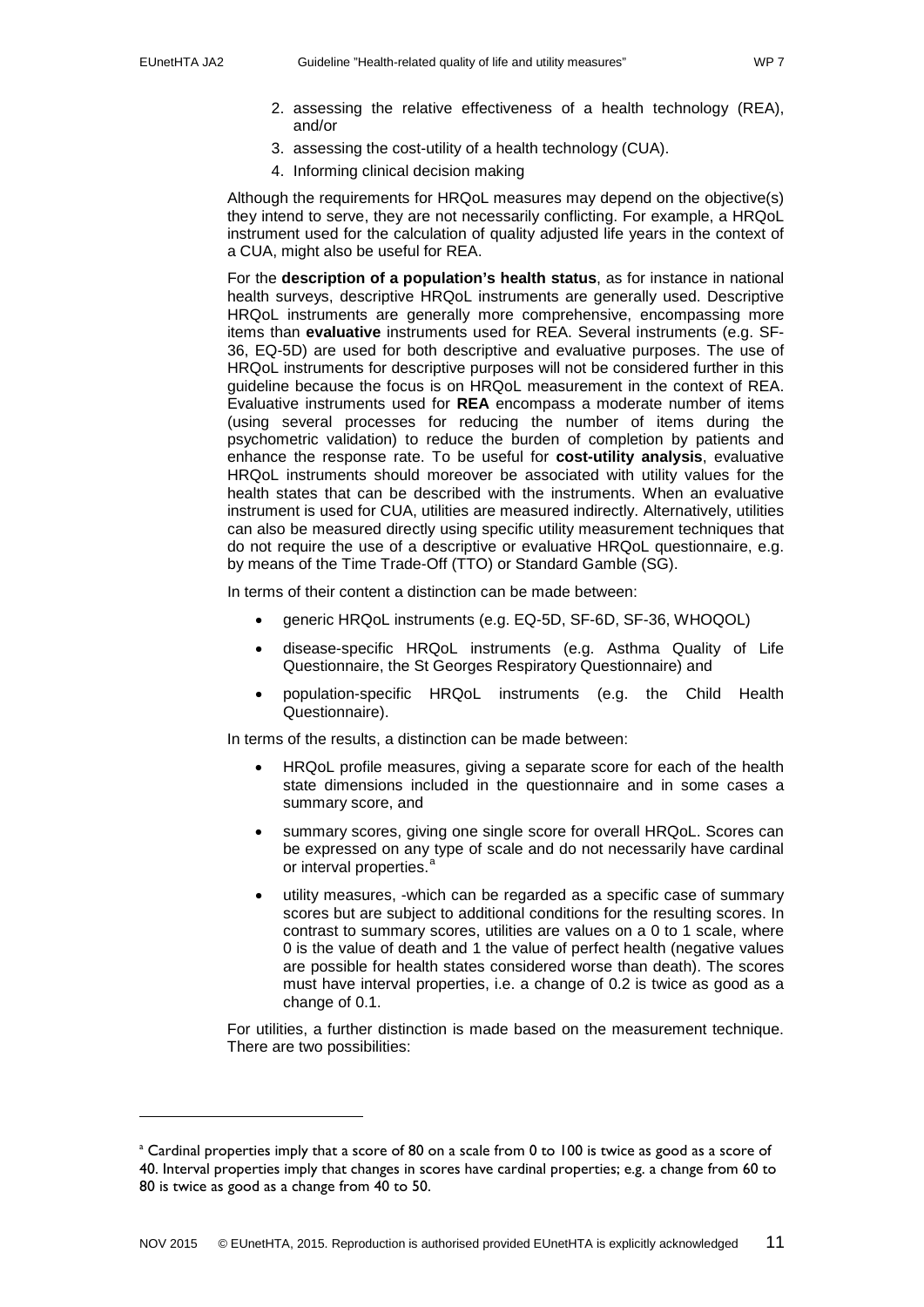2. assessing the relative effectiveness of a health technology (REA), and/or
3. assessing the cost-utility of a health technology (CUA).
4. Informing clinical decision making

Although the requirements for HRQoL measures may depend on the objective(s) they intend to serve, they are not necessarily conflicting. For example, a HRQoL instrument used for the calculation of quality adjusted life years in the context of a CUA, might also be useful for REA.

For the **description of a population's health status**, as for instance in national health surveys, descriptive HRQoL instruments are generally used. Descriptive HRQoL instruments are generally more comprehensive, encompassing more items than **evaluative** instruments used for REA. Several instruments (e.g. SF-36, EQ-5D) are used for both descriptive and evaluative purposes. The use of HRQoL instruments for descriptive purposes will not be considered further in this guideline because the focus is on HRQoL measurement in the context of REA. Evaluative instruments used for **REA** encompass a moderate number of items (using several processes for reducing the number of items during the psychometric validation) to reduce the burden of completion by patients and enhance the response rate. To be useful for **cost-utility analysis**, evaluative HRQoL instruments should moreover be associated with utility values for the health states that can be described with the instruments. When an evaluative instrument is used for CUA, utilities are measured indirectly. Alternatively, utilities can also be measured directly using specific utility measurement techniques that do not require the use of a descriptive or evaluative HRQoL questionnaire, e.g. by means of the Time Trade-Off (TTO) or Standard Gamble (SG).

In terms of their content a distinction can be made between:

- generic HRQoL instruments (e.g. EQ-5D, SF-6D, SF-36, WHOQOL)
- disease-specific HRQoL instruments (e.g. Asthma Quality of Life Questionnaire, the St Georges Respiratory Questionnaire) and
- population-specific HRQoL instruments (e.g. the Child Health Questionnaire).

In terms of the results, a distinction can be made between:

- HRQoL profile measures, giving a separate score for each of the health state dimensions included in the questionnaire and in some cases a summary score, and
- summary scores, giving one single score for overall HRQoL. Scores can be expressed on any type of scale and do not necessarily have cardinal or interval properties.[a]
- utility measures, -which can be regarded as a specific case of summary scores but are subject to additional conditions for the resulting scores. In contrast to summary scores, utilities are values on a 0 to 1 scale, where 0 is the value of death and 1 the value of perfect health (negative values are possible for health states considered worse than death). The scores must have interval properties, i.e. a change of 0.2 is twice as good as a change of 0.1.

For utilities, a further distinction is made based on the measurement technique. There are two possibilities:

---

[a] Cardinal properties imply that a score of 80 on a scale from 0 to 100 is twice as good as a score of 40. Interval properties imply that changes in scores have cardinal properties; e.g. a change from 60 to 80 is twice as good as a change from 40 to 50.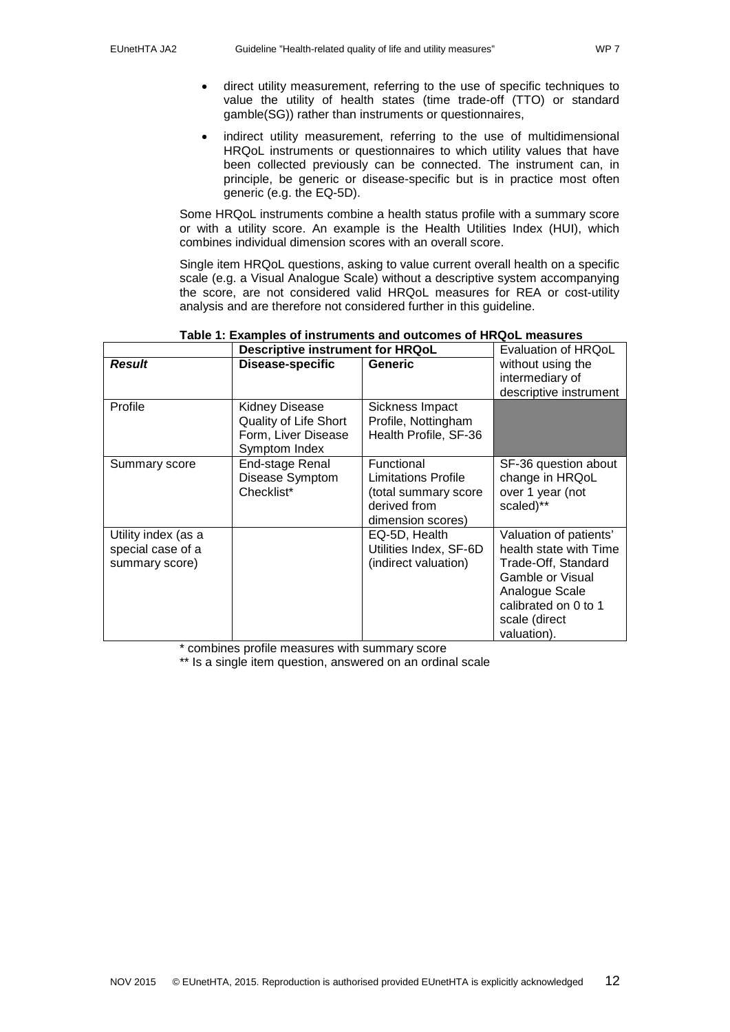- direct utility measurement, referring to the use of specific techniques to value the utility of health states (time trade-off (TTO) or standard gamble(SG)) rather than instruments or questionnaires,
- indirect utility measurement, referring to the use of multidimensional HRQoL instruments or questionnaires to which utility values that have been collected previously can be connected. The instrument can, in principle, be generic or disease-specific but is in practice most often generic (e.g. the EQ-5D).

Some HRQoL instruments combine a health status profile with a summary score or with a utility score. An example is the Health Utilities Index (HUI), which combines individual dimension scores with an overall score.

Single item HRQoL questions, asking to value current overall health on a specific scale (e.g. a Visual Analogue Scale) without a descriptive system accompanying the score, are not considered valid HRQoL measures for REA or cost-utility analysis and are therefore not considered further in this guideline.

**Table 1: Examples of instruments and outcomes of HRQoL measures**

| | **Descriptive instrument for HRQoL** | | Evaluation of HRQoL without using the intermediary of descriptive instrument |
|---|---|---|---|
| ***Result*** | **Disease-specific** | **Generic** | |
| Profile | Kidney Disease Quality of Life Short Form, Liver Disease Symptom Index | Sickness Impact Profile, Nottingham Health Profile, SF-36 | |
| Summary score | End-stage Renal Disease Symptom Checklist* | Functional Limitations Profile (total summary score derived from dimension scores) | SF-36 question about change in HRQoL over 1 year (not scaled)** |
| Utility index (as a special case of a summary score) | | EQ-5D, Health Utilities Index, SF-6D (indirect valuation) | Valuation of patients' health state with Time Trade-Off, Standard Gamble or Visual Analogue Scale calibrated on 0 to 1 scale (direct valuation). |

\* combines profile measures with summary score

\*\* Is a single item question, answered on an ordinal scale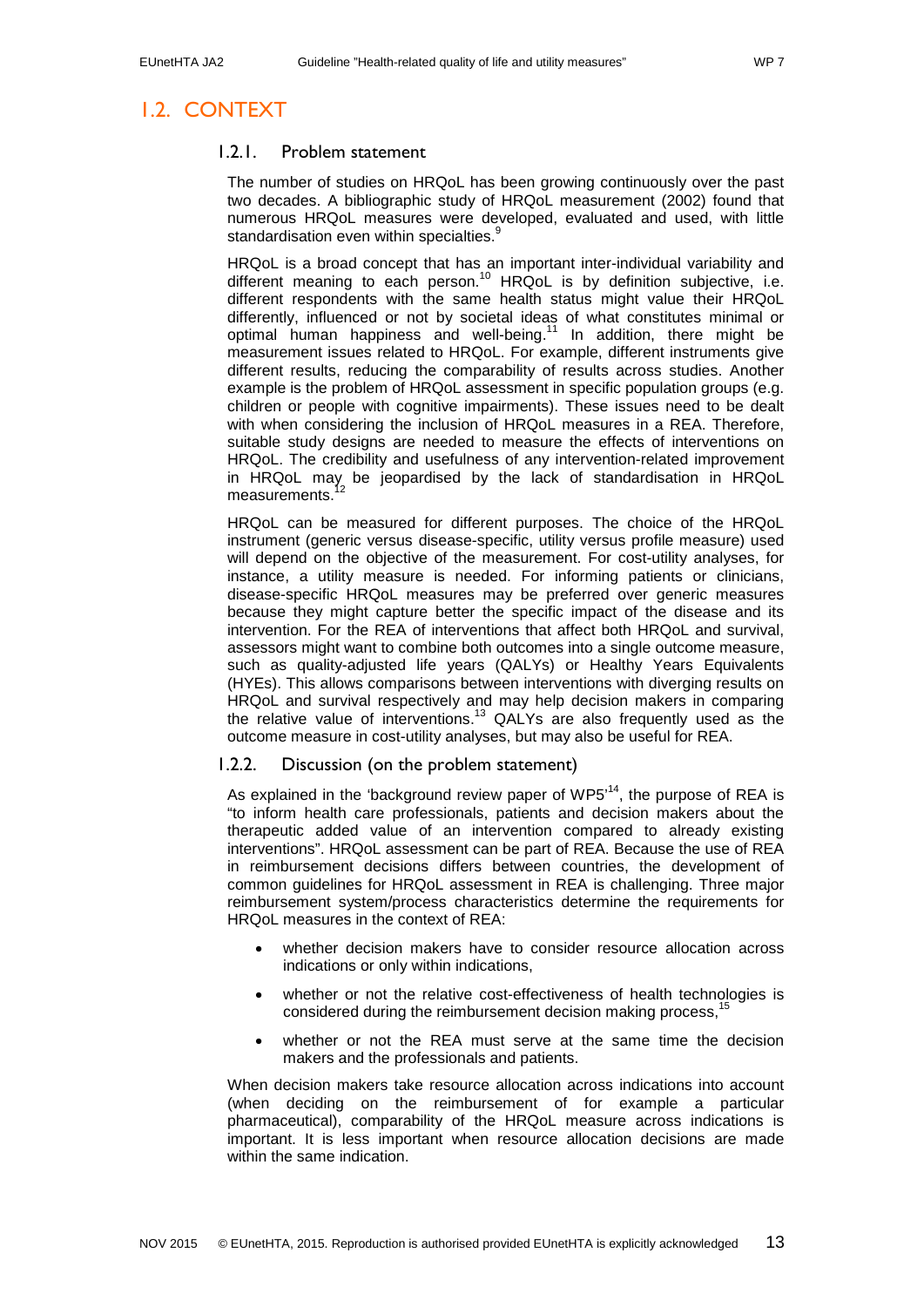## 1.2. CONTEXT

### 1.2.1. Problem statement

The number of studies on HRQoL has been growing continuously over the past two decades. A bibliographic study of HRQoL measurement (2002) found that numerous HRQoL measures were developed, evaluated and used, with little standardisation even within specialties.[9]

HRQoL is a broad concept that has an important inter-individual variability and different meaning to each person.[10] HRQoL is by definition subjective, i.e. different respondents with the same health status might value their HRQoL differently, influenced or not by societal ideas of what constitutes minimal or optimal human happiness and well-being.[11] In addition, there might be measurement issues related to HRQoL. For example, different instruments give different results, reducing the comparability of results across studies. Another example is the problem of HRQoL assessment in specific population groups (e.g. children or people with cognitive impairments). These issues need to be dealt with when considering the inclusion of HRQoL measures in a REA. Therefore, suitable study designs are needed to measure the effects of interventions on HRQoL. The credibility and usefulness of any intervention-related improvement in HRQoL may be jeopardised by the lack of standardisation in HRQoL measurements.[12]

HRQoL can be measured for different purposes. The choice of the HRQoL instrument (generic versus disease-specific, utility versus profile measure) used will depend on the objective of the measurement. For cost-utility analyses, for instance, a utility measure is needed. For informing patients or clinicians, disease-specific HRQoL measures may be preferred over generic measures because they might capture better the specific impact of the disease and its intervention. For the REA of interventions that affect both HRQoL and survival, assessors might want to combine both outcomes into a single outcome measure, such as quality-adjusted life years (QALYs) or Healthy Years Equivalents (HYEs). This allows comparisons between interventions with diverging results on HRQoL and survival respectively and may help decision makers in comparing the relative value of interventions.[13] QALYs are also frequently used as the outcome measure in cost-utility analyses, but may also be useful for REA.

### 1.2.2. Discussion (on the problem statement)

As explained in the 'background review paper of WP5'[14], the purpose of REA is "to inform health care professionals, patients and decision makers about the therapeutic added value of an intervention compared to already existing interventions". HRQoL assessment can be part of REA. Because the use of REA in reimbursement decisions differs between countries, the development of common guidelines for HRQoL assessment in REA is challenging. Three major reimbursement system/process characteristics determine the requirements for HRQoL measures in the context of REA:

- whether decision makers have to consider resource allocation across indications or only within indications,
- whether or not the relative cost-effectiveness of health technologies is considered during the reimbursement decision making process,[15]
- whether or not the REA must serve at the same time the decision makers and the professionals and patients.

When decision makers take resource allocation across indications into account (when deciding on the reimbursement of for example a particular pharmaceutical), comparability of the HRQoL measure across indications is important. It is less important when resource allocation decisions are made within the same indication.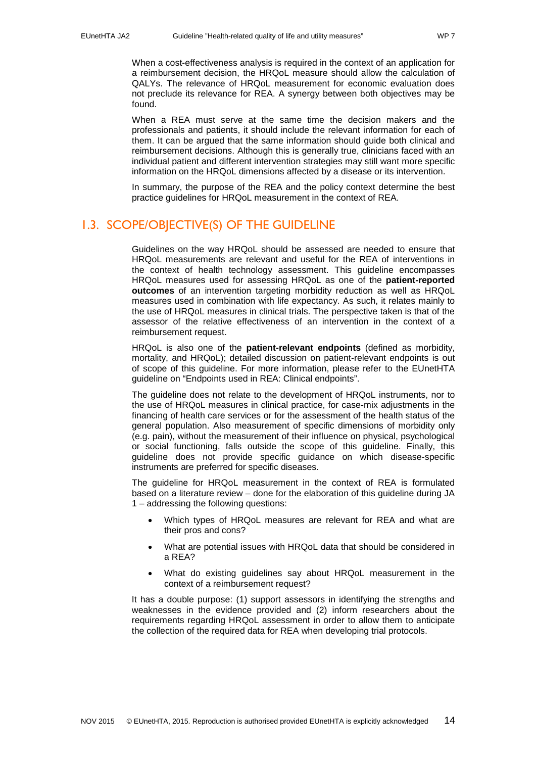When a cost-effectiveness analysis is required in the context of an application for a reimbursement decision, the HRQoL measure should allow the calculation of QALYs. The relevance of HRQoL measurement for economic evaluation does not preclude its relevance for REA. A synergy between both objectives may be found.

When a REA must serve at the same time the decision makers and the professionals and patients, it should include the relevant information for each of them. It can be argued that the same information should guide both clinical and reimbursement decisions. Although this is generally true, clinicians faced with an individual patient and different intervention strategies may still want more specific information on the HRQoL dimensions affected by a disease or its intervention.

In summary, the purpose of the REA and the policy context determine the best practice guidelines for HRQoL measurement in the context of REA.

## 1.3. SCOPE/OBJECTIVE(S) OF THE GUIDELINE

Guidelines on the way HRQoL should be assessed are needed to ensure that HRQoL measurements are relevant and useful for the REA of interventions in the context of health technology assessment. This guideline encompasses HRQoL measures used for assessing HRQoL as one of the **patient-reported outcomes** of an intervention targeting morbidity reduction as well as HRQoL measures used in combination with life expectancy. As such, it relates mainly to the use of HRQoL measures in clinical trials. The perspective taken is that of the assessor of the relative effectiveness of an intervention in the context of a reimbursement request.

HRQoL is also one of the **patient-relevant endpoints** (defined as morbidity, mortality, and HRQoL); detailed discussion on patient-relevant endpoints is out of scope of this guideline. For more information, please refer to the EUnetHTA guideline on "Endpoints used in REA: Clinical endpoints".

The guideline does not relate to the development of HRQoL instruments, nor to the use of HRQoL measures in clinical practice, for case-mix adjustments in the financing of health care services or for the assessment of the health status of the general population. Also measurement of specific dimensions of morbidity only (e.g. pain), without the measurement of their influence on physical, psychological or social functioning, falls outside the scope of this guideline. Finally, this guideline does not provide specific guidance on which disease-specific instruments are preferred for specific diseases.

The guideline for HRQoL measurement in the context of REA is formulated based on a literature review – done for the elaboration of this guideline during JA 1 – addressing the following questions:

- Which types of HRQoL measures are relevant for REA and what are their pros and cons?
- What are potential issues with HRQoL data that should be considered in a REA?
- What do existing guidelines say about HRQoL measurement in the context of a reimbursement request?

It has a double purpose: (1) support assessors in identifying the strengths and weaknesses in the evidence provided and (2) inform researchers about the requirements regarding HRQoL assessment in order to allow them to anticipate the collection of the required data for REA when developing trial protocols.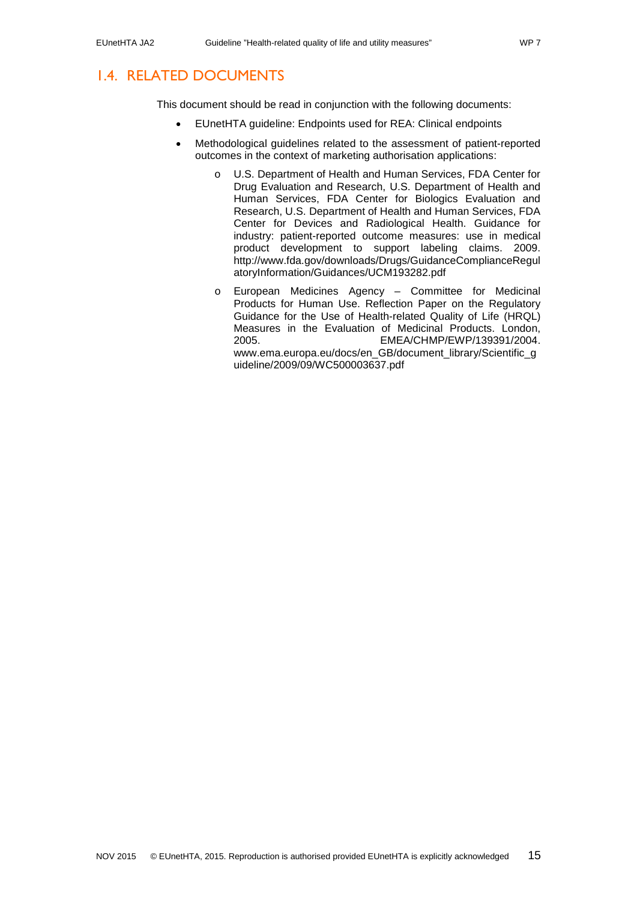## 1.4. RELATED DOCUMENTS

This document should be read in conjunction with the following documents:

- EUnetHTA guideline: Endpoints used for REA: Clinical endpoints
- Methodological guidelines related to the assessment of patient-reported outcomes in the context of marketing authorisation applications:
  - U.S. Department of Health and Human Services, FDA Center for Drug Evaluation and Research, U.S. Department of Health and Human Services, FDA Center for Biologics Evaluation and Research, U.S. Department of Health and Human Services, FDA Center for Devices and Radiological Health. Guidance for industry: patient-reported outcome measures: use in medical product development to support labeling claims. 2009. http://www.fda.gov/downloads/Drugs/GuidanceComplianceRegulatoryInformation/Guidances/UCM193282.pdf
  - European Medicines Agency – Committee for Medicinal Products for Human Use. Reflection Paper on the Regulatory Guidance for the Use of Health-related Quality of Life (HRQL) Measures in the Evaluation of Medicinal Products. London, 2005. EMEA/CHMP/EWP/139391/2004. www.ema.europa.eu/docs/en_GB/document_library/Scientific_guideline/2009/09/WC500003637.pdf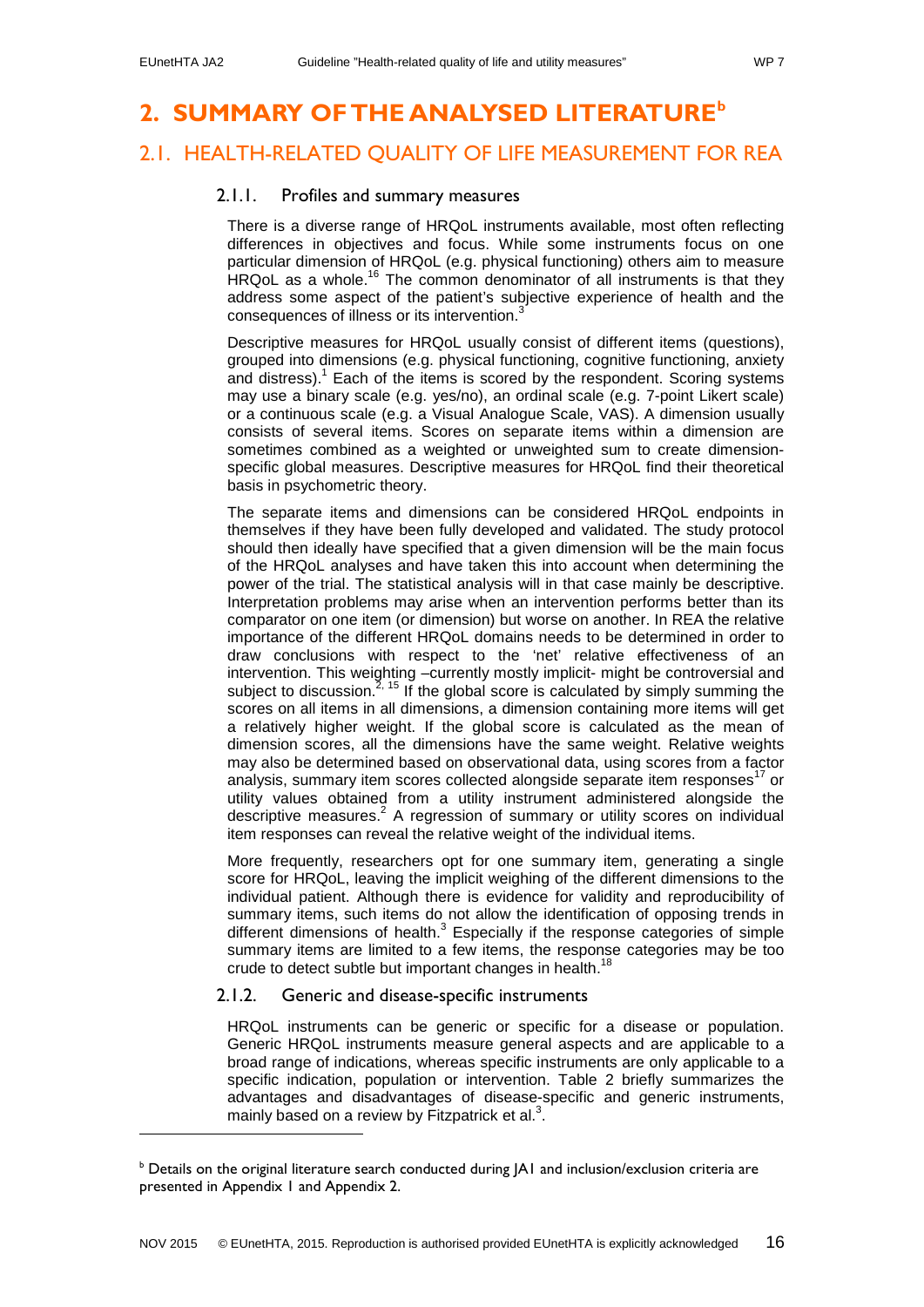# 2. SUMMARY OF THE ANALYSED LITERATURE[b]

## 2.1. HEALTH-RELATED QUALITY OF LIFE MEASUREMENT FOR REA

### 2.1.1. Profiles and summary measures

There is a diverse range of HRQoL instruments available, most often reflecting differences in objectives and focus. While some instruments focus on one particular dimension of HRQoL (e.g. physical functioning) others aim to measure HRQoL as a whole.[16] The common denominator of all instruments is that they address some aspect of the patient's subjective experience of health and the consequences of illness or its intervention.[3]

Descriptive measures for HRQoL usually consist of different items (questions), grouped into dimensions (e.g. physical functioning, cognitive functioning, anxiety and distress).[1] Each of the items is scored by the respondent. Scoring systems may use a binary scale (e.g. yes/no), an ordinal scale (e.g. 7-point Likert scale) or a continuous scale (e.g. a Visual Analogue Scale, VAS). A dimension usually consists of several items. Scores on separate items within a dimension are sometimes combined as a weighted or unweighted sum to create dimension-specific global measures. Descriptive measures for HRQoL find their theoretical basis in psychometric theory.

The separate items and dimensions can be considered HRQoL endpoints in themselves if they have been fully developed and validated. The study protocol should then ideally have specified that a given dimension will be the main focus of the HRQoL analyses and have taken this into account when determining the power of the trial. The statistical analysis will in that case mainly be descriptive. Interpretation problems may arise when an intervention performs better than its comparator on one item (or dimension) but worse on another. In REA the relative importance of the different HRQoL domains needs to be determined in order to draw conclusions with respect to the 'net' relative effectiveness of an intervention. This weighting –currently mostly implicit- might be controversial and subject to discussion.[2, 15] If the global score is calculated by simply summing the scores on all items in all dimensions, a dimension containing more items will get a relatively higher weight. If the global score is calculated as the mean of dimension scores, all the dimensions have the same weight. Relative weights may also be determined based on observational data, using scores from a factor analysis, summary item scores collected alongside separate item responses[17] or utility values obtained from a utility instrument administered alongside the descriptive measures.[2] A regression of summary or utility scores on individual item responses can reveal the relative weight of the individual items.

More frequently, researchers opt for one summary item, generating a single score for HRQoL, leaving the implicit weighing of the different dimensions to the individual patient. Although there is evidence for validity and reproducibility of summary items, such items do not allow the identification of opposing trends in different dimensions of health.[3] Especially if the response categories of simple summary items are limited to a few items, the response categories may be too crude to detect subtle but important changes in health.[18]

### 2.1.2. Generic and disease-specific instruments

HRQoL instruments can be generic or specific for a disease or population. Generic HRQoL instruments measure general aspects and are applicable to a broad range of indications, whereas specific instruments are only applicable to a specific indication, population or intervention. Table 2 briefly summarizes the advantages and disadvantages of disease-specific and generic instruments, mainly based on a review by Fitzpatrick et al.[3].

---

[b] Details on the original literature search conducted during JA1 and inclusion/exclusion criteria are presented in Appendix 1 and Appendix 2.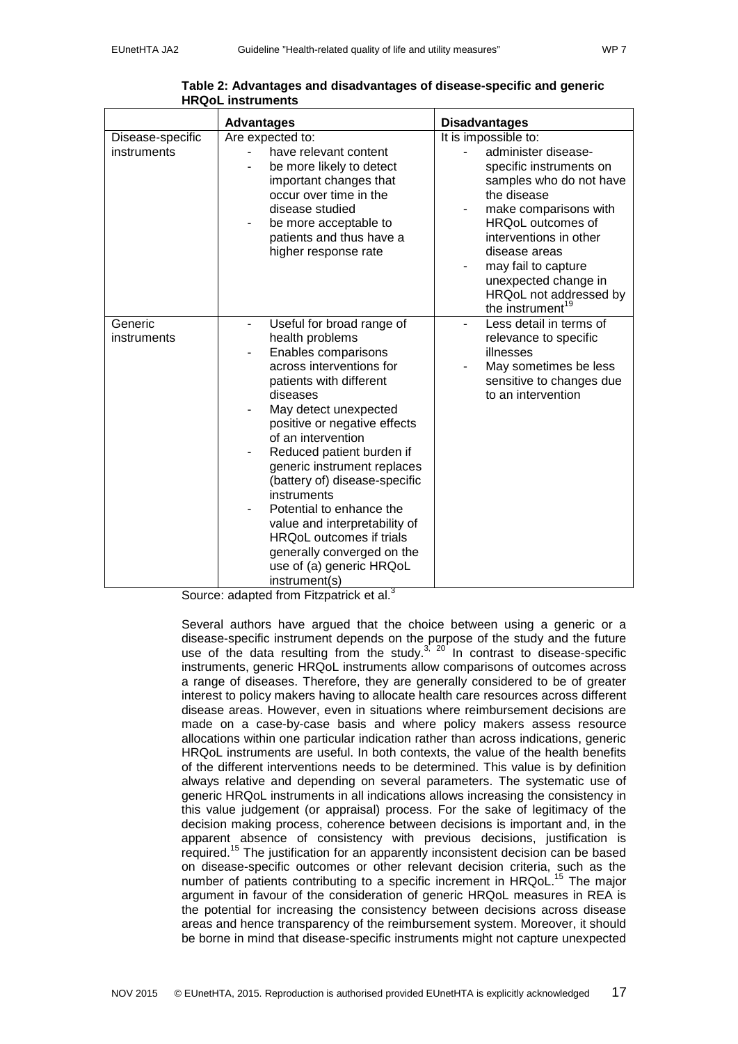**Table 2: Advantages and disadvantages of disease-specific and generic HRQoL instruments**

| | Advantages | Disadvantages |
|---|---|---|
| Disease-specific instruments | Are expected to:<br>- have relevant content<br>- be more likely to detect important changes that occur over time in the disease studied<br>- be more acceptable to patients and thus have a higher response rate | It is impossible to:<br>- administer disease-specific instruments on samples who do not have the disease<br>- make comparisons with HRQoL outcomes of interventions in other disease areas<br>- may fail to capture unexpected change in HRQoL not addressed by the instrument[19] |
| Generic instruments | - Useful for broad range of health problems<br>- Enables comparisons across interventions for patients with different diseases<br>- May detect unexpected positive or negative effects of an intervention<br>- Reduced patient burden if generic instrument replaces (battery of) disease-specific instruments<br>- Potential to enhance the value and interpretability of HRQoL outcomes if trials generally converged on the use of (a) generic HRQoL instrument(s) | - Less detail in terms of relevance to specific illnesses<br>- May sometimes be less sensitive to changes due to an intervention |

Source: adapted from Fitzpatrick et al.[3]

Several authors have argued that the choice between using a generic or a disease-specific instrument depends on the purpose of the study and the future use of the data resulting from the study.[3, 20] In contrast to disease-specific instruments, generic HRQoL instruments allow comparisons of outcomes across a range of diseases. Therefore, they are generally considered to be of greater interest to policy makers having to allocate health care resources across different disease areas. However, even in situations where reimbursement decisions are made on a case-by-case basis and where policy makers assess resource allocations within one particular indication rather than across indications, generic HRQoL instruments are useful. In both contexts, the value of the health benefits of the different interventions needs to be determined. This value is by definition always relative and depending on several parameters. The systematic use of generic HRQoL instruments in all indications allows increasing the consistency in this value judgement (or appraisal) process. For the sake of legitimacy of the decision making process, coherence between decisions is important and, in the apparent absence of consistency with previous decisions, justification is required.[15] The justification for an apparently inconsistent decision can be based on disease-specific outcomes or other relevant decision criteria, such as the number of patients contributing to a specific increment in HRQoL.[15] The major argument in favour of the consideration of generic HRQoL measures in REA is the potential for increasing the consistency between decisions across disease areas and hence transparency of the reimbursement system. Moreover, it should be borne in mind that disease-specific instruments might not capture unexpected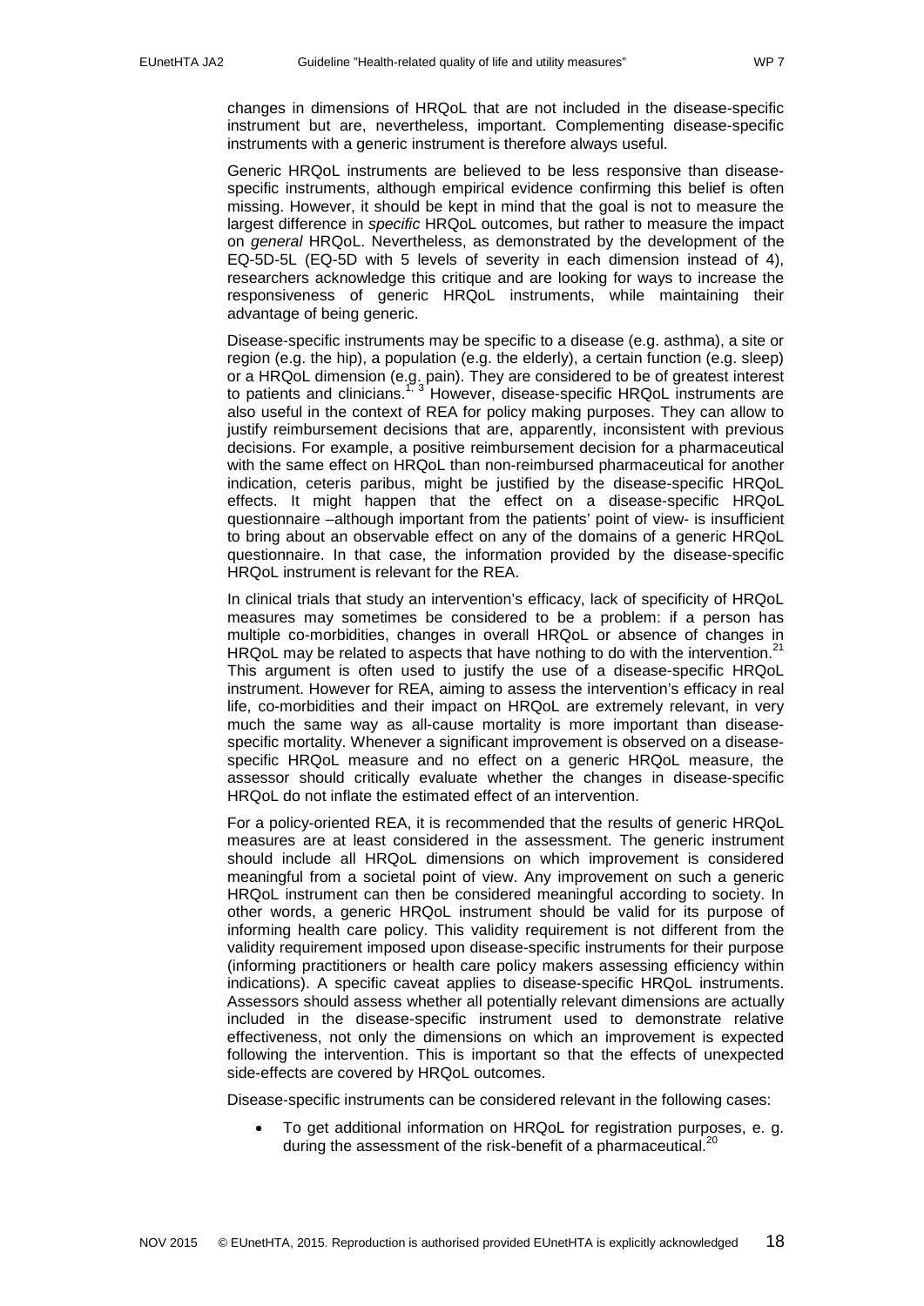changes in dimensions of HRQoL that are not included in the disease-specific instrument but are, nevertheless, important. Complementing disease-specific instruments with a generic instrument is therefore always useful.

Generic HRQoL instruments are believed to be less responsive than disease-specific instruments, although empirical evidence confirming this belief is often missing. However, it should be kept in mind that the goal is not to measure the largest difference in *specific* HRQoL outcomes, but rather to measure the impact on *general* HRQoL. Nevertheless, as demonstrated by the development of the EQ-5D-5L (EQ-5D with 5 levels of severity in each dimension instead of 4), researchers acknowledge this critique and are looking for ways to increase the responsiveness of generic HRQoL instruments, while maintaining their advantage of being generic.

Disease-specific instruments may be specific to a disease (e.g. asthma), a site or region (e.g. the hip), a population (e.g. the elderly), a certain function (e.g. sleep) or a HRQoL dimension (e.g. pain). They are considered to be of greatest interest to patients and clinicians.[1, 3] However, disease-specific HRQoL instruments are also useful in the context of REA for policy making purposes. They can allow to justify reimbursement decisions that are, apparently, inconsistent with previous decisions. For example, a positive reimbursement decision for a pharmaceutical with the same effect on HRQoL than non-reimbursed pharmaceutical for another indication, ceteris paribus, might be justified by the disease-specific HRQoL effects. It might happen that the effect on a disease-specific HRQoL questionnaire –although important from the patients' point of view- is insufficient to bring about an observable effect on any of the domains of a generic HRQoL questionnaire. In that case, the information provided by the disease-specific HRQoL instrument is relevant for the REA.

In clinical trials that study an intervention's efficacy, lack of specificity of HRQoL measures may sometimes be considered to be a problem: if a person has multiple co-morbidities, changes in overall HRQoL or absence of changes in HRQoL may be related to aspects that have nothing to do with the intervention.[21] This argument is often used to justify the use of a disease-specific HRQoL instrument. However for REA, aiming to assess the intervention's efficacy in real life, co-morbidities and their impact on HRQoL are extremely relevant, in very much the same way as all-cause mortality is more important than disease-specific mortality. Whenever a significant improvement is observed on a disease-specific HRQoL measure and no effect on a generic HRQoL measure, the assessor should critically evaluate whether the changes in disease-specific HRQoL do not inflate the estimated effect of an intervention.

For a policy-oriented REA, it is recommended that the results of generic HRQoL measures are at least considered in the assessment. The generic instrument should include all HRQoL dimensions on which improvement is considered meaningful from a societal point of view. Any improvement on such a generic HRQoL instrument can then be considered meaningful according to society. In other words, a generic HRQoL instrument should be valid for its purpose of informing health care policy. This validity requirement is not different from the validity requirement imposed upon disease-specific instruments for their purpose (informing practitioners or health care policy makers assessing efficiency within indications). A specific caveat applies to disease-specific HRQoL instruments. Assessors should assess whether all potentially relevant dimensions are actually included in the disease-specific instrument used to demonstrate relative effectiveness, not only the dimensions on which an improvement is expected following the intervention. This is important so that the effects of unexpected side-effects are covered by HRQoL outcomes.

Disease-specific instruments can be considered relevant in the following cases:

- To get additional information on HRQoL for registration purposes, e. g. during the assessment of the risk-benefit of a pharmaceutical.[20]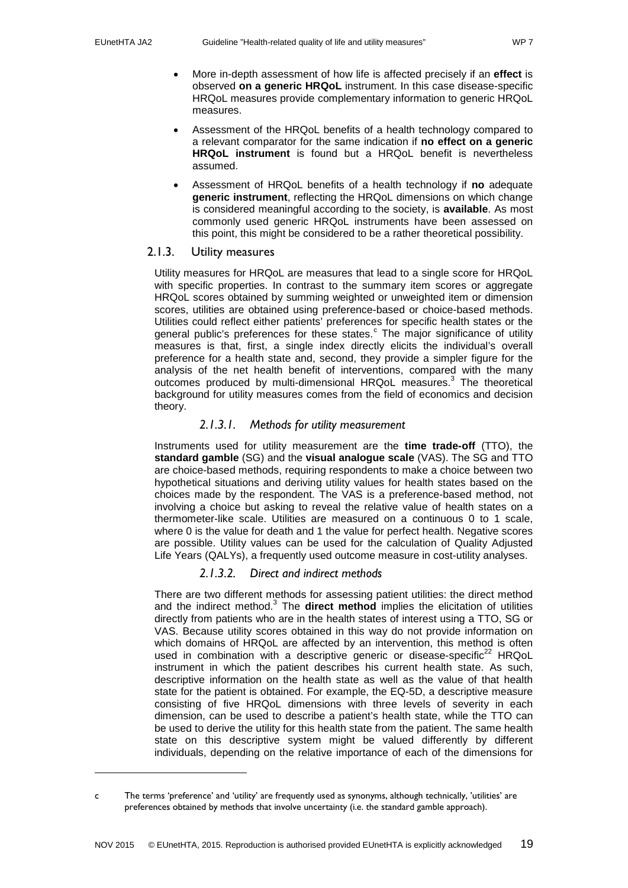- More in-depth assessment of how life is affected precisely if an **effect** is observed **on a generic HRQoL** instrument. In this case disease-specific HRQoL measures provide complementary information to generic HRQoL measures.
- Assessment of the HRQoL benefits of a health technology compared to a relevant comparator for the same indication if **no effect on a generic HRQoL instrument** is found but a HRQoL benefit is nevertheless assumed.
- Assessment of HRQoL benefits of a health technology if **no** adequate **generic instrument**, reflecting the HRQoL dimensions on which change is considered meaningful according to the society, is **available**. As most commonly used generic HRQoL instruments have been assessed on this point, this might be considered to be a rather theoretical possibility.

### 2.1.3. Utility measures

Utility measures for HRQoL are measures that lead to a single score for HRQoL with specific properties. In contrast to the summary item scores or aggregate HRQoL scores obtained by summing weighted or unweighted item or dimension scores, utilities are obtained using preference-based or choice-based methods. Utilities could reflect either patients' preferences for specific health states or the general public's preferences for these states.[c] The major significance of utility measures is that, first, a single index directly elicits the individual's overall preference for a health state and, second, they provide a simpler figure for the analysis of the net health benefit of interventions, compared with the many outcomes produced by multi-dimensional HRQoL measures.[3] The theoretical background for utility measures comes from the field of economics and decision theory.

#### *2.1.3.1. Methods for utility measurement*

Instruments used for utility measurement are the **time trade-off** (TTO), the **standard gamble** (SG) and the **visual analogue scale** (VAS). The SG and TTO are choice-based methods, requiring respondents to make a choice between two hypothetical situations and deriving utility values for health states based on the choices made by the respondent. The VAS is a preference-based method, not involving a choice but asking to reveal the relative value of health states on a thermometer-like scale. Utilities are measured on a continuous 0 to 1 scale, where 0 is the value for death and 1 the value for perfect health. Negative scores are possible. Utility values can be used for the calculation of Quality Adjusted Life Years (QALYs), a frequently used outcome measure in cost-utility analyses.

#### *2.1.3.2. Direct and indirect methods*

There are two different methods for assessing patient utilities: the direct method and the indirect method.[3] The **direct method** implies the elicitation of utilities directly from patients who are in the health states of interest using a TTO, SG or VAS. Because utility scores obtained in this way do not provide information on which domains of HRQoL are affected by an intervention, this method is often used in combination with a descriptive generic or disease-specific[22] HRQoL instrument in which the patient describes his current health state. As such, descriptive information on the health state as well as the value of that health state for the patient is obtained. For example, the EQ-5D, a descriptive measure consisting of five HRQoL dimensions with three levels of severity in each dimension, can be used to describe a patient's health state, while the TTO can be used to derive the utility for this health state from the patient. The same health state on this descriptive system might be valued differently by different individuals, depending on the relative importance of each of the dimensions for

---

c The terms 'preference' and 'utility' are frequently used as synonyms, although technically, 'utilities' are preferences obtained by methods that involve uncertainty (i.e. the standard gamble approach).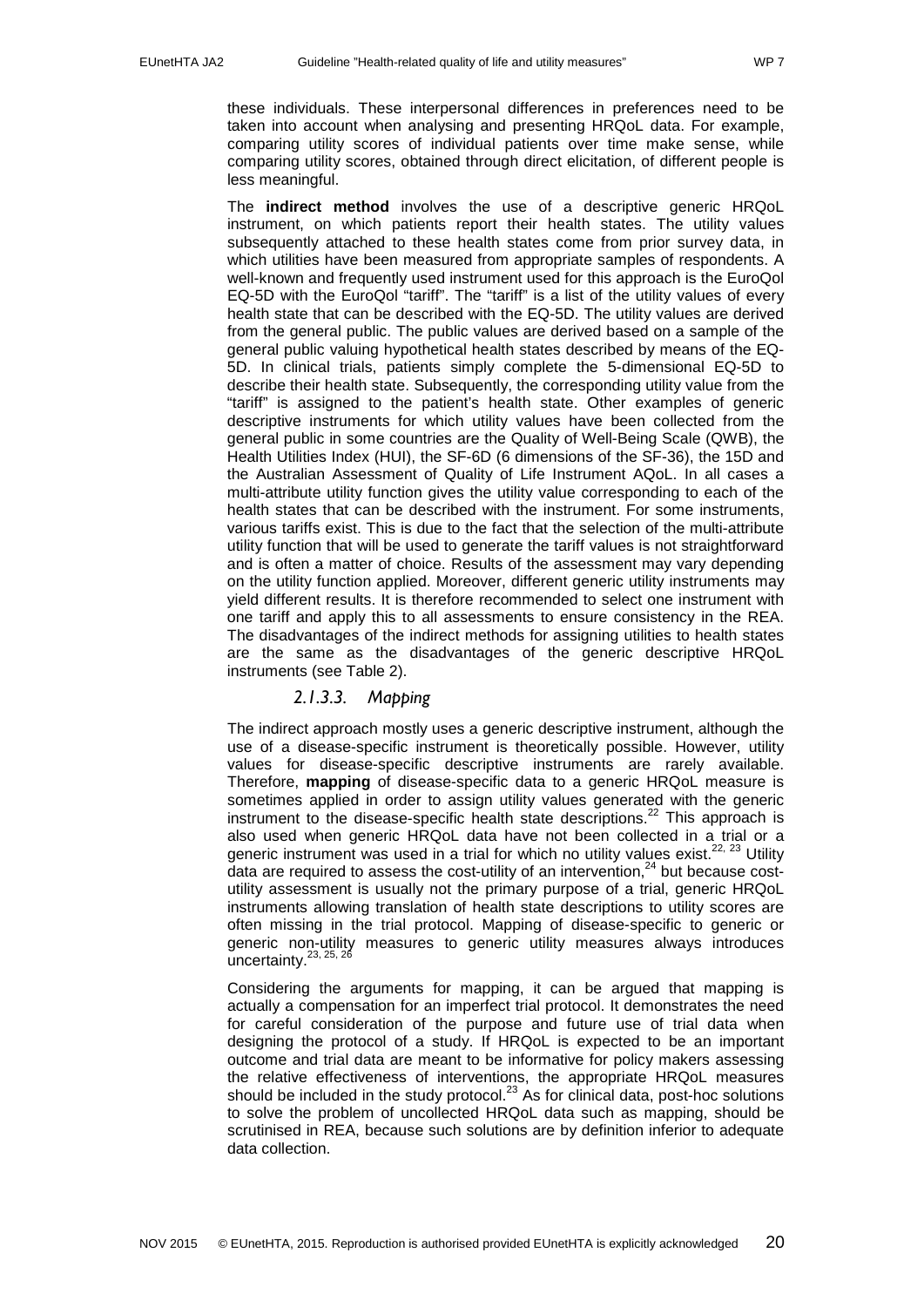these individuals. These interpersonal differences in preferences need to be taken into account when analysing and presenting HRQoL data. For example, comparing utility scores of individual patients over time make sense, while comparing utility scores, obtained through direct elicitation, of different people is less meaningful.

The **indirect method** involves the use of a descriptive generic HRQoL instrument, on which patients report their health states. The utility values subsequently attached to these health states come from prior survey data, in which utilities have been measured from appropriate samples of respondents. A well-known and frequently used instrument used for this approach is the EuroQol EQ-5D with the EuroQol "tariff". The "tariff" is a list of the utility values of every health state that can be described with the EQ-5D. The utility values are derived from the general public. The public values are derived based on a sample of the general public valuing hypothetical health states described by means of the EQ-5D. In clinical trials, patients simply complete the 5-dimensional EQ-5D to describe their health state. Subsequently, the corresponding utility value from the "tariff" is assigned to the patient's health state. Other examples of generic descriptive instruments for which utility values have been collected from the general public in some countries are the Quality of Well-Being Scale (QWB), the Health Utilities Index (HUI), the SF-6D (6 dimensions of the SF-36), the 15D and the Australian Assessment of Quality of Life Instrument AQoL. In all cases a multi-attribute utility function gives the utility value corresponding to each of the health states that can be described with the instrument. For some instruments, various tariffs exist. This is due to the fact that the selection of the multi-attribute utility function that will be used to generate the tariff values is not straightforward and is often a matter of choice. Results of the assessment may vary depending on the utility function applied. Moreover, different generic utility instruments may yield different results. It is therefore recommended to select one instrument with one tariff and apply this to all assessments to ensure consistency in the REA. The disadvantages of the indirect methods for assigning utilities to health states are the same as the disadvantages of the generic descriptive HRQoL instruments (see Table 2).

#### *2.1.3.3. Mapping*

The indirect approach mostly uses a generic descriptive instrument, although the use of a disease-specific instrument is theoretically possible. However, utility values for disease-specific descriptive instruments are rarely available. Therefore, **mapping** of disease-specific data to a generic HRQoL measure is sometimes applied in order to assign utility values generated with the generic instrument to the disease-specific health state descriptions.[22] This approach is also used when generic HRQoL data have not been collected in a trial or a generic instrument was used in a trial for which no utility values exist.[22, 23] Utility data are required to assess the cost-utility of an intervention,[24] but because cost-utility assessment is usually not the primary purpose of a trial, generic HRQoL instruments allowing translation of health state descriptions to utility scores are often missing in the trial protocol. Mapping of disease-specific to generic or generic non-utility measures to generic utility measures always introduces uncertainty.[23, 25, 26]

Considering the arguments for mapping, it can be argued that mapping is actually a compensation for an imperfect trial protocol. It demonstrates the need for careful consideration of the purpose and future use of trial data when designing the protocol of a study. If HRQoL is expected to be an important outcome and trial data are meant to be informative for policy makers assessing the relative effectiveness of interventions, the appropriate HRQoL measures should be included in the study protocol.[23] As for clinical data, post-hoc solutions to solve the problem of uncollected HRQoL data such as mapping, should be scrutinised in REA, because such solutions are by definition inferior to adequate data collection.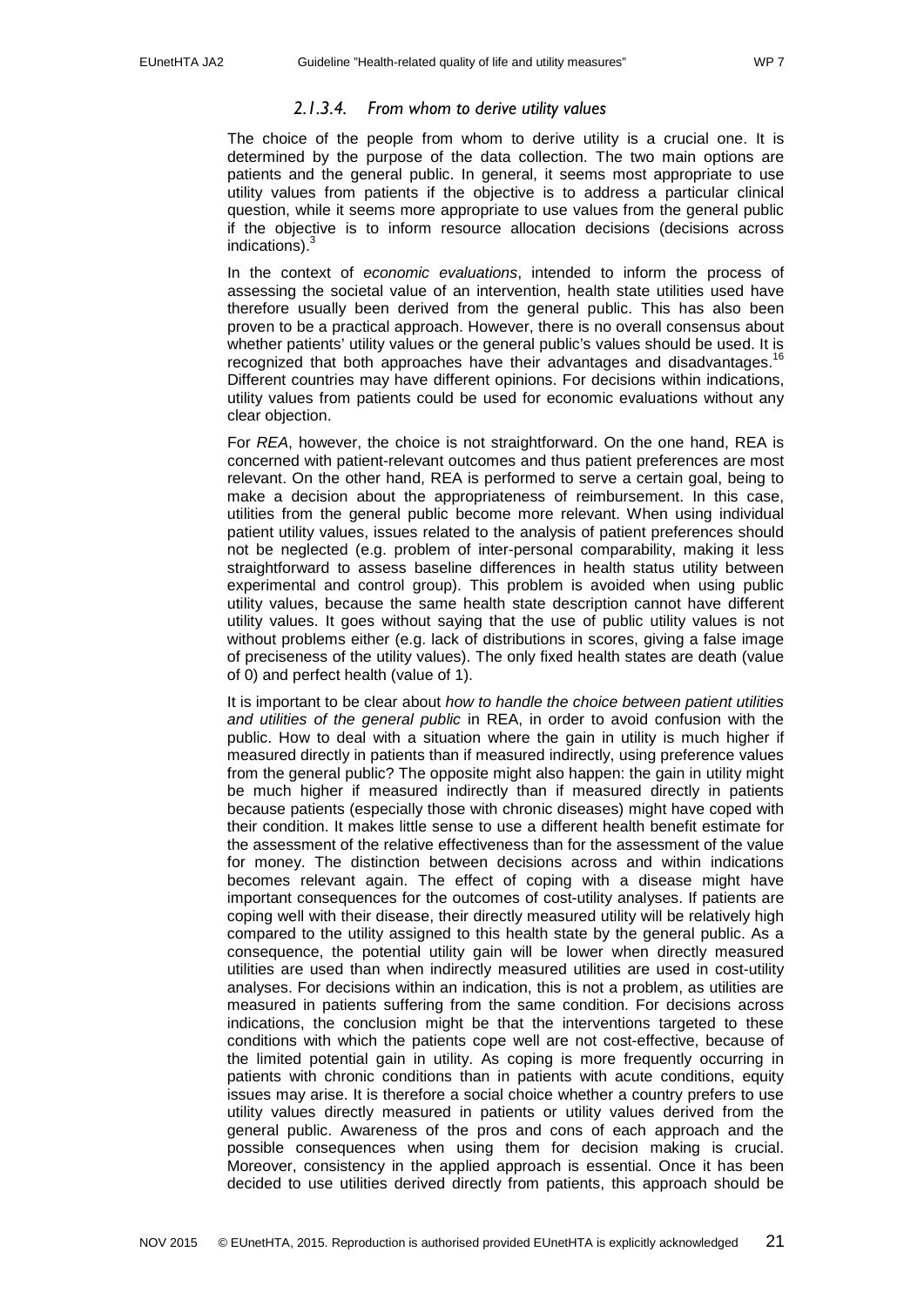#### *2.1.3.4. From whom to derive utility values*

The choice of the people from whom to derive utility is a crucial one. It is determined by the purpose of the data collection. The two main options are patients and the general public. In general, it seems most appropriate to use utility values from patients if the objective is to address a particular clinical question, while it seems more appropriate to use values from the general public if the objective is to inform resource allocation decisions (decisions across indications).[3]

In the context of *economic evaluations*, intended to inform the process of assessing the societal value of an intervention, health state utilities used have therefore usually been derived from the general public. This has also been proven to be a practical approach. However, there is no overall consensus about whether patients' utility values or the general public's values should be used. It is recognized that both approaches have their advantages and disadvantages.[16] Different countries may have different opinions. For decisions within indications, utility values from patients could be used for economic evaluations without any clear objection.

For *REA*, however, the choice is not straightforward. On the one hand, REA is concerned with patient-relevant outcomes and thus patient preferences are most relevant. On the other hand, REA is performed to serve a certain goal, being to make a decision about the appropriateness of reimbursement. In this case, utilities from the general public become more relevant. When using individual patient utility values, issues related to the analysis of patient preferences should not be neglected (e.g. problem of inter-personal comparability, making it less straightforward to assess baseline differences in health status utility between experimental and control group). This problem is avoided when using public utility values, because the same health state description cannot have different utility values. It goes without saying that the use of public utility values is not without problems either (e.g. lack of distributions in scores, giving a false image of preciseness of the utility values). The only fixed health states are death (value of 0) and perfect health (value of 1).

It is important to be clear about *how to handle the choice between patient utilities and utilities of the general public* in REA, in order to avoid confusion with the public. How to deal with a situation where the gain in utility is much higher if measured directly in patients than if measured indirectly, using preference values from the general public? The opposite might also happen: the gain in utility might be much higher if measured indirectly than if measured directly in patients because patients (especially those with chronic diseases) might have coped with their condition. It makes little sense to use a different health benefit estimate for the assessment of the relative effectiveness than for the assessment of the value for money. The distinction between decisions across and within indications becomes relevant again. The effect of coping with a disease might have important consequences for the outcomes of cost-utility analyses. If patients are coping well with their disease, their directly measured utility will be relatively high compared to the utility assigned to this health state by the general public. As a consequence, the potential utility gain will be lower when directly measured utilities are used than when indirectly measured utilities are used in cost-utility analyses. For decisions within an indication, this is not a problem, as utilities are measured in patients suffering from the same condition. For decisions across indications, the conclusion might be that the interventions targeted to these conditions with which the patients cope well are not cost-effective, because of the limited potential gain in utility. As coping is more frequently occurring in patients with chronic conditions than in patients with acute conditions, equity issues may arise. It is therefore a social choice whether a country prefers to use utility values directly measured in patients or utility values derived from the general public. Awareness of the pros and cons of each approach and the possible consequences when using them for decision making is crucial. Moreover, consistency in the applied approach is essential. Once it has been decided to use utilities derived directly from patients, this approach should be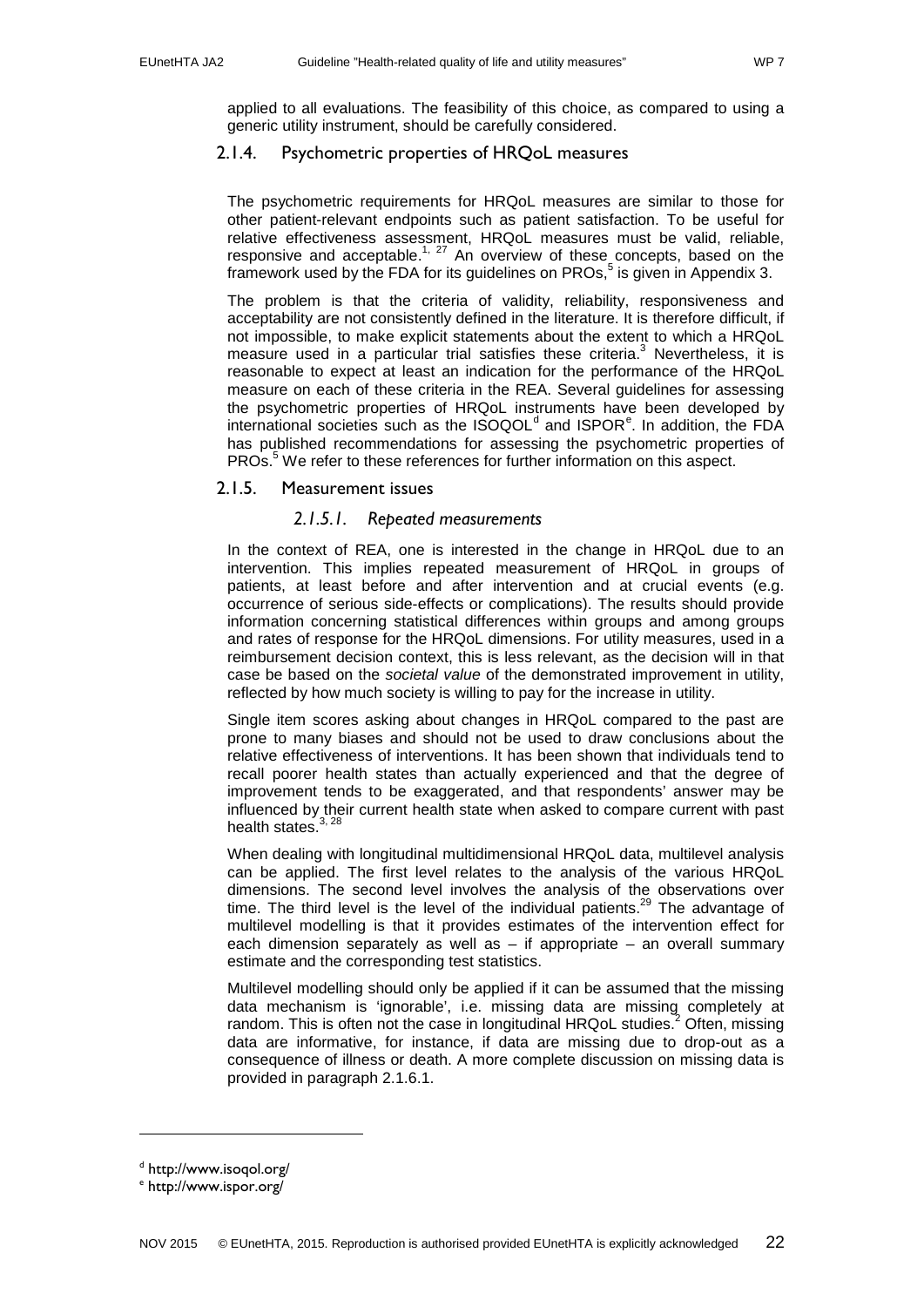applied to all evaluations. The feasibility of this choice, as compared to using a generic utility instrument, should be carefully considered.

### 2.1.4. Psychometric properties of HRQoL measures

The psychometric requirements for HRQoL measures are similar to those for other patient-relevant endpoints such as patient satisfaction. To be useful for relative effectiveness assessment, HRQoL measures must be valid, reliable, responsive and acceptable.[1, 27] An overview of these concepts, based on the framework used by the FDA for its guidelines on PROs,[5] is given in Appendix 3.

The problem is that the criteria of validity, reliability, responsiveness and acceptability are not consistently defined in the literature. It is therefore difficult, if not impossible, to make explicit statements about the extent to which a HRQoL measure used in a particular trial satisfies these criteria.[3] Nevertheless, it is reasonable to expect at least an indication for the performance of the HRQoL measure on each of these criteria in the REA. Several guidelines for assessing the psychometric properties of HRQoL instruments have been developed by international societies such as the ISOQOL[d] and ISPOR[e]. In addition, the FDA has published recommendations for assessing the psychometric properties of PROs.[5] We refer to these references for further information on this aspect.

### 2.1.5. Measurement issues

#### *2.1.5.1. Repeated measurements*

In the context of REA, one is interested in the change in HRQoL due to an intervention. This implies repeated measurement of HRQoL in groups of patients, at least before and after intervention and at crucial events (e.g. occurrence of serious side-effects or complications). The results should provide information concerning statistical differences within groups and among groups and rates of response for the HRQoL dimensions. For utility measures, used in a reimbursement decision context, this is less relevant, as the decision will in that case be based on the *societal value* of the demonstrated improvement in utility, reflected by how much society is willing to pay for the increase in utility.

Single item scores asking about changes in HRQoL compared to the past are prone to many biases and should not be used to draw conclusions about the relative effectiveness of interventions. It has been shown that individuals tend to recall poorer health states than actually experienced and that the degree of improvement tends to be exaggerated, and that respondents' answer may be influenced by their current health state when asked to compare current with past health states.[3, 28]

When dealing with longitudinal multidimensional HRQoL data, multilevel analysis can be applied. The first level relates to the analysis of the various HRQoL dimensions. The second level involves the analysis of the observations over time. The third level is the level of the individual patients.[29] The advantage of multilevel modelling is that it provides estimates of the intervention effect for each dimension separately as well as – if appropriate – an overall summary estimate and the corresponding test statistics.

Multilevel modelling should only be applied if it can be assumed that the missing data mechanism is 'ignorable', i.e. missing data are missing completely at random. This is often not the case in longitudinal HRQoL studies.[2] Often, missing data are informative, for instance, if data are missing due to drop-out as a consequence of illness or death. A more complete discussion on missing data is provided in paragraph 2.1.6.1.

---

[d] http://www.isoqol.org/

[e] http://www.ispor.org/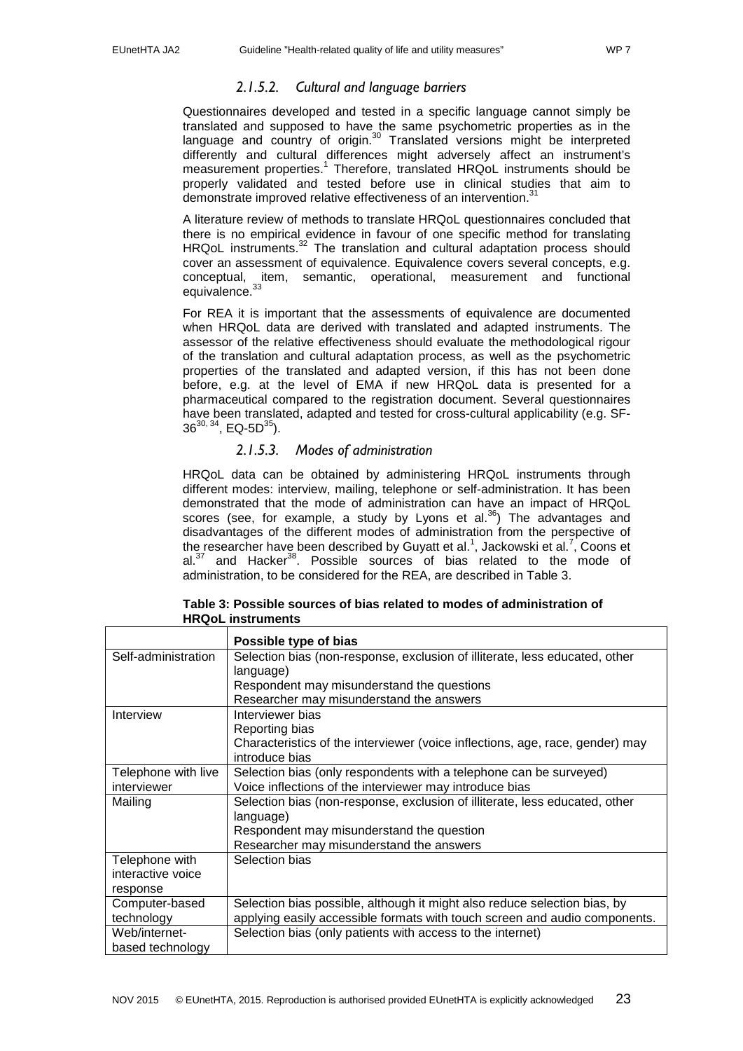### 2.1.5.2. Cultural and language barriers

Questionnaires developed and tested in a specific language cannot simply be translated and supposed to have the same psychometric properties as in the language and country of origin.[30] Translated versions might be interpreted differently and cultural differences might adversely affect an instrument's measurement properties.[1] Therefore, translated HRQoL instruments should be properly validated and tested before use in clinical studies that aim to demonstrate improved relative effectiveness of an intervention.[31]

A literature review of methods to translate HRQoL questionnaires concluded that there is no empirical evidence in favour of one specific method for translating HRQoL instruments.[32] The translation and cultural adaptation process should cover an assessment of equivalence. Equivalence covers several concepts, e.g. conceptual, item, semantic, operational, measurement and functional equivalence.[33]

For REA it is important that the assessments of equivalence are documented when HRQoL data are derived with translated and adapted instruments. The assessor of the relative effectiveness should evaluate the methodological rigour of the translation and cultural adaptation process, as well as the psychometric properties of the translated and adapted version, if this has not been done before, e.g. at the level of EMA if new HRQoL data is presented for a pharmaceutical compared to the registration document. Several questionnaires have been translated, adapted and tested for cross-cultural applicability (e.g. SF-36[30, 34], EQ-5D[35]).

### 2.1.5.3. Modes of administration

HRQoL data can be obtained by administering HRQoL instruments through different modes: interview, mailing, telephone or self-administration. It has been demonstrated that the mode of administration can have an impact of HRQoL scores (see, for example, a study by Lyons et al.[36]) The advantages and disadvantages of the different modes of administration from the perspective of the researcher have been described by Guyatt et al.[1], Jackowski et al.[7], Coons et al.[37] and Hacker[38]. Possible sources of bias related to the mode of administration, to be considered for the REA, are described in Table 3.

**Table 3: Possible sources of bias related to modes of administration of HRQoL instruments**

| | Possible type of bias |
|---|---|
| Self-administration | Selection bias (non-response, exclusion of illiterate, less educated, other language)<br>Respondent may misunderstand the questions<br>Researcher may misunderstand the answers |
| Interview | Interviewer bias<br>Reporting bias<br>Characteristics of the interviewer (voice inflections, age, race, gender) may introduce bias |
| Telephone with live interviewer | Selection bias (only respondents with a telephone can be surveyed)<br>Voice inflections of the interviewer may introduce bias |
| Mailing | Selection bias (non-response, exclusion of illiterate, less educated, other language)<br>Respondent may misunderstand the question<br>Researcher may misunderstand the answers |
| Telephone with interactive voice response | Selection bias |
| Computer-based technology | Selection bias possible, although it might also reduce selection bias, by applying easily accessible formats with touch screen and audio components. |
| Web/internet-based technology | Selection bias (only patients with access to the internet) |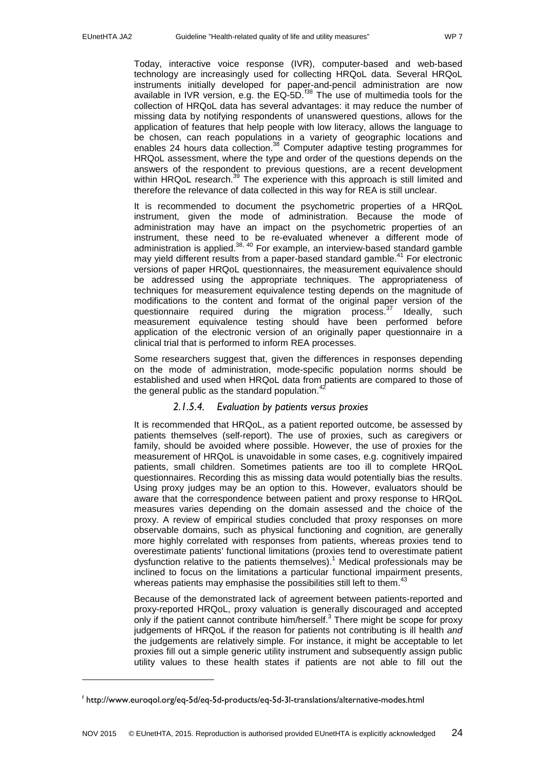Today, interactive voice response (IVR), computer-based and web-based technology are increasingly used for collecting HRQoL data. Several HRQoL instruments initially developed for paper-and-pencil administration are now available in IVR version, e.g. the EQ-5D.[f38] The use of multimedia tools for the collection of HRQoL data has several advantages: it may reduce the number of missing data by notifying respondents of unanswered questions, allows for the application of features that help people with low literacy, allows the language to be chosen, can reach populations in a variety of geographic locations and enables 24 hours data collection.[38] Computer adaptive testing programmes for HRQoL assessment, where the type and order of the questions depends on the answers of the respondent to previous questions, are a recent development within HRQoL research.[39] The experience with this approach is still limited and therefore the relevance of data collected in this way for REA is still unclear.

It is recommended to document the psychometric properties of a HRQoL instrument, given the mode of administration. Because the mode of administration may have an impact on the psychometric properties of an instrument, these need to be re-evaluated whenever a different mode of administration is applied.[38, 40] For example, an interview-based standard gamble may yield different results from a paper-based standard gamble.[41] For electronic versions of paper HRQoL questionnaires, the measurement equivalence should be addressed using the appropriate techniques. The appropriateness of techniques for measurement equivalence testing depends on the magnitude of modifications to the content and format of the original paper version of the questionnaire required during the migration process.[37] Ideally, such measurement equivalence testing should have been performed before application of the electronic version of an originally paper questionnaire in a clinical trial that is performed to inform REA processes.

Some researchers suggest that, given the differences in responses depending on the mode of administration, mode-specific population norms should be established and used when HRQoL data from patients are compared to those of the general public as the standard population.[42]

#### *2.1.5.4. Evaluation by patients versus proxies*

It is recommended that HRQoL, as a patient reported outcome, be assessed by patients themselves (self-report). The use of proxies, such as caregivers or family, should be avoided where possible. However, the use of proxies for the measurement of HRQoL is unavoidable in some cases, e.g. cognitively impaired patients, small children. Sometimes patients are too ill to complete HRQoL questionnaires. Recording this as missing data would potentially bias the results. Using proxy judges may be an option to this. However, evaluators should be aware that the correspondence between patient and proxy response to HRQoL measures varies depending on the domain assessed and the choice of the proxy. A review of empirical studies concluded that proxy responses on more observable domains, such as physical functioning and cognition, are generally more highly correlated with responses from patients, whereas proxies tend to overestimate patients' functional limitations (proxies tend to overestimate patient dysfunction relative to the patients themselves).[1] Medical professionals may be inclined to focus on the limitations a particular functional impairment presents, whereas patients may emphasise the possibilities still left to them.[43]

Because of the demonstrated lack of agreement between patients-reported and proxy-reported HRQoL, proxy valuation is generally discouraged and accepted only if the patient cannot contribute him/herself.[3] There might be scope for proxy judgements of HRQoL if the reason for patients not contributing is ill health *and* the judgements are relatively simple. For instance, it might be acceptable to let proxies fill out a simple generic utility instrument and subsequently assign public utility values to these health states if patients are not able to fill out the

---

[f] http://www.euroqol.org/eq-5d/eq-5d-products/eq-5d-3l-translations/alternative-modes.html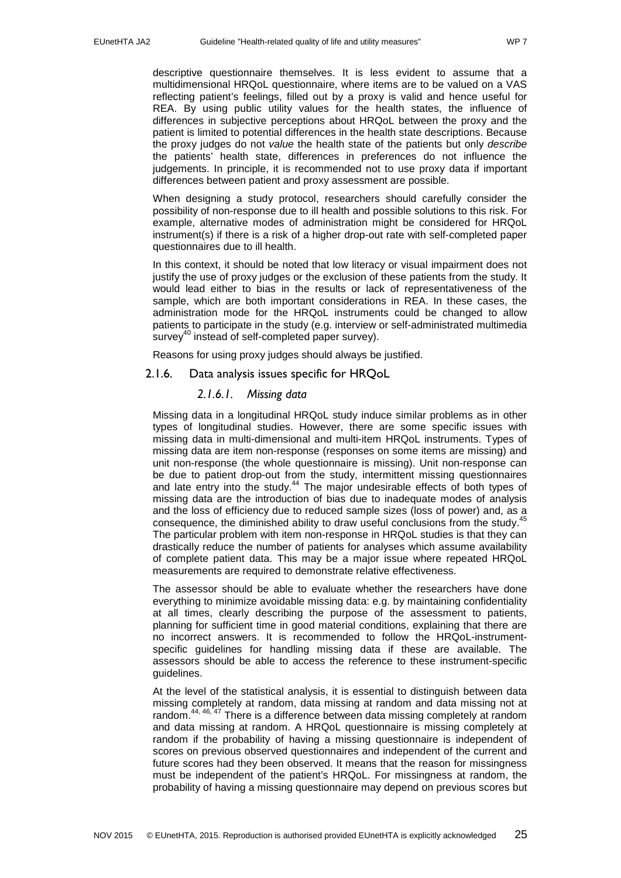descriptive questionnaire themselves. It is less evident to assume that a multidimensional HRQoL questionnaire, where items are to be valued on a VAS reflecting patient's feelings, filled out by a proxy is valid and hence useful for REA. By using public utility values for the health states, the influence of differences in subjective perceptions about HRQoL between the proxy and the patient is limited to potential differences in the health state descriptions. Because the proxy judges do not *value* the health state of the patients but only *describe* the patients' health state, differences in preferences do not influence the judgements. In principle, it is recommended not to use proxy data if important differences between patient and proxy assessment are possible.

When designing a study protocol, researchers should carefully consider the possibility of non-response due to ill health and possible solutions to this risk. For example, alternative modes of administration might be considered for HRQoL instrument(s) if there is a risk of a higher drop-out rate with self-completed paper questionnaires due to ill health.

In this context, it should be noted that low literacy or visual impairment does not justify the use of proxy judges or the exclusion of these patients from the study. It would lead either to bias in the results or lack of representativeness of the sample, which are both important considerations in REA. In these cases, the administration mode for the HRQoL instruments could be changed to allow patients to participate in the study (e.g. interview or self-administrated multimedia survey[40] instead of self-completed paper survey).

Reasons for using proxy judges should always be justified.

### 2.1.6. Data analysis issues specific for HRQoL

#### *2.1.6.1. Missing data*

Missing data in a longitudinal HRQoL study induce similar problems as in other types of longitudinal studies. However, there are some specific issues with missing data in multi-dimensional and multi-item HRQoL instruments. Types of missing data are item non-response (responses on some items are missing) and unit non-response (the whole questionnaire is missing). Unit non-response can be due to patient drop-out from the study, intermittent missing questionnaires and late entry into the study.[44] The major undesirable effects of both types of missing data are the introduction of bias due to inadequate modes of analysis and the loss of efficiency due to reduced sample sizes (loss of power) and, as a consequence, the diminished ability to draw useful conclusions from the study.[45] The particular problem with item non-response in HRQoL studies is that they can drastically reduce the number of patients for analyses which assume availability of complete patient data. This may be a major issue where repeated HRQoL measurements are required to demonstrate relative effectiveness.

The assessor should be able to evaluate whether the researchers have done everything to minimize avoidable missing data: e.g. by maintaining confidentiality at all times, clearly describing the purpose of the assessment to patients, planning for sufficient time in good material conditions, explaining that there are no incorrect answers. It is recommended to follow the HRQoL-instrument-specific guidelines for handling missing data if these are available. The assessors should be able to access the reference to these instrument-specific guidelines.

At the level of the statistical analysis, it is essential to distinguish between data missing completely at random, data missing at random and data missing not at random.[44, 46, 47] There is a difference between data missing completely at random and data missing at random. A HRQoL questionnaire is missing completely at random if the probability of having a missing questionnaire is independent of scores on previous observed questionnaires and independent of the current and future scores had they been observed. It means that the reason for missingness must be independent of the patient's HRQoL. For missingness at random, the probability of having a missing questionnaire may depend on previous scores but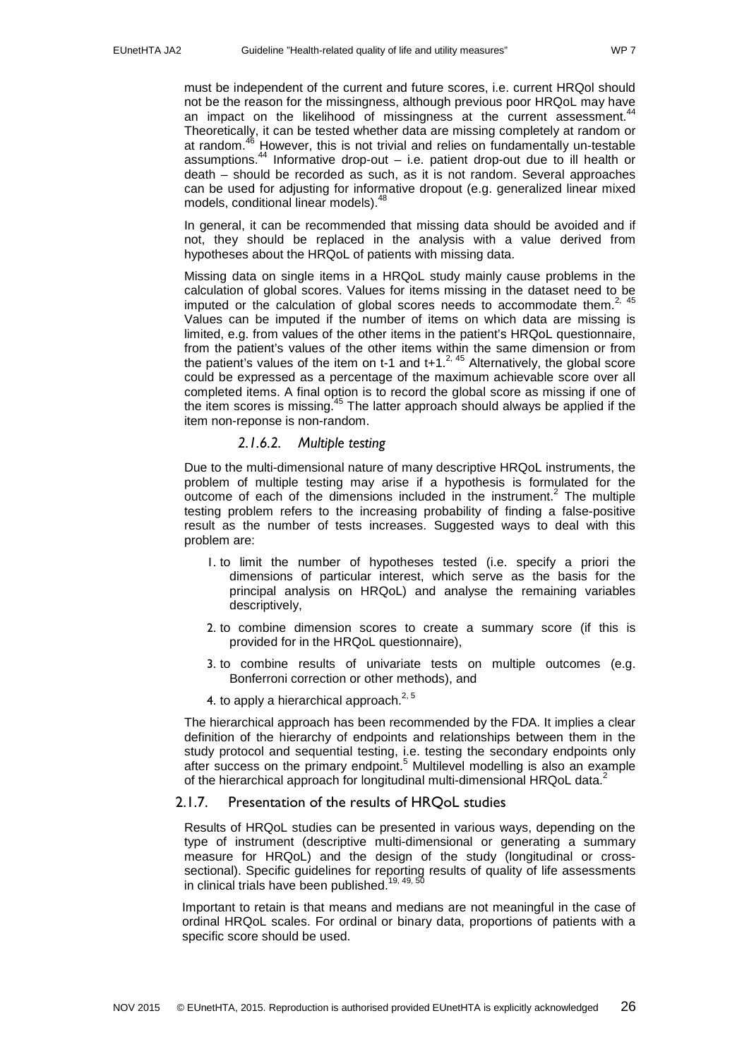must be independent of the current and future scores, i.e. current HRQol should not be the reason for the missingness, although previous poor HRQoL may have an impact on the likelihood of missingness at the current assessment.[44] Theoretically, it can be tested whether data are missing completely at random or at random.[46] However, this is not trivial and relies on fundamentally un-testable assumptions.[44] Informative drop-out – i.e. patient drop-out due to ill health or death – should be recorded as such, as it is not random. Several approaches can be used for adjusting for informative dropout (e.g. generalized linear mixed models, conditional linear models).[48]

In general, it can be recommended that missing data should be avoided and if not, they should be replaced in the analysis with a value derived from hypotheses about the HRQoL of patients with missing data.

Missing data on single items in a HRQoL study mainly cause problems in the calculation of global scores. Values for items missing in the dataset need to be imputed or the calculation of global scores needs to accommodate them.[2, 45] Values can be imputed if the number of items on which data are missing is limited, e.g. from values of the other items in the patient's HRQoL questionnaire, from the patient's values of the other items within the same dimension or from the patient's values of the item on t-1 and t+1.[2, 45] Alternatively, the global score could be expressed as a percentage of the maximum achievable score over all completed items. A final option is to record the global score as missing if one of the item scores is missing.[45] The latter approach should always be applied if the item non-reponse is non-random.

#### 2.1.6.2. *Multiple testing*

Due to the multi-dimensional nature of many descriptive HRQoL instruments, the problem of multiple testing may arise if a hypothesis is formulated for the outcome of each of the dimensions included in the instrument.[2] The multiple testing problem refers to the increasing probability of finding a false-positive result as the number of tests increases. Suggested ways to deal with this problem are:

1. to limit the number of hypotheses tested (i.e. specify a priori the dimensions of particular interest, which serve as the basis for the principal analysis on HRQoL) and analyse the remaining variables descriptively,
2. to combine dimension scores to create a summary score (if this is provided for in the HRQoL questionnaire),
3. to combine results of univariate tests on multiple outcomes (e.g. Bonferroni correction or other methods), and
4. to apply a hierarchical approach.[2, 5]

The hierarchical approach has been recommended by the FDA. It implies a clear definition of the hierarchy of endpoints and relationships between them in the study protocol and sequential testing, i.e. testing the secondary endpoints only after success on the primary endpoint.[5] Multilevel modelling is also an example of the hierarchical approach for longitudinal multi-dimensional HRQoL data.[2]

### 2.1.7. Presentation of the results of HRQoL studies

Results of HRQoL studies can be presented in various ways, depending on the type of instrument (descriptive multi-dimensional or generating a summary measure for HRQoL) and the design of the study (longitudinal or cross-sectional). Specific guidelines for reporting results of quality of life assessments in clinical trials have been published.[19, 49, 50]

Important to retain is that means and medians are not meaningful in the case of ordinal HRQoL scales. For ordinal or binary data, proportions of patients with a specific score should be used.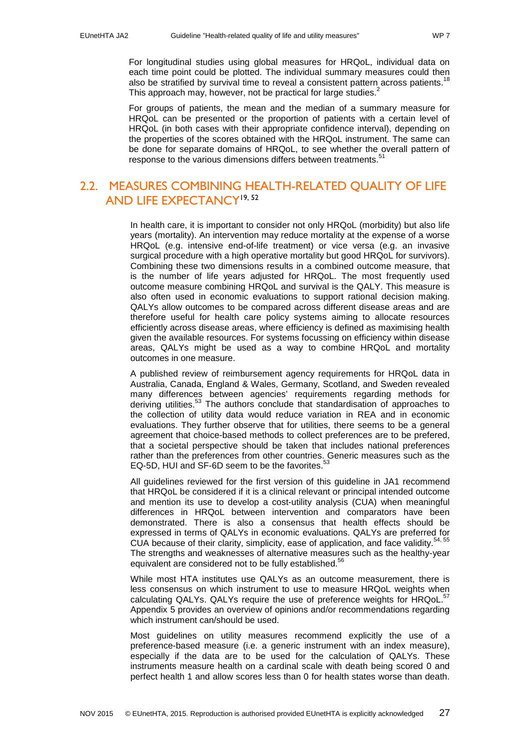For longitudinal studies using global measures for HRQoL, individual data on each time point could be plotted. The individual summary measures could then also be stratified by survival time to reveal a consistent pattern across patients.[18] This approach may, however, not be practical for large studies.[2]

For groups of patients, the mean and the median of a summary measure for HRQoL can be presented or the proportion of patients with a certain level of HRQoL (in both cases with their appropriate confidence interval), depending on the properties of the scores obtained with the HRQoL instrument. The same can be done for separate domains of HRQoL, to see whether the overall pattern of response to the various dimensions differs between treatments.[51]

## 2.2. MEASURES COMBINING HEALTH-RELATED QUALITY OF LIFE AND LIFE EXPECTANCY[19, 52]

In health care, it is important to consider not only HRQoL (morbidity) but also life years (mortality). An intervention may reduce mortality at the expense of a worse HRQoL (e.g. intensive end-of-life treatment) or vice versa (e.g. an invasive surgical procedure with a high operative mortality but good HRQoL for survivors). Combining these two dimensions results in a combined outcome measure, that is the number of life years adjusted for HRQoL. The most frequently used outcome measure combining HRQoL and survival is the QALY. This measure is also often used in economic evaluations to support rational decision making. QALYs allow outcomes to be compared across different disease areas and are therefore useful for health care policy systems aiming to allocate resources efficiently across disease areas, where efficiency is defined as maximising health given the available resources. For systems focussing on efficiency within disease areas, QALYs might be used as a way to combine HRQoL and mortality outcomes in one measure.

A published review of reimbursement agency requirements for HRQoL data in Australia, Canada, England & Wales, Germany, Scotland, and Sweden revealed many differences between agencies' requirements regarding methods for deriving utilities.[53] The authors conclude that standardisation of approaches to the collection of utility data would reduce variation in REA and in economic evaluations. They further observe that for utilities, there seems to be a general agreement that choice-based methods to collect preferences are to be prefered, that a societal perspective should be taken that includes national preferences rather than the preferences from other countries. Generic measures such as the EQ-5D, HUI and SF-6D seem to be the favorites.[53]

All guidelines reviewed for the first version of this guideline in JA1 recommend that HRQoL be considered if it is a clinical relevant or principal intended outcome and mention its use to develop a cost-utility analysis (CUA) when meaningful differences in HRQoL between intervention and comparators have been demonstrated. There is also a consensus that health effects should be expressed in terms of QALYs in economic evaluations. QALYs are preferred for CUA because of their clarity, simplicity, ease of application, and face validity.[54, 55] The strengths and weaknesses of alternative measures such as the healthy-year equivalent are considered not to be fully established.[56]

While most HTA institutes use QALYs as an outcome measurement, there is less consensus on which instrument to use to measure HRQoL weights when calculating QALYs. QALYs require the use of preference weights for HRQoL.[57] Appendix 5 provides an overview of opinions and/or recommendations regarding which instrument can/should be used.

Most guidelines on utility measures recommend explicitly the use of a preference-based measure (i.e. a generic instrument with an index measure), especially if the data are to be used for the calculation of QALYs. These instruments measure health on a cardinal scale with death being scored 0 and perfect health 1 and allow scores less than 0 for health states worse than death.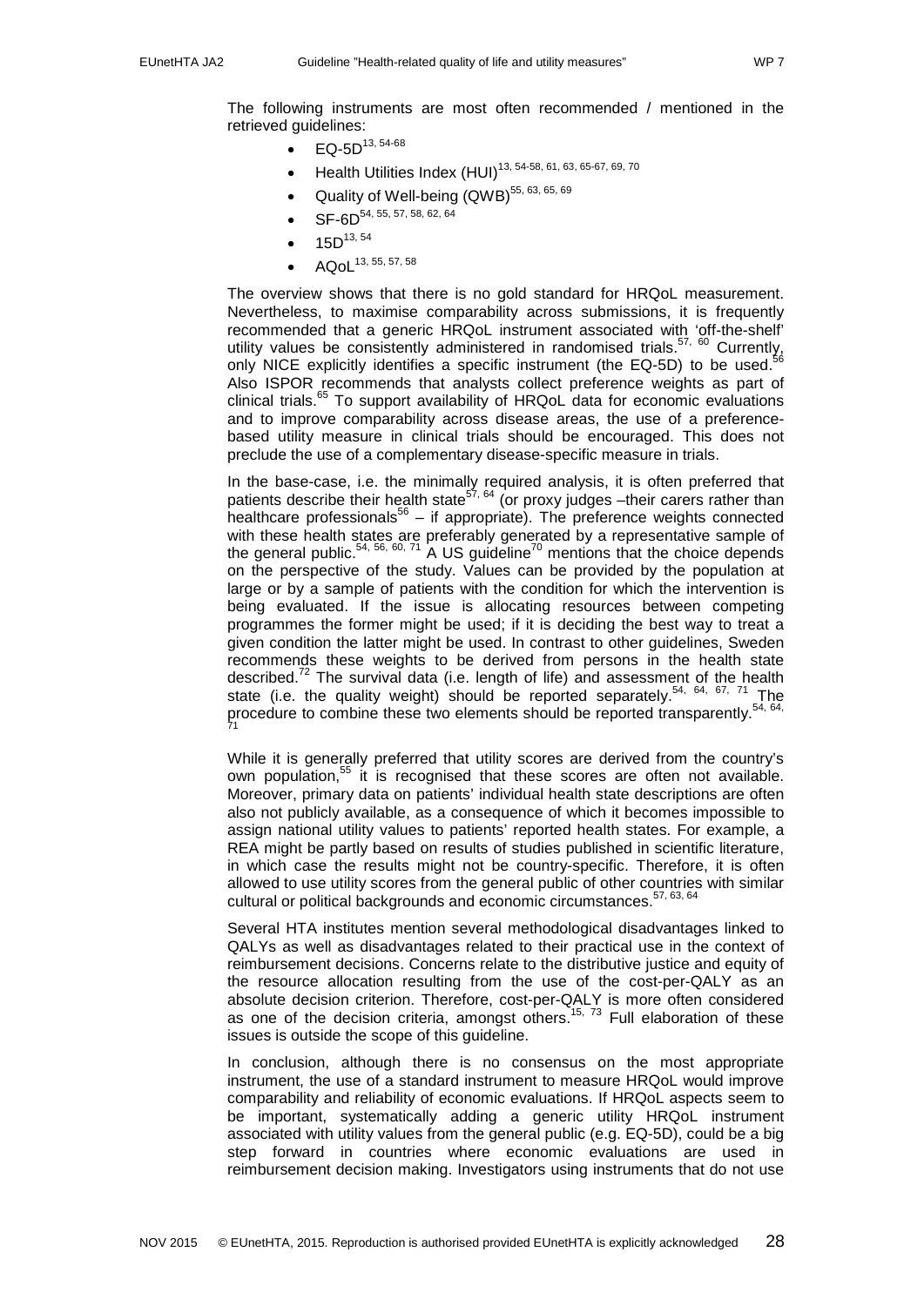The following instruments are most often recommended / mentioned in the retrieved guidelines:

- EQ-5D[13, 54-68]
- Health Utilities Index (HUI)[13, 54-58, 61, 63, 65-67, 69, 70]
- Quality of Well-being (QWB)[55, 63, 65, 69]
- SF-6D[54, 55, 57, 58, 62, 64]
- 15D[13, 54]
- AQoL[13, 55, 57, 58]

The overview shows that there is no gold standard for HRQoL measurement. Nevertheless, to maximise comparability across submissions, it is frequently recommended that a generic HRQoL instrument associated with 'off-the-shelf' utility values be consistently administered in randomised trials.[57, 60] Currently, only NICE explicitly identifies a specific instrument (the EQ-5D) to be used.[56] Also ISPOR recommends that analysts collect preference weights as part of clinical trials.[65] To support availability of HRQoL data for economic evaluations and to improve comparability across disease areas, the use of a preference-based utility measure in clinical trials should be encouraged. This does not preclude the use of a complementary disease-specific measure in trials.

In the base-case, i.e. the minimally required analysis, it is often preferred that patients describe their health state[57, 64] (or proxy judges –their carers rather than healthcare professionals[56] – if appropriate). The preference weights connected with these health states are preferably generated by a representative sample of the general public.[54, 56, 60, 71] A US guideline[70] mentions that the choice depends on the perspective of the study. Values can be provided by the population at large or by a sample of patients with the condition for which the intervention is being evaluated. If the issue is allocating resources between competing programmes the former might be used; if it is deciding the best way to treat a given condition the latter might be used. In contrast to other guidelines, Sweden recommends these weights to be derived from persons in the health state described.[72] The survival data (i.e. length of life) and assessment of the health state (i.e. the quality weight) should be reported separately.[54, 64, 67, 71] The procedure to combine these two elements should be reported transparently.[54, 64, 71]

While it is generally preferred that utility scores are derived from the country's own population,[55] it is recognised that these scores are often not available. Moreover, primary data on patients' individual health state descriptions are often also not publicly available, as a consequence of which it becomes impossible to assign national utility values to patients' reported health states. For example, a REA might be partly based on results of studies published in scientific literature, in which case the results might not be country-specific. Therefore, it is often allowed to use utility scores from the general public of other countries with similar cultural or political backgrounds and economic circumstances.[57, 63, 64]

Several HTA institutes mention several methodological disadvantages linked to QALYs as well as disadvantages related to their practical use in the context of reimbursement decisions. Concerns relate to the distributive justice and equity of the resource allocation resulting from the use of the cost-per-QALY as an absolute decision criterion. Therefore, cost-per-QALY is more often considered as one of the decision criteria, amongst others.[15, 73] Full elaboration of these issues is outside the scope of this guideline.

In conclusion, although there is no consensus on the most appropriate instrument, the use of a standard instrument to measure HRQoL would improve comparability and reliability of economic evaluations. If HRQoL aspects seem to be important, systematically adding a generic utility HRQoL instrument associated with utility values from the general public (e.g. EQ-5D), could be a big step forward in countries where economic evaluations are used in reimbursement decision making. Investigators using instruments that do not use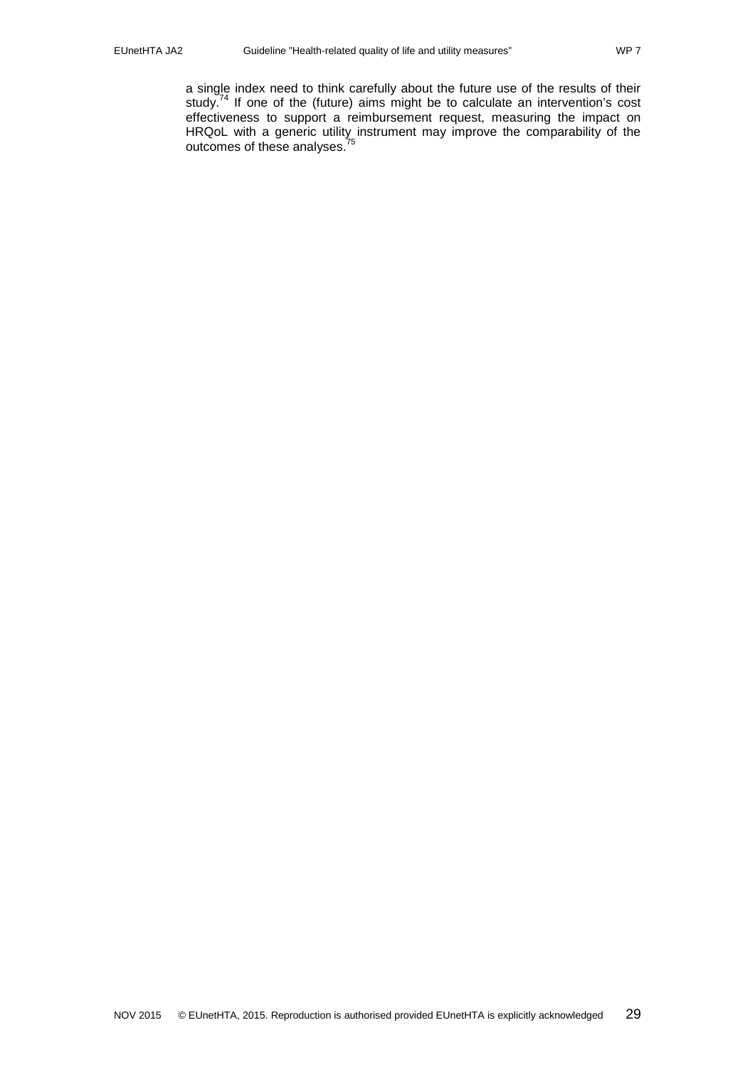a single index need to think carefully about the future use of the results of their study.[74] If one of the (future) aims might be to calculate an intervention's cost effectiveness to support a reimbursement request, measuring the impact on HRQoL with a generic utility instrument may improve the comparability of the outcomes of these analyses.[75]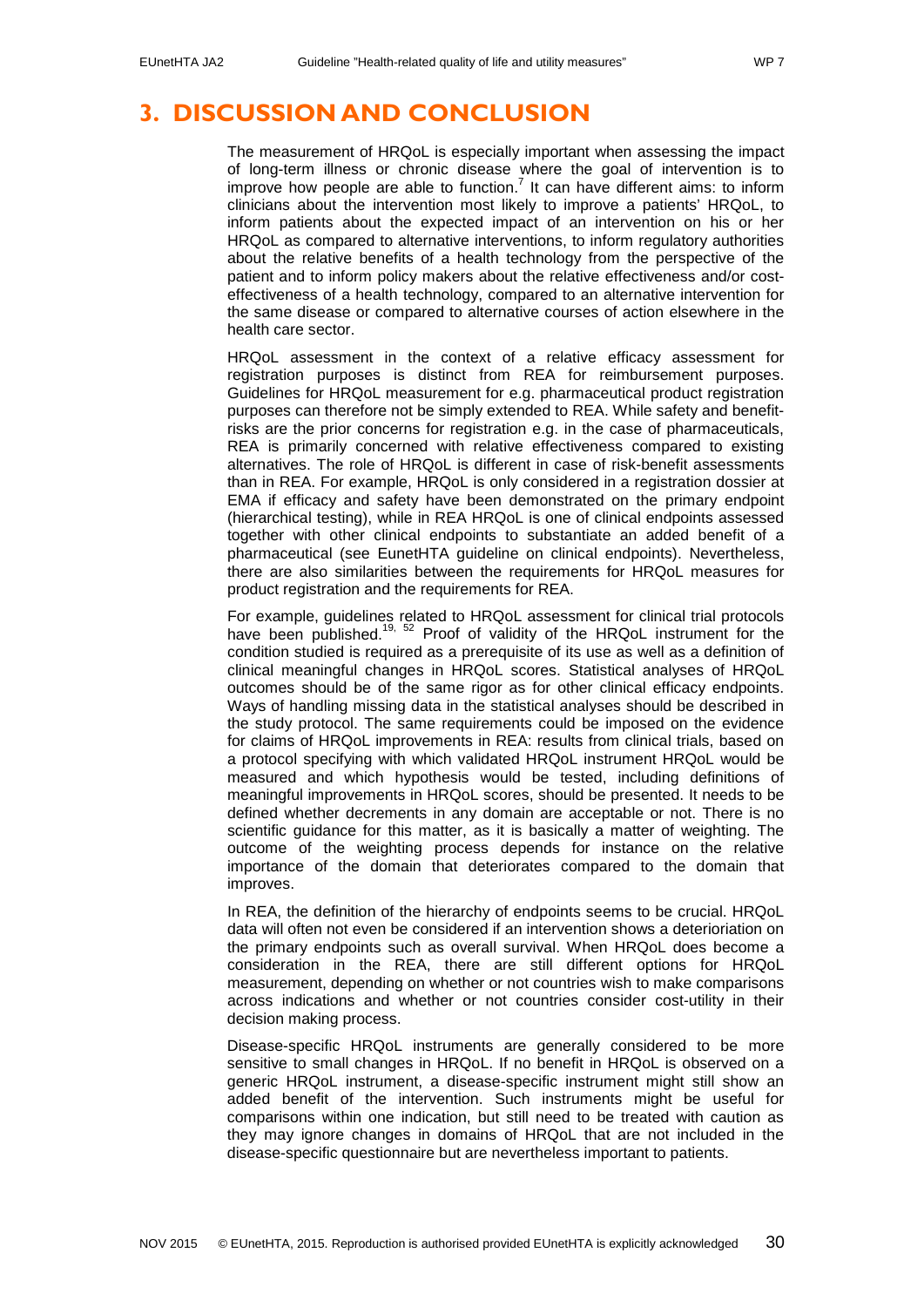# 3. DISCUSSION AND CONCLUSION

The measurement of HRQoL is especially important when assessing the impact of long-term illness or chronic disease where the goal of intervention is to improve how people are able to function.[7] It can have different aims: to inform clinicians about the intervention most likely to improve a patients' HRQoL, to inform patients about the expected impact of an intervention on his or her HRQoL as compared to alternative interventions, to inform regulatory authorities about the relative benefits of a health technology from the perspective of the patient and to inform policy makers about the relative effectiveness and/or cost-effectiveness of a health technology, compared to an alternative intervention for the same disease or compared to alternative courses of action elsewhere in the health care sector.

HRQoL assessment in the context of a relative efficacy assessment for registration purposes is distinct from REA for reimbursement purposes. Guidelines for HRQoL measurement for e.g. pharmaceutical product registration purposes can therefore not be simply extended to REA. While safety and benefit-risks are the prior concerns for registration e.g. in the case of pharmaceuticals, REA is primarily concerned with relative effectiveness compared to existing alternatives. The role of HRQoL is different in case of risk-benefit assessments than in REA. For example, HRQoL is only considered in a registration dossier at EMA if efficacy and safety have been demonstrated on the primary endpoint (hierarchical testing), while in REA HRQoL is one of clinical endpoints assessed together with other clinical endpoints to substantiate an added benefit of a pharmaceutical (see EunetHTA guideline on clinical endpoints). Nevertheless, there are also similarities between the requirements for HRQoL measures for product registration and the requirements for REA.

For example, guidelines related to HRQoL assessment for clinical trial protocols have been published.[19, 52] Proof of validity of the HRQoL instrument for the condition studied is required as a prerequisite of its use as well as a definition of clinical meaningful changes in HRQoL scores. Statistical analyses of HRQoL outcomes should be of the same rigor as for other clinical efficacy endpoints. Ways of handling missing data in the statistical analyses should be described in the study protocol. The same requirements could be imposed on the evidence for claims of HRQoL improvements in REA: results from clinical trials, based on a protocol specifying with which validated HRQoL instrument HRQoL would be measured and which hypothesis would be tested, including definitions of meaningful improvements in HRQoL scores, should be presented. It needs to be defined whether decrements in any domain are acceptable or not. There is no scientific guidance for this matter, as it is basically a matter of weighting. The outcome of the weighting process depends for instance on the relative importance of the domain that deteriorates compared to the domain that improves.

In REA, the definition of the hierarchy of endpoints seems to be crucial. HRQoL data will often not even be considered if an intervention shows a deterioriation on the primary endpoints such as overall survival. When HRQoL does become a consideration in the REA, there are still different options for HRQoL measurement, depending on whether or not countries wish to make comparisons across indications and whether or not countries consider cost-utility in their decision making process.

Disease-specific HRQoL instruments are generally considered to be more sensitive to small changes in HRQoL. If no benefit in HRQoL is observed on a generic HRQoL instrument, a disease-specific instrument might still show an added benefit of the intervention. Such instruments might be useful for comparisons within one indication, but still need to be treated with caution as they may ignore changes in domains of HRQoL that are not included in the disease-specific questionnaire but are nevertheless important to patients.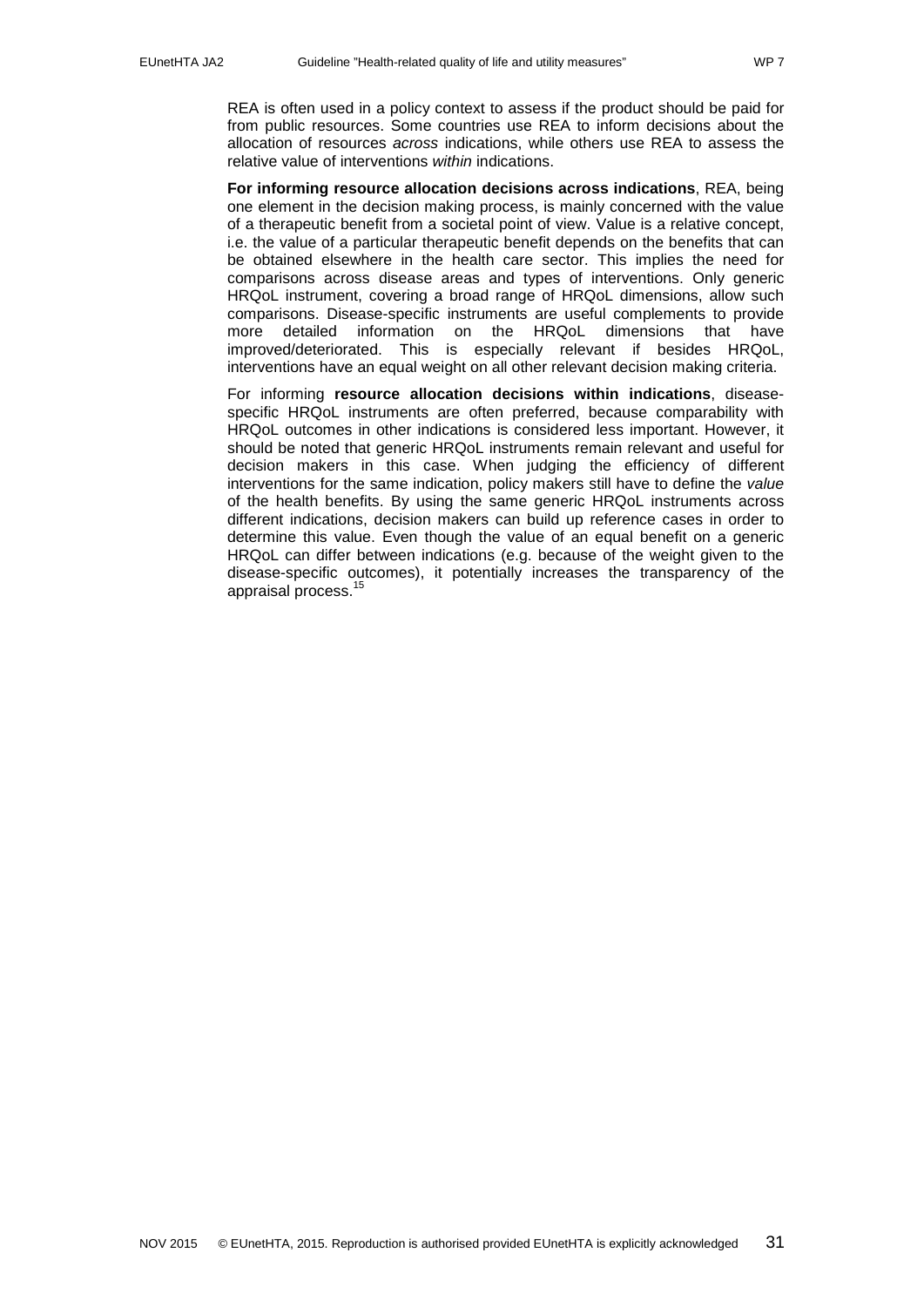REA is often used in a policy context to assess if the product should be paid for from public resources. Some countries use REA to inform decisions about the allocation of resources *across* indications, while others use REA to assess the relative value of interventions *within* indications.

**For informing resource allocation decisions across indications**, REA, being one element in the decision making process, is mainly concerned with the value of a therapeutic benefit from a societal point of view. Value is a relative concept, i.e. the value of a particular therapeutic benefit depends on the benefits that can be obtained elsewhere in the health care sector. This implies the need for comparisons across disease areas and types of interventions. Only generic HRQoL instrument, covering a broad range of HRQoL dimensions, allow such comparisons. Disease-specific instruments are useful complements to provide more detailed information on the HRQoL dimensions that have improved/deteriorated. This is especially relevant if besides HRQoL, interventions have an equal weight on all other relevant decision making criteria.

For informing **resource allocation decisions within indications**, disease-specific HRQoL instruments are often preferred, because comparability with HRQoL outcomes in other indications is considered less important. However, it should be noted that generic HRQoL instruments remain relevant and useful for decision makers in this case. When judging the efficiency of different interventions for the same indication, policy makers still have to define the *value* of the health benefits. By using the same generic HRQoL instruments across different indications, decision makers can build up reference cases in order to determine this value. Even though the value of an equal benefit on a generic HRQoL can differ between indications (e.g. because of the weight given to the disease-specific outcomes), it potentially increases the transparency of the appraisal process.[15]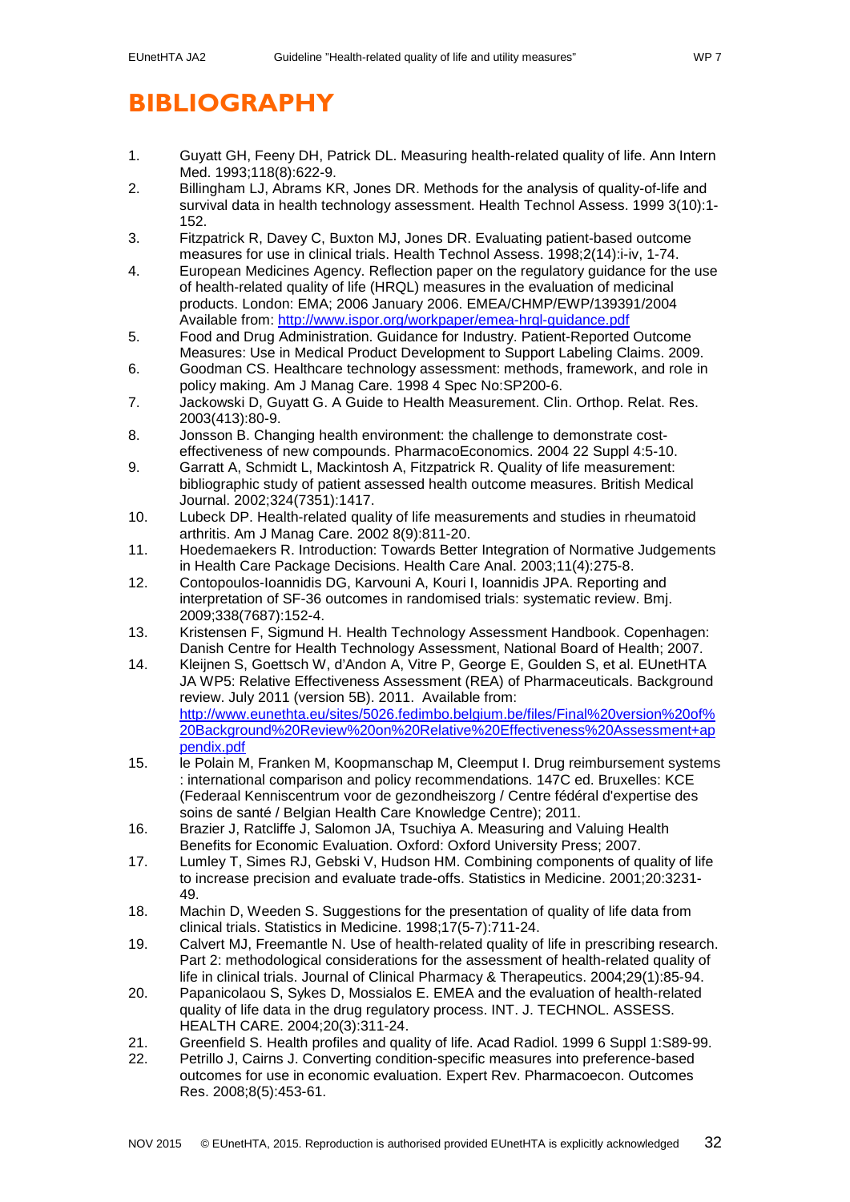# BIBLIOGRAPHY

1. Guyatt GH, Feeny DH, Patrick DL. Measuring health-related quality of life. Ann Intern Med. 1993;118(8):622-9.
2. Billingham LJ, Abrams KR, Jones DR. Methods for the analysis of quality-of-life and survival data in health technology assessment. Health Technol Assess. 1999 3(10):1-152.
3. Fitzpatrick R, Davey C, Buxton MJ, Jones DR. Evaluating patient-based outcome measures for use in clinical trials. Health Technol Assess. 1998;2(14):i-iv, 1-74.
4. European Medicines Agency. Reflection paper on the regulatory guidance for the use of health-related quality of life (HRQL) measures in the evaluation of medicinal products. London: EMA; 2006 January 2006. EMEA/CHMP/EWP/139391/2004 Available from: http://www.ispor.org/workpaper/emea-hrql-guidance.pdf
5. Food and Drug Administration. Guidance for Industry. Patient-Reported Outcome Measures: Use in Medical Product Development to Support Labeling Claims. 2009.
6. Goodman CS. Healthcare technology assessment: methods, framework, and role in policy making. Am J Manag Care. 1998 4 Spec No:SP200-6.
7. Jackowski D, Guyatt G. A Guide to Health Measurement. Clin. Orthop. Relat. Res. 2003(413):80-9.
8. Jonsson B. Changing health environment: the challenge to demonstrate cost-effectiveness of new compounds. PharmacoEconomics. 2004 22 Suppl 4:5-10.
9. Garratt A, Schmidt L, Mackintosh A, Fitzpatrick R. Quality of life measurement: bibliographic study of patient assessed health outcome measures. British Medical Journal. 2002;324(7351):1417.
10. Lubeck DP. Health-related quality of life measurements and studies in rheumatoid arthritis. Am J Manag Care. 2002 8(9):811-20.
11. Hoedemaekers R. Introduction: Towards Better Integration of Normative Judgements in Health Care Package Decisions. Health Care Anal. 2003;11(4):275-8.
12. Contopoulos-Ioannidis DG, Karvouni A, Kouri I, Ioannidis JPA. Reporting and interpretation of SF-36 outcomes in randomised trials: systematic review. Bmj. 2009;338(7687):152-4.
13. Kristensen F, Sigmund H. Health Technology Assessment Handbook. Copenhagen: Danish Centre for Health Technology Assessment, National Board of Health; 2007.
14. Kleijnen S, Goettsch W, d'Andon A, Vitre P, George E, Goulden S, et al. EUnetHTA JA WP5: Relative Effectiveness Assessment (REA) of Pharmaceuticals. Background review. July 2011 (version 5B). 2011. Available from: http://www.eunethta.eu/sites/5026.fedimbo.belgium.be/files/Final%20version%20of%20Background%20Review%20on%20Relative%20Effectiveness%20Assessment+appendix.pdf
15. le Polain M, Franken M, Koopmanschap M, Cleemput I. Drug reimbursement systems : international comparison and policy recommendations. 147C ed. Bruxelles: KCE (Federaal Kenniscentrum voor de gezondheiszorg / Centre fédéral d'expertise des soins de santé / Belgian Health Care Knowledge Centre); 2011.
16. Brazier J, Ratcliffe J, Salomon JA, Tsuchiya A. Measuring and Valuing Health Benefits for Economic Evaluation. Oxford: Oxford University Press; 2007.
17. Lumley T, Simes RJ, Gebski V, Hudson HM. Combining components of quality of life to increase precision and evaluate trade-offs. Statistics in Medicine. 2001;20:3231-49.
18. Machin D, Weeden S. Suggestions for the presentation of quality of life data from clinical trials. Statistics in Medicine. 1998;17(5-7):711-24.
19. Calvert MJ, Freemantle N. Use of health-related quality of life in prescribing research. Part 2: methodological considerations for the assessment of health-related quality of life in clinical trials. Journal of Clinical Pharmacy & Therapeutics. 2004;29(1):85-94.
20. Papanicolaou S, Sykes D, Mossialos E. EMEA and the evaluation of health-related quality of life data in the drug regulatory process. INT. J. TECHNOL. ASSESS. HEALTH CARE. 2004;20(3):311-24.
21. Greenfield S. Health profiles and quality of life. Acad Radiol. 1999 6 Suppl 1:S89-99.
22. Petrillo J, Cairns J. Converting condition-specific measures into preference-based outcomes for use in economic evaluation. Expert Rev. Pharmacoecon. Outcomes Res. 2008;8(5):453-61.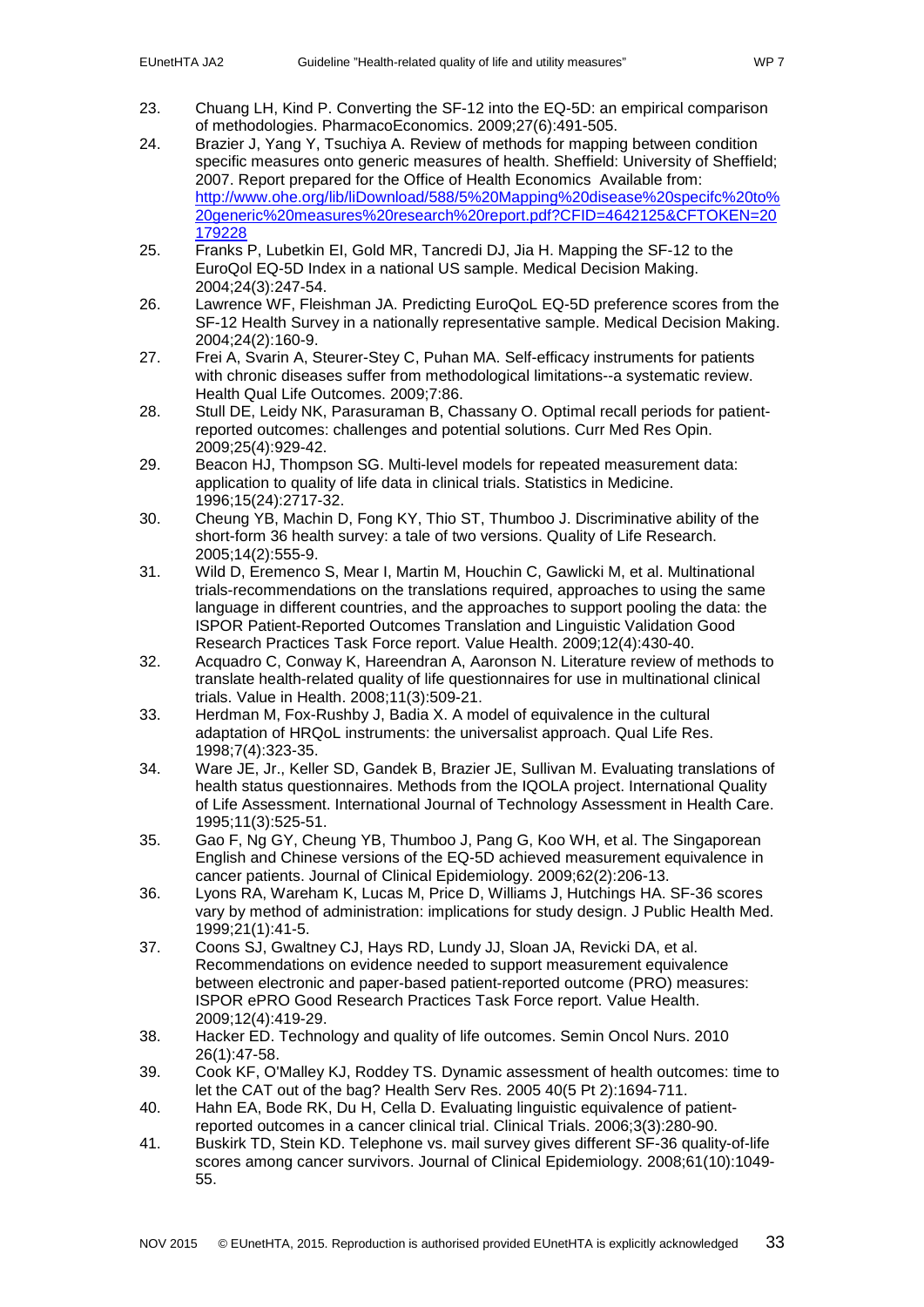23. Chuang LH, Kind P. Converting the SF-12 into the EQ-5D: an empirical comparison of methodologies. PharmacoEconomics. 2009;27(6):491-505.
24. Brazier J, Yang Y, Tsuchiya A. Review of methods for mapping between condition specific measures onto generic measures of health. Sheffield: University of Sheffield; 2007. Report prepared for the Office of Health Economics Available from: [http://www.ohe.org/lib/liDownload/588/5%20Mapping%20disease%20specifc%20to%20generic%20measures%20research%20report.pdf?CFID=4642125&CFTOKEN=20179228](http://www.ohe.org/lib/liDownload/588/5%20Mapping%20disease%20specifc%20to%20generic%20measures%20research%20report.pdf?CFID=4642125&CFTOKEN=20179228)
25. Franks P, Lubetkin EI, Gold MR, Tancredi DJ, Jia H. Mapping the SF-12 to the EuroQol EQ-5D Index in a national US sample. Medical Decision Making. 2004;24(3):247-54.
26. Lawrence WF, Fleishman JA. Predicting EuroQoL EQ-5D preference scores from the SF-12 Health Survey in a nationally representative sample. Medical Decision Making. 2004;24(2):160-9.
27. Frei A, Svarin A, Steurer-Stey C, Puhan MA. Self-efficacy instruments for patients with chronic diseases suffer from methodological limitations--a systematic review. Health Qual Life Outcomes. 2009;7:86.
28. Stull DE, Leidy NK, Parasuraman B, Chassany O. Optimal recall periods for patient-reported outcomes: challenges and potential solutions. Curr Med Res Opin. 2009;25(4):929-42.
29. Beacon HJ, Thompson SG. Multi-level models for repeated measurement data: application to quality of life data in clinical trials. Statistics in Medicine. 1996;15(24):2717-32.
30. Cheung YB, Machin D, Fong KY, Thio ST, Thumboo J. Discriminative ability of the short-form 36 health survey: a tale of two versions. Quality of Life Research. 2005;14(2):555-9.
31. Wild D, Eremenco S, Mear I, Martin M, Houchin C, Gawlicki M, et al. Multinational trials-recommendations on the translations required, approaches to using the same language in different countries, and the approaches to support pooling the data: the ISPOR Patient-Reported Outcomes Translation and Linguistic Validation Good Research Practices Task Force report. Value Health. 2009;12(4):430-40.
32. Acquadro C, Conway K, Hareendran A, Aaronson N. Literature review of methods to translate health-related quality of life questionnaires for use in multinational clinical trials. Value in Health. 2008;11(3):509-21.
33. Herdman M, Fox-Rushby J, Badia X. A model of equivalence in the cultural adaptation of HRQoL instruments: the universalist approach. Qual Life Res. 1998;7(4):323-35.
34. Ware JE, Jr., Keller SD, Gandek B, Brazier JE, Sullivan M. Evaluating translations of health status questionnaires. Methods from the IQOLA project. International Quality of Life Assessment. International Journal of Technology Assessment in Health Care. 1995;11(3):525-51.
35. Gao F, Ng GY, Cheung YB, Thumboo J, Pang G, Koo WH, et al. The Singaporean English and Chinese versions of the EQ-5D achieved measurement equivalence in cancer patients. Journal of Clinical Epidemiology. 2009;62(2):206-13.
36. Lyons RA, Wareham K, Lucas M, Price D, Williams J, Hutchings HA. SF-36 scores vary by method of administration: implications for study design. J Public Health Med. 1999;21(1):41-5.
37. Coons SJ, Gwaltney CJ, Hays RD, Lundy JJ, Sloan JA, Revicki DA, et al. Recommendations on evidence needed to support measurement equivalence between electronic and paper-based patient-reported outcome (PRO) measures: ISPOR ePRO Good Research Practices Task Force report. Value Health. 2009;12(4):419-29.
38. Hacker ED. Technology and quality of life outcomes. Semin Oncol Nurs. 2010 26(1):47-58.
39. Cook KF, O'Malley KJ, Roddey TS. Dynamic assessment of health outcomes: time to let the CAT out of the bag? Health Serv Res. 2005 40(5 Pt 2):1694-711.
40. Hahn EA, Bode RK, Du H, Cella D. Evaluating linguistic equivalence of patient-reported outcomes in a cancer clinical trial. Clinical Trials. 2006;3(3):280-90.
41. Buskirk TD, Stein KD. Telephone vs. mail survey gives different SF-36 quality-of-life scores among cancer survivors. Journal of Clinical Epidemiology. 2008;61(10):1049-55.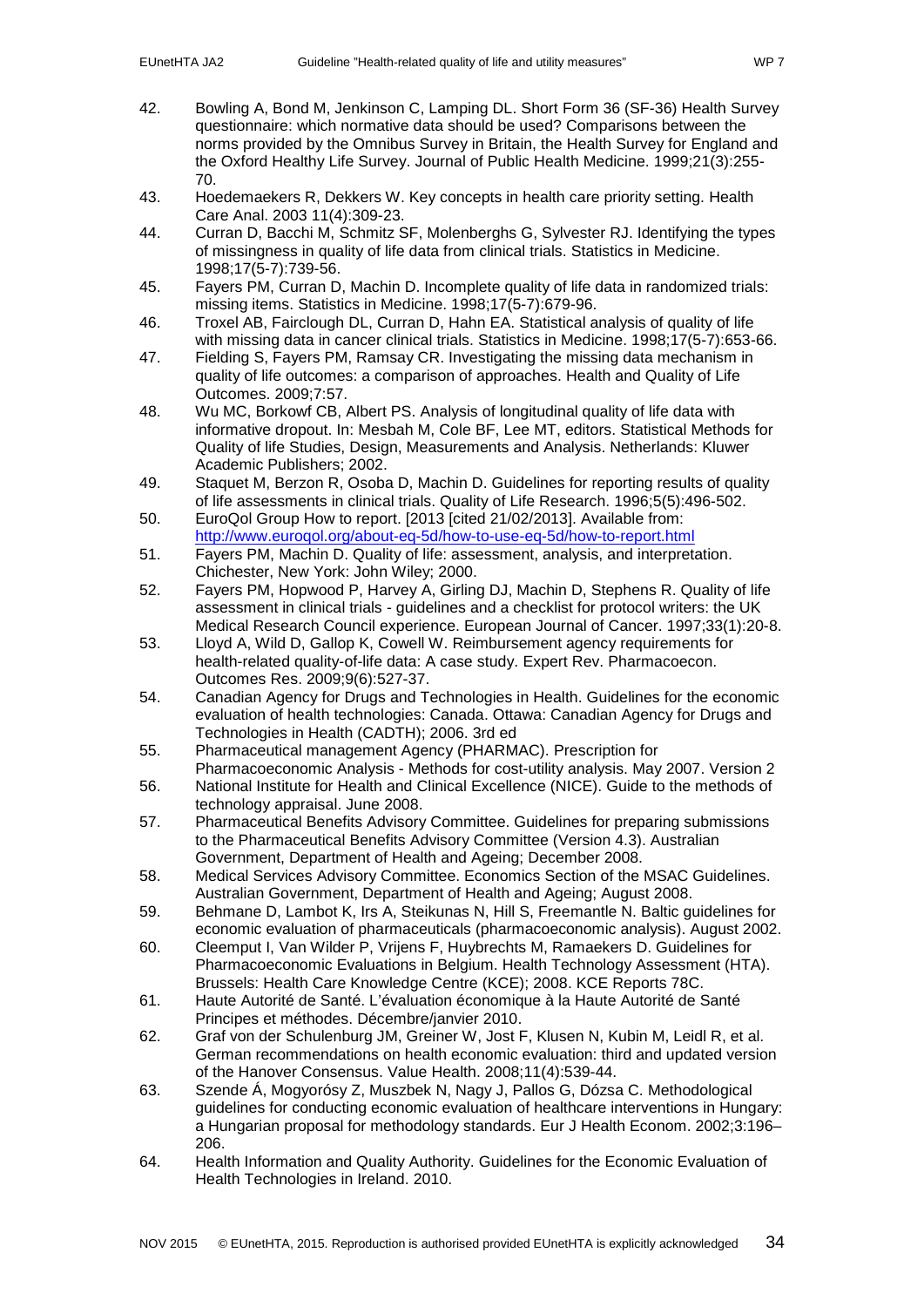42. Bowling A, Bond M, Jenkinson C, Lamping DL. Short Form 36 (SF-36) Health Survey questionnaire: which normative data should be used? Comparisons between the norms provided by the Omnibus Survey in Britain, the Health Survey for England and the Oxford Healthy Life Survey. Journal of Public Health Medicine. 1999;21(3):255-70.
43. Hoedemaekers R, Dekkers W. Key concepts in health care priority setting. Health Care Anal. 2003 11(4):309-23.
44. Curran D, Bacchi M, Schmitz SF, Molenberghs G, Sylvester RJ. Identifying the types of missingness in quality of life data from clinical trials. Statistics in Medicine. 1998;17(5-7):739-56.
45. Fayers PM, Curran D, Machin D. Incomplete quality of life data in randomized trials: missing items. Statistics in Medicine. 1998;17(5-7):679-96.
46. Troxel AB, Fairclough DL, Curran D, Hahn EA. Statistical analysis of quality of life with missing data in cancer clinical trials. Statistics in Medicine. 1998;17(5-7):653-66.
47. Fielding S, Fayers PM, Ramsay CR. Investigating the missing data mechanism in quality of life outcomes: a comparison of approaches. Health and Quality of Life Outcomes. 2009;7:57.
48. Wu MC, Borkowf CB, Albert PS. Analysis of longitudinal quality of life data with informative dropout. In: Mesbah M, Cole BF, Lee MT, editors. Statistical Methods for Quality of life Studies, Design, Measurements and Analysis. Netherlands: Kluwer Academic Publishers; 2002.
49. Staquet M, Berzon R, Osoba D, Machin D. Guidelines for reporting results of quality of life assessments in clinical trials. Quality of Life Research. 1996;5(5):496-502.
50. EuroQol Group How to report. [2013 [cited 21/02/2013]. Available from: http://www.euroqol.org/about-eq-5d/how-to-use-eq-5d/how-to-report.html
51. Fayers PM, Machin D. Quality of life: assessment, analysis, and interpretation. Chichester, New York: John Wiley; 2000.
52. Fayers PM, Hopwood P, Harvey A, Girling DJ, Machin D, Stephens R. Quality of life assessment in clinical trials - guidelines and a checklist for protocol writers: the UK Medical Research Council experience. European Journal of Cancer. 1997;33(1):20-8.
53. Lloyd A, Wild D, Gallop K, Cowell W. Reimbursement agency requirements for health-related quality-of-life data: A case study. Expert Rev. Pharmacoecon. Outcomes Res. 2009;9(6):527-37.
54. Canadian Agency for Drugs and Technologies in Health. Guidelines for the economic evaluation of health technologies: Canada. Ottawa: Canadian Agency for Drugs and Technologies in Health (CADTH); 2006. 3rd ed
55. Pharmaceutical management Agency (PHARMAC). Prescription for Pharmacoeconomic Analysis - Methods for cost-utility analysis. May 2007. Version 2
56. National Institute for Health and Clinical Excellence (NICE). Guide to the methods of technology appraisal. June 2008.
57. Pharmaceutical Benefits Advisory Committee. Guidelines for preparing submissions to the Pharmaceutical Benefits Advisory Committee (Version 4.3). Australian Government, Department of Health and Ageing; December 2008.
58. Medical Services Advisory Committee. Economics Section of the MSAC Guidelines. Australian Government, Department of Health and Ageing; August 2008.
59. Behmane D, Lambot K, Irs A, Steikunas N, Hill S, Freemantle N. Baltic guidelines for economic evaluation of pharmaceuticals (pharmacoeconomic analysis). August 2002.
60. Cleemput I, Van Wilder P, Vrijens F, Huybrechts M, Ramaekers D. Guidelines for Pharmacoeconomic Evaluations in Belgium. Health Technology Assessment (HTA). Brussels: Health Care Knowledge Centre (KCE); 2008. KCE Reports 78C.
61. Haute Autorité de Santé. L'évaluation économique à la Haute Autorité de Santé Principes et méthodes. Décembre/janvier 2010.
62. Graf von der Schulenburg JM, Greiner W, Jost F, Klusen N, Kubin M, Leidl R, et al. German recommendations on health economic evaluation: third and updated version of the Hanover Consensus. Value Health. 2008;11(4):539-44.
63. Szende Á, Mogyorósy Z, Muszbek N, Nagy J, Pallos G, Dózsa C. Methodological guidelines for conducting economic evaluation of healthcare interventions in Hungary: a Hungarian proposal for methodology standards. Eur J Health Econom. 2002;3:196–206.
64. Health Information and Quality Authority. Guidelines for the Economic Evaluation of Health Technologies in Ireland. 2010.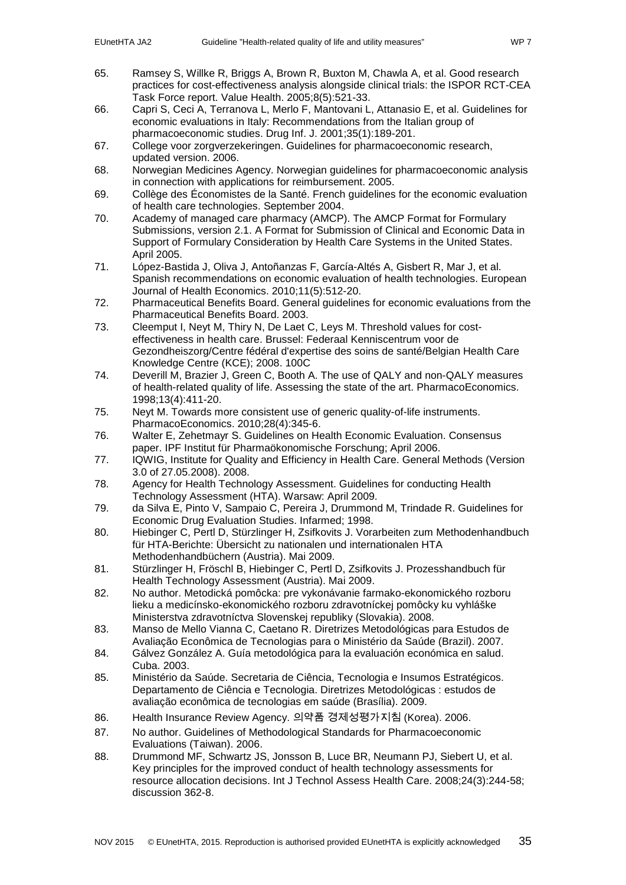65. Ramsey S, Willke R, Briggs A, Brown R, Buxton M, Chawla A, et al. Good research practices for cost-effectiveness analysis alongside clinical trials: the ISPOR RCT-CEA Task Force report. Value Health. 2005;8(5):521-33.
66. Capri S, Ceci A, Terranova L, Merlo F, Mantovani L, Attanasio E, et al. Guidelines for economic evaluations in Italy: Recommendations from the Italian group of pharmacoeconomic studies. Drug Inf. J. 2001;35(1):189-201.
67. College voor zorgverzekeringen. Guidelines for pharmacoeconomic research, updated version. 2006.
68. Norwegian Medicines Agency. Norwegian guidelines for pharmacoeconomic analysis in connection with applications for reimbursement. 2005.
69. Collège des Économistes de la Santé. French guidelines for the economic evaluation of health care technologies. September 2004.
70. Academy of managed care pharmacy (AMCP). The AMCP Format for Formulary Submissions, version 2.1. A Format for Submission of Clinical and Economic Data in Support of Formulary Consideration by Health Care Systems in the United States. April 2005.
71. López-Bastida J, Oliva J, Antoñanzas F, García-Altés A, Gisbert R, Mar J, et al. Spanish recommendations on economic evaluation of health technologies. European Journal of Health Economics. 2010;11(5):512-20.
72. Pharmaceutical Benefits Board. General guidelines for economic evaluations from the Pharmaceutical Benefits Board. 2003.
73. Cleemput I, Neyt M, Thiry N, De Laet C, Leys M. Threshold values for cost-effectiveness in health care. Brussel: Federaal Kenniscentrum voor de Gezondheiszorg/Centre fédéral d'expertise des soins de santé/Belgian Health Care Knowledge Centre (KCE); 2008. 100C
74. Deverill M, Brazier J, Green C, Booth A. The use of QALY and non-QALY measures of health-related quality of life. Assessing the state of the art. PharmacoEconomics. 1998;13(4):411-20.
75. Neyt M. Towards more consistent use of generic quality-of-life instruments. PharmacoEconomics. 2010;28(4):345-6.
76. Walter E, Zehetmayr S. Guidelines on Health Economic Evaluation. Consensus paper. IPF Institut für Pharmaökonomische Forschung; April 2006.
77. IQWIG, Institute for Quality and Efficiency in Health Care. General Methods (Version 3.0 of 27.05.2008). 2008.
78. Agency for Health Technology Assessment. Guidelines for conducting Health Technology Assessment (HTA). Warsaw: April 2009.
79. da Silva E, Pinto V, Sampaio C, Pereira J, Drummond M, Trindade R. Guidelines for Economic Drug Evaluation Studies. Infarmed; 1998.
80. Hiebinger C, Pertl D, Stürzlinger H, Zsifkovits J. Vorarbeiten zum Methodenhandbuch für HTA-Berichte: Übersicht zu nationalen und internationalen HTA Methodenhandbüchern (Austria). Mai 2009.
81. Stürzlinger H, Fröschl B, Hiebinger C, Pertl D, Zsifkovits J. Prozesshandbuch für Health Technology Assessment (Austria). Mai 2009.
82. No author. Metodická pomôcka: pre vykonávanie farmako-ekonomického rozboru lieku a medicínsko-ekonomického rozboru zdravotníckej pomôcky ku vyhláške Ministerstva zdravotníctva Slovenskej republiky (Slovakia). 2008.
83. Manso de Mello Vianna C, Caetano R. Diretrizes Metodológicas para Estudos de Avaliação Econômica de Tecnologias para o Ministério da Saúde (Brazil). 2007.
84. Gálvez González A. Guía metodológica para la evaluación económica en salud. Cuba. 2003.
85. Ministério da Saúde. Secretaria de Ciência, Tecnologia e Insumos Estratégicos. Departamento de Ciência e Tecnologia. Diretrizes Metodológicas : estudos de avaliação econômica de tecnologias em saúde (Brasília). 2009.
86. Health Insurance Review Agency. 의약품 경제성평가지침 (Korea). 2006.
87. No author. Guidelines of Methodological Standards for Pharmacoeconomic Evaluations (Taiwan). 2006.
88. Drummond MF, Schwartz JS, Jonsson B, Luce BR, Neumann PJ, Siebert U, et al. Key principles for the improved conduct of health technology assessments for resource allocation decisions. Int J Technol Assess Health Care. 2008;24(3):244-58; discussion 362-8.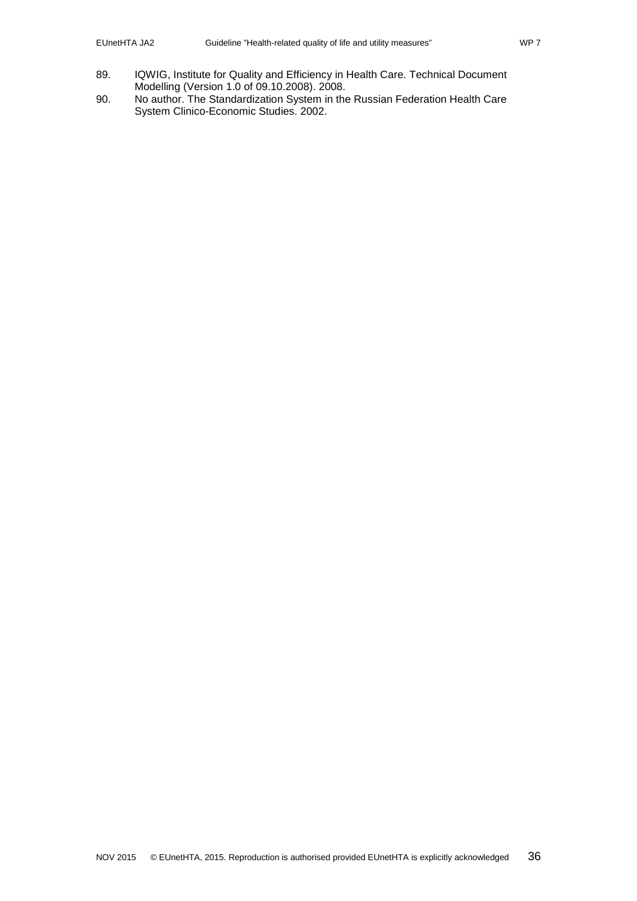89. IQWIG, Institute for Quality and Efficiency in Health Care. Technical Document Modelling (Version 1.0 of 09.10.2008). 2008.
90. No author. The Standardization System in the Russian Federation Health Care System Clinico-Economic Studies. 2002.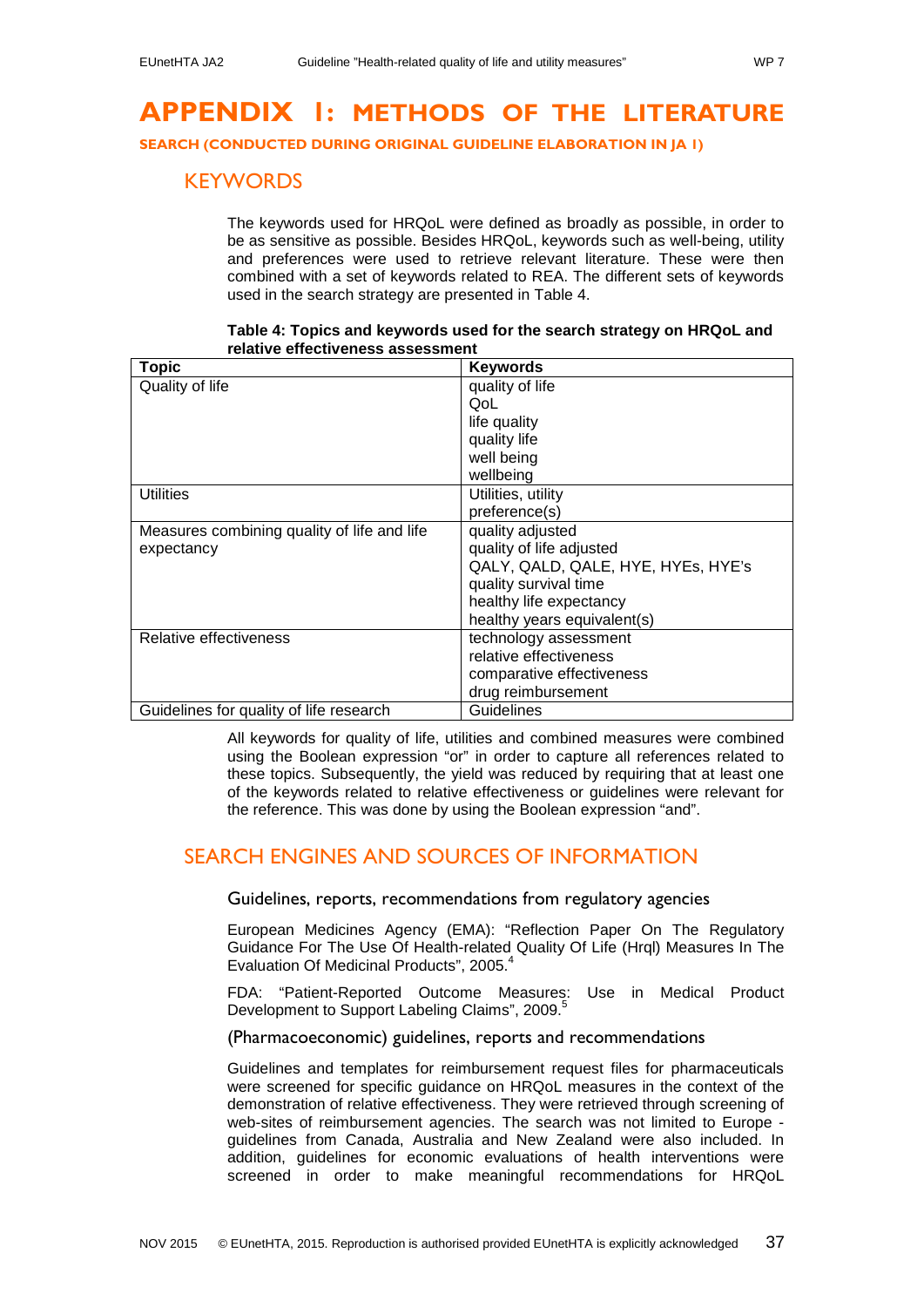# APPENDIX 1: METHODS OF THE LITERATURE

**SEARCH (CONDUCTED DURING ORIGINAL GUIDELINE ELABORATION IN JA 1)**

## KEYWORDS

The keywords used for HRQoL were defined as broadly as possible, in order to be as sensitive as possible. Besides HRQoL, keywords such as well-being, utility and preferences were used to retrieve relevant literature. These were then combined with a set of keywords related to REA. The different sets of keywords used in the search strategy are presented in Table 4.

**Table 4: Topics and keywords used for the search strategy on HRQoL and relative effectiveness assessment**

| Topic | Keywords |
|---|---|
| Quality of life | quality of life<br>QoL<br>life quality<br>quality life<br>well being<br>wellbeing |
| Utilities | Utilities, utility<br>preference(s) |
| Measures combining quality of life and life expectancy | quality adjusted<br>quality of life adjusted<br>QALY, QALD, QALE, HYE, HYEs, HYE's<br>quality survival time<br>healthy life expectancy<br>healthy years equivalent(s) |
| Relative effectiveness | technology assessment<br>relative effectiveness<br>comparative effectiveness<br>drug reimbursement |
| Guidelines for quality of life research | Guidelines |

All keywords for quality of life, utilities and combined measures were combined using the Boolean expression "or" in order to capture all references related to these topics. Subsequently, the yield was reduced by requiring that at least one of the keywords related to relative effectiveness or guidelines were relevant for the reference. This was done by using the Boolean expression "and".

## SEARCH ENGINES AND SOURCES OF INFORMATION

### Guidelines, reports, recommendations from regulatory agencies

European Medicines Agency (EMA): "Reflection Paper On The Regulatory Guidance For The Use Of Health-related Quality Of Life (Hrql) Measures In The Evaluation Of Medicinal Products", 2005.[4]

FDA: "Patient-Reported Outcome Measures: Use in Medical Product Development to Support Labeling Claims", 2009.[5]

### (Pharmacoeconomic) guidelines, reports and recommendations

Guidelines and templates for reimbursement request files for pharmaceuticals were screened for specific guidance on HRQoL measures in the context of the demonstration of relative effectiveness. They were retrieved through screening of web-sites of reimbursement agencies. The search was not limited to Europe - guidelines from Canada, Australia and New Zealand were also included. In addition, guidelines for economic evaluations of health interventions were screened in order to make meaningful recommendations for HRQoL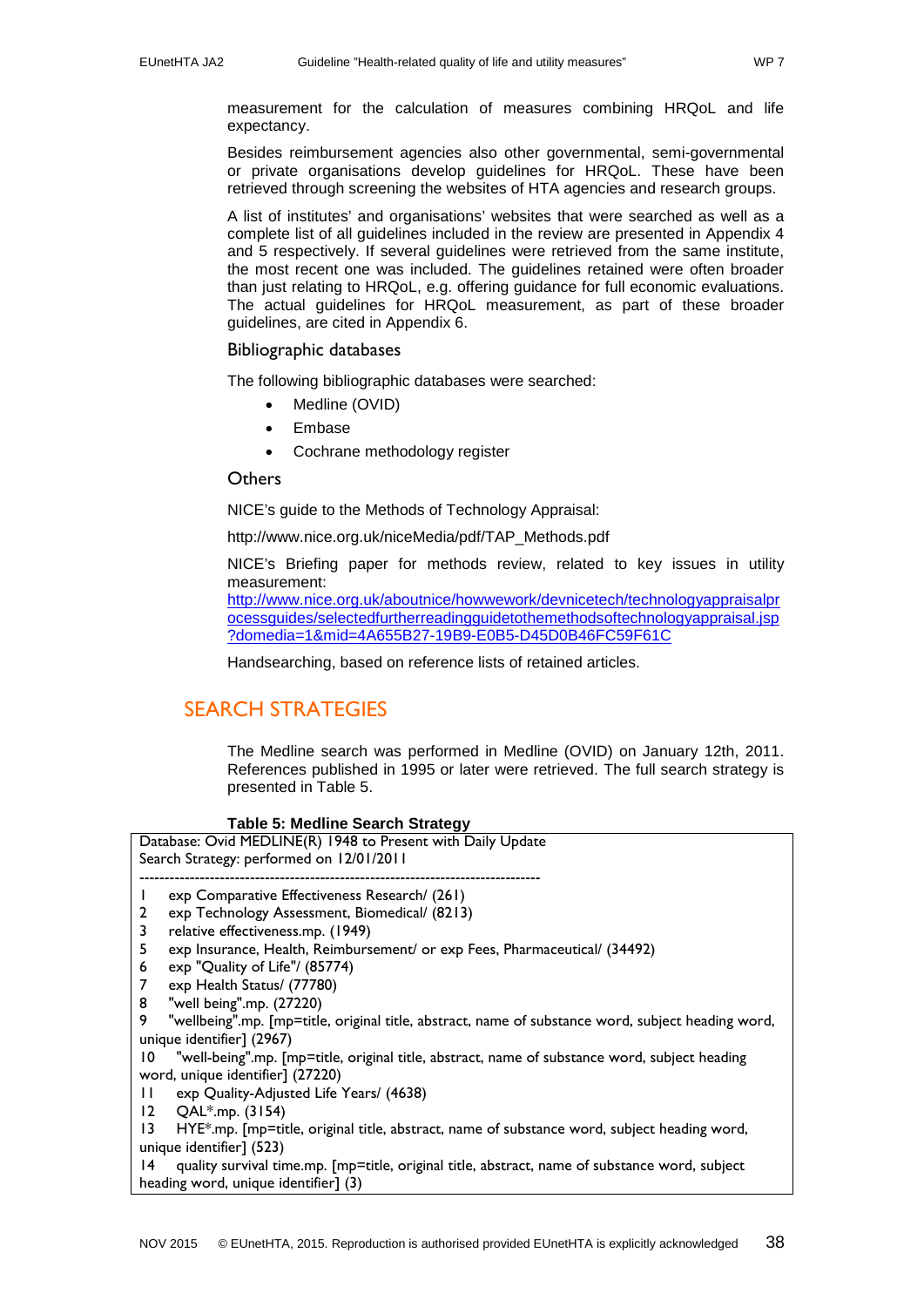measurement for the calculation of measures combining HRQoL and life expectancy.

Besides reimbursement agencies also other governmental, semi-governmental or private organisations develop guidelines for HRQoL. These have been retrieved through screening the websites of HTA agencies and research groups.

A list of institutes' and organisations' websites that were searched as well as a complete list of all guidelines included in the review are presented in Appendix 4 and 5 respectively. If several guidelines were retrieved from the same institute, the most recent one was included. The guidelines retained were often broader than just relating to HRQoL, e.g. offering guidance for full economic evaluations. The actual guidelines for HRQoL measurement, as part of these broader guidelines, are cited in Appendix 6.

### Bibliographic databases

The following bibliographic databases were searched:

- Medline (OVID)
- Embase
- Cochrane methodology register

### Others

NICE's guide to the Methods of Technology Appraisal:

http://www.nice.org.uk/niceMedia/pdf/TAP_Methods.pdf

NICE's Briefing paper for methods review, related to key issues in utility measurement:
http://www.nice.org.uk/aboutnice/howwework/devnicetech/technologyappraisalprocessguides/selectedfurtherreadingguidetothemethodsoftechnologyappraisal.jsp?domedia=1&mid=4A655B27-19B9-E0B5-D45D0B46FC59F61C

Handsearching, based on reference lists of retained articles.

## SEARCH STRATEGIES

The Medline search was performed in Medline (OVID) on January 12th, 2011. References published in 1995 or later were retrieved. The full search strategy is presented in Table 5.

**Table 5: Medline Search Strategy**

```
Database: Ovid MEDLINE(R) 1948 to Present with Daily Update
Search Strategy: performed on 12/01/2011
--------------------------------------------------------------------------------
1     exp Comparative Effectiveness Research/ (261)
2     exp Technology Assessment, Biomedical/ (8213)
3     relative effectiveness.mp. (1949)
5     exp Insurance, Health, Reimbursement/ or exp Fees, Pharmaceutical/ (34492)
6     exp "Quality of Life"/ (85774)
7     exp Health Status/ (77780)
8     "well being".mp. (27220)
9     "wellbeing".mp. [mp=title, original title, abstract, name of substance word, subject heading word, unique identifier] (2967)
10    "well-being".mp. [mp=title, original title, abstract, name of substance word, subject heading word, unique identifier] (27220)
11    exp Quality-Adjusted Life Years/ (4638)
12    QAL*.mp. (3154)
13    HYE*.mp. [mp=title, original title, abstract, name of substance word, subject heading word, unique identifier] (523)
14    quality survival time.mp. [mp=title, original title, abstract, name of substance word, subject heading word, unique identifier] (3)
```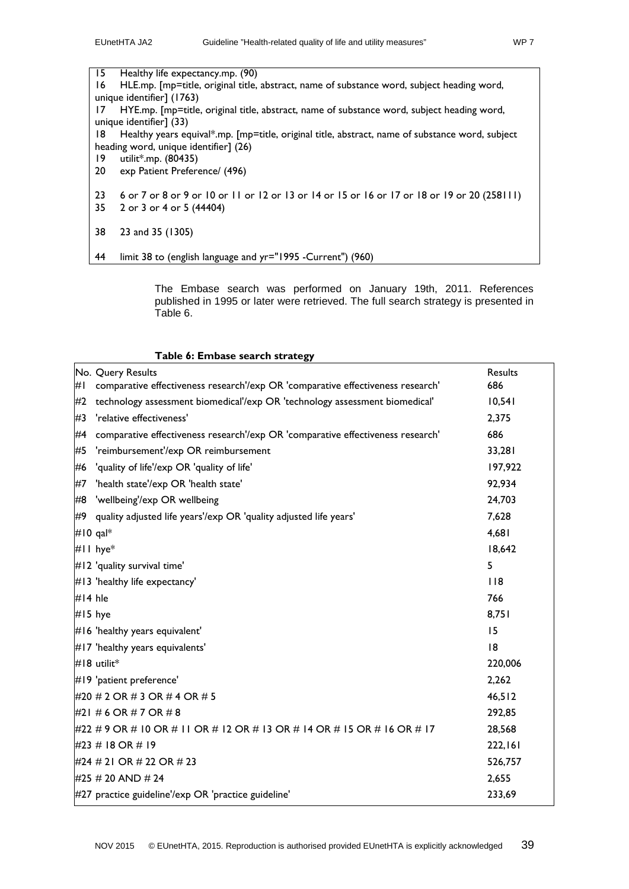| | |
|---|---|
| 15 | Healthy life expectancy.mp. (90) |
| 16 | HLE.mp. [mp=title, original title, abstract, name of substance word, subject heading word, unique identifier] (1763) |
| 17 | HYE.mp. [mp=title, original title, abstract, name of substance word, subject heading word, unique identifier] (33) |
| 18 | Healthy years equival*.mp. [mp=title, original title, abstract, name of substance word, subject heading word, unique identifier] (26) |
| 19 | utilit*.mp. (80435) |
| 20 | exp Patient Preference/ (496) |
| 23 | 6 or 7 or 8 or 9 or 10 or 11 or 12 or 13 or 14 or 15 or 16 or 17 or 18 or 19 or 20 (258111) |
| 35 | 2 or 3 or 4 or 5 (44404) |
| 38 | 23 and 35 (1305) |
| 44 | limit 38 to (english language and yr="1995 -Current") (960) |

The Embase search was performed on January 19th, 2011. References published in 1995 or later were retrieved. The full search strategy is presented in Table 6.

**Table 6: Embase search strategy**

| No. | Query Results | Results |
|---|---|---|
| #1 | comparative effectiveness research'/exp OR 'comparative effectiveness research' | 686 |
| #2 | technology assessment biomedical'/exp OR 'technology assessment biomedical' | 10,541 |
| #3 | 'relative effectiveness' | 2,375 |
| #4 | comparative effectiveness research'/exp OR 'comparative effectiveness research' | 686 |
| #5 | 'reimbursement'/exp OR reimbursement | 33,281 |
| #6 | 'quality of life'/exp OR 'quality of life' | 197,922 |
| #7 | 'health state'/exp OR 'health state' | 92,934 |
| #8 | 'wellbeing'/exp OR wellbeing | 24,703 |
| #9 | quality adjusted life years'/exp OR 'quality adjusted life years' | 7,628 |
| #10 | qal* | 4,681 |
| #11 | hye* | 18,642 |
| #12 | 'quality survival time' | 5 |
| #13 | 'healthy life expectancy' | 118 |
| #14 | hle | 766 |
| #15 | hye | 8,751 |
| #16 | 'healthy years equivalent' | 15 |
| #17 | 'healthy years equivalents' | 18 |
| #18 | utilit* | 220,006 |
| #19 | 'patient preference' | 2,262 |
| #20 | # 2 OR # 3 OR # 4 OR # 5 | 46,512 |
| #21 | # 6 OR # 7 OR # 8 | 292,85 |
| #22 | # 9 OR # 10 OR # 11 OR # 12 OR # 13 OR # 14 OR # 15 OR # 16 OR # 17 | 28,568 |
| #23 | # 18 OR # 19 | 222,161 |
| #24 | # 21 OR # 22 OR # 23 | 526,757 |
| #25 | # 20 AND # 24 | 2,655 |
| #27 | practice guideline'/exp OR 'practice guideline' | 233,69 |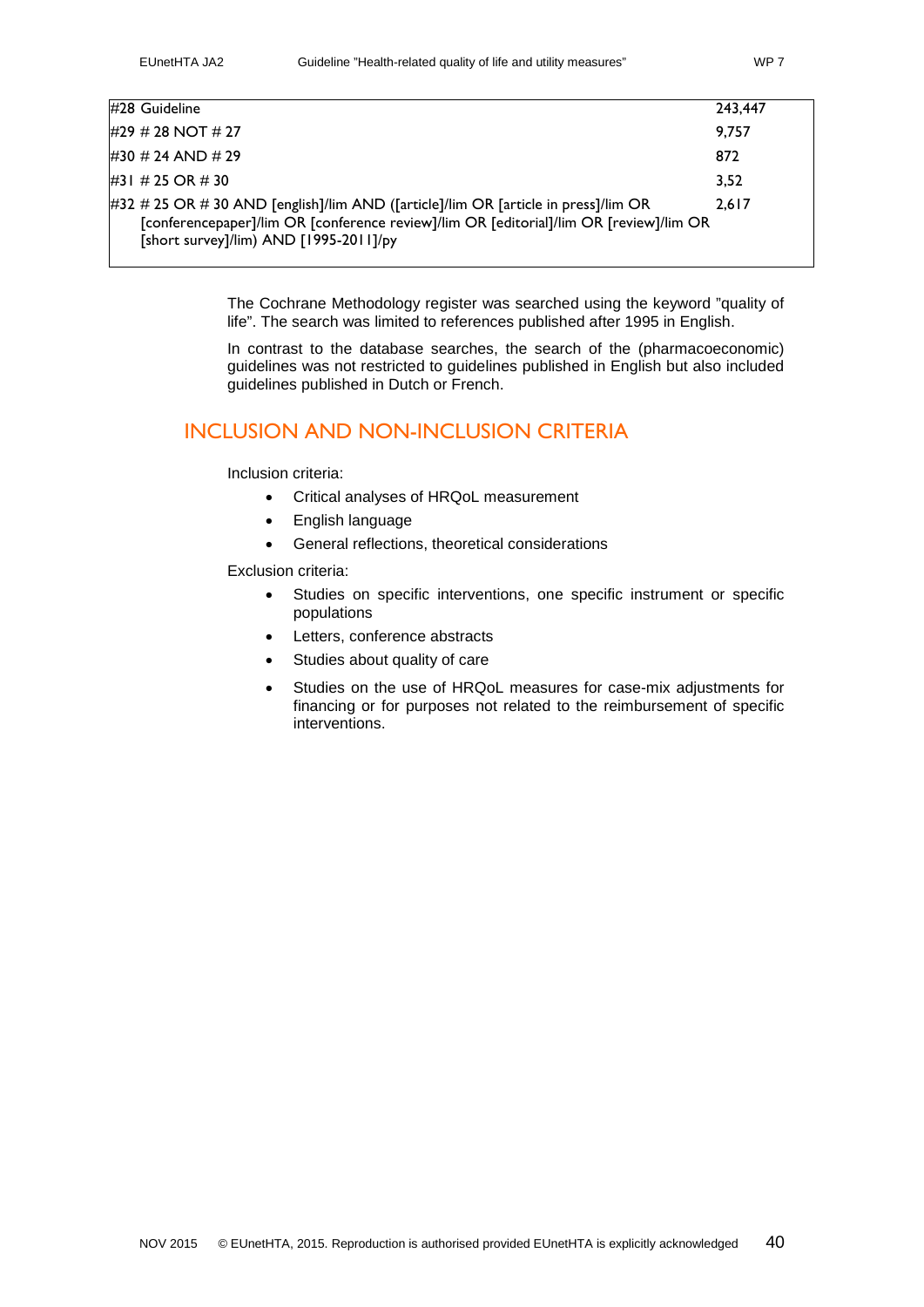| | |
|---|---|
| #28 Guideline | 243,447 |
| #29 # 28 NOT # 27 | 9,757 |
| #30 # 24 AND # 29 | 872 |
| #31 # 25 OR # 30 | 3,52 |
| #32 # 25 OR # 30 AND [english]/lim AND ([article]/lim OR [article in press]/lim OR [conferencepaper]/lim OR [conference review]/lim OR [editorial]/lim OR [review]/lim OR [short survey]/lim) AND [1995-2011]/py | 2,617 |

The Cochrane Methodology register was searched using the keyword "quality of life". The search was limited to references published after 1995 in English.

In contrast to the database searches, the search of the (pharmacoeconomic) guidelines was not restricted to guidelines published in English but also included guidelines published in Dutch or French.

## INCLUSION AND NON-INCLUSION CRITERIA

Inclusion criteria:

- Critical analyses of HRQoL measurement
- English language
- General reflections, theoretical considerations

Exclusion criteria:

- Studies on specific interventions, one specific instrument or specific populations
- Letters, conference abstracts
- Studies about quality of care
- Studies on the use of HRQoL measures for case-mix adjustments for financing or for purposes not related to the reimbursement of specific interventions.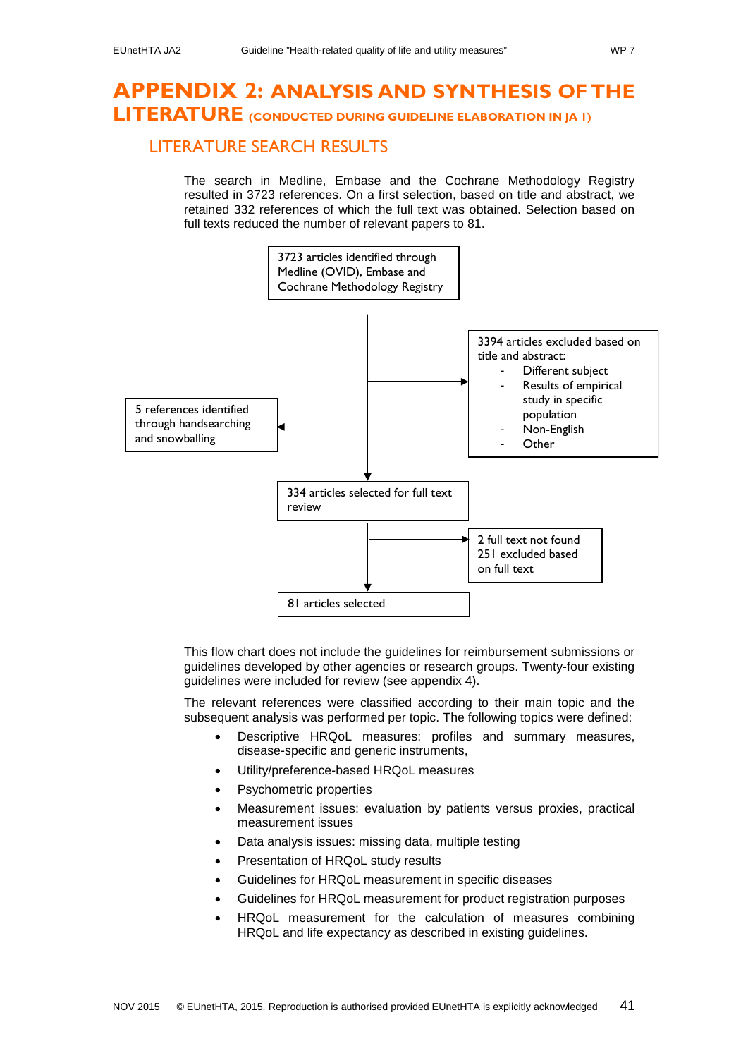# APPENDIX 2: ANALYSIS AND SYNTHESIS OF THE LITERATURE (CONDUCTED DURING GUIDELINE ELABORATION IN JA 1)

## LITERATURE SEARCH RESULTS

The search in Medline, Embase and the Cochrane Methodology Registry resulted in 3723 references. On a first selection, based on title and abstract, we retained 332 references of which the full text was obtained. Selection based on full texts reduced the number of relevant papers to 81.

3723 articles identified through Medline (OVID), Embase and Cochrane Methodology Registry

3394 articles excluded based on title and abstract:
- Different subject
- Results of empirical study in specific population
- Non-English
- Other

5 references identified through handsearching and snowballing

334 articles selected for full text review

2 full text not found
251 excluded based on full text

81 articles selected

This flow chart does not include the guidelines for reimbursement submissions or guidelines developed by other agencies or research groups. Twenty-four existing guidelines were included for review (see appendix 4).

The relevant references were classified according to their main topic and the subsequent analysis was performed per topic. The following topics were defined:

- Descriptive HRQoL measures: profiles and summary measures, disease-specific and generic instruments,
- Utility/preference-based HRQoL measures
- Psychometric properties
- Measurement issues: evaluation by patients versus proxies, practical measurement issues
- Data analysis issues: missing data, multiple testing
- Presentation of HRQoL study results
- Guidelines for HRQoL measurement in specific diseases
- Guidelines for HRQoL measurement for product registration purposes
- HRQoL measurement for the calculation of measures combining HRQoL and life expectancy as described in existing guidelines.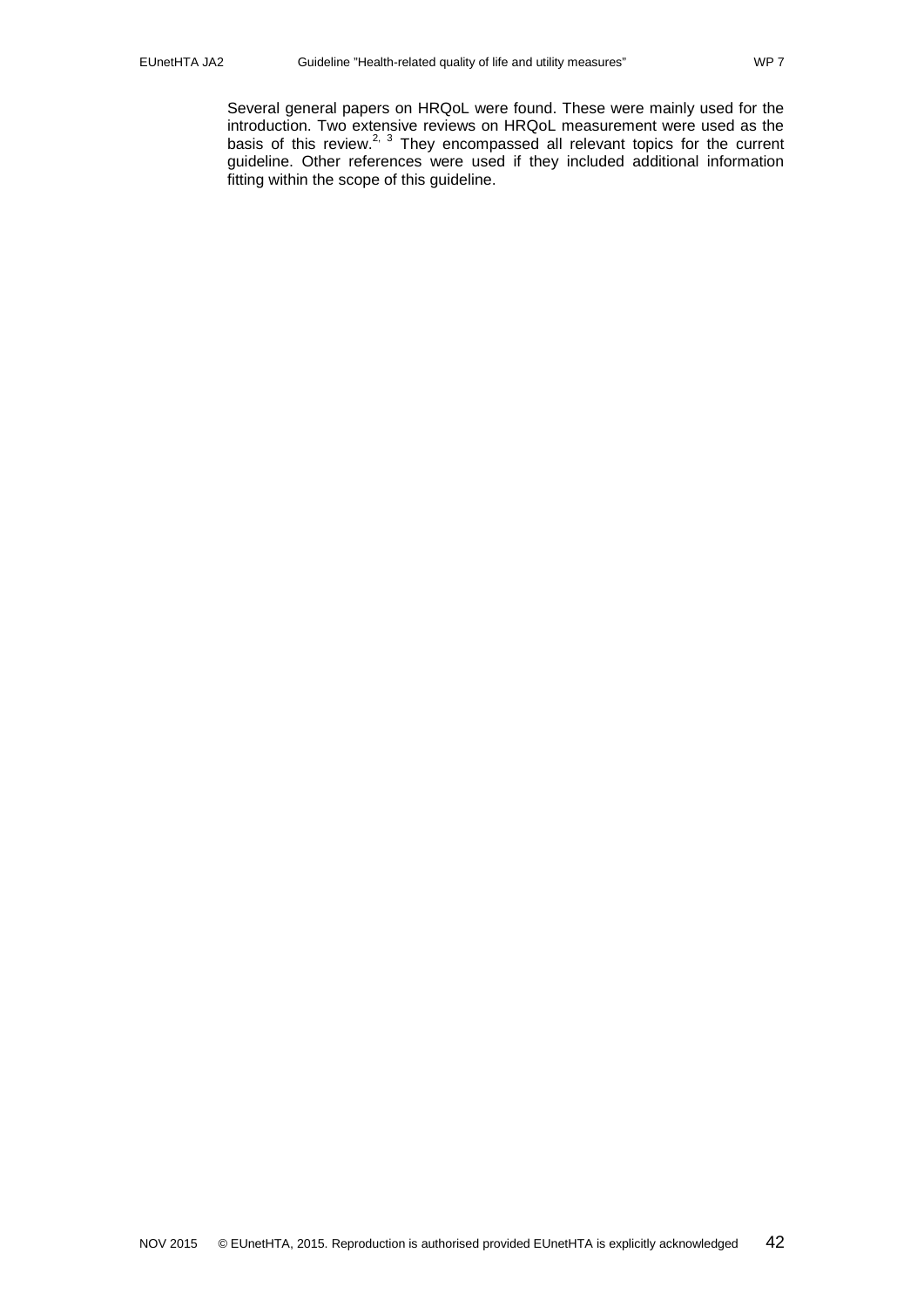Several general papers on HRQoL were found. These were mainly used for the introduction. Two extensive reviews on HRQoL measurement were used as the basis of this review.[2, 3] They encompassed all relevant topics for the current guideline. Other references were used if they included additional information fitting within the scope of this guideline.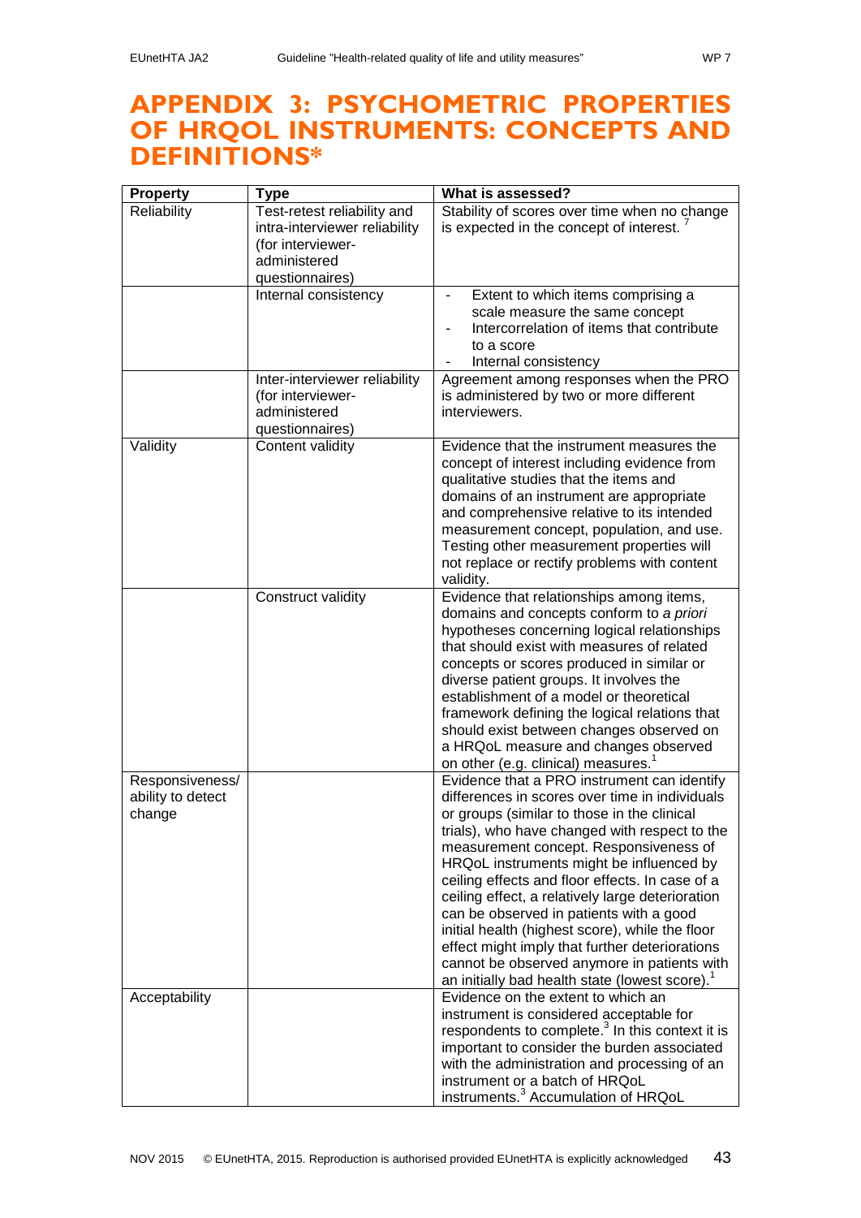# APPENDIX 3: PSYCHOMETRIC PROPERTIES OF HRQOL INSTRUMENTS: CONCEPTS AND DEFINITIONS*

| Property | Type | What is assessed? |
|---|---|---|
| Reliability | Test-retest reliability and intra-interviewer reliability (for interviewer-administered questionnaires) | Stability of scores over time when no change is expected in the concept of interest. [7] |
| | Internal consistency | - Extent to which items comprising a scale measure the same concept<br>- Intercorrelation of items that contribute to a score<br>- Internal consistency |
| | Inter-interviewer reliability (for interviewer-administered questionnaires) | Agreement among responses when the PRO is administered by two or more different interviewers. |
| Validity | Content validity | Evidence that the instrument measures the concept of interest including evidence from qualitative studies that the items and domains of an instrument are appropriate and comprehensive relative to its intended measurement concept, population, and use. Testing other measurement properties will not replace or rectify problems with content validity. |
| | Construct validity | Evidence that relationships among items, domains and concepts conform to *a priori* hypotheses concerning logical relationships that should exist with measures of related concepts or scores produced in similar or diverse patient groups. It involves the establishment of a model or theoretical framework defining the logical relations that should exist between changes observed on a HRQoL measure and changes observed on other (e.g. clinical) measures.[1] |
| Responsiveness/ ability to detect change | | Evidence that a PRO instrument can identify differences in scores over time in individuals or groups (similar to those in the clinical trials), who have changed with respect to the measurement concept. Responsiveness of HRQoL instruments might be influenced by ceiling effects and floor effects. In case of a ceiling effect, a relatively large deterioration can be observed in patients with a good initial health (highest score), while the floor effect might imply that further deteriorations cannot be observed anymore in patients with an initially bad health state (lowest score).[1] |
| Acceptability | | Evidence on the extent to which an instrument is considered acceptable for respondents to complete.[3] In this context it is important to consider the burden associated with the administration and processing of an instrument or a batch of HRQoL instruments.[3] Accumulation of HRQoL |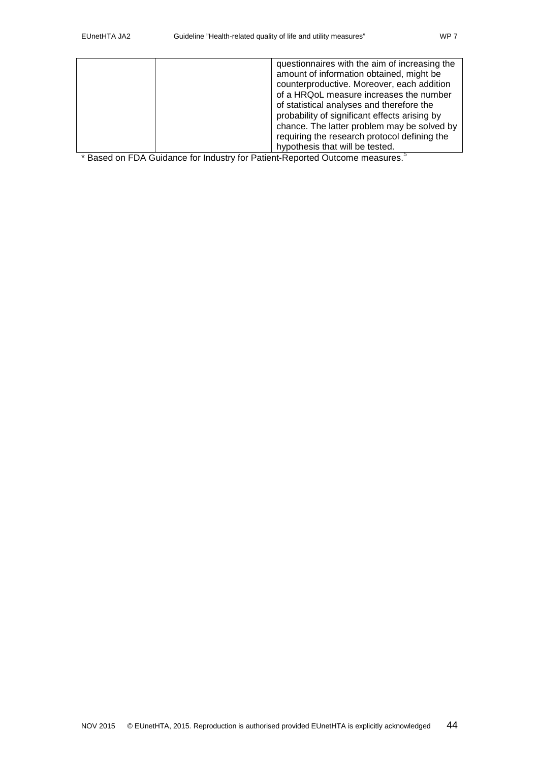|  |  |  |
|---|---|---|
|  |  | questionnaires with the aim of increasing the amount of information obtained, might be counterproductive. Moreover, each addition of a HRQoL measure increases the number of statistical analyses and therefore the probability of significant effects arising by chance. The latter problem may be solved by requiring the research protocol defining the hypothesis that will be tested. |

\* Based on FDA Guidance for Industry for Patient-Reported Outcome measures.[5]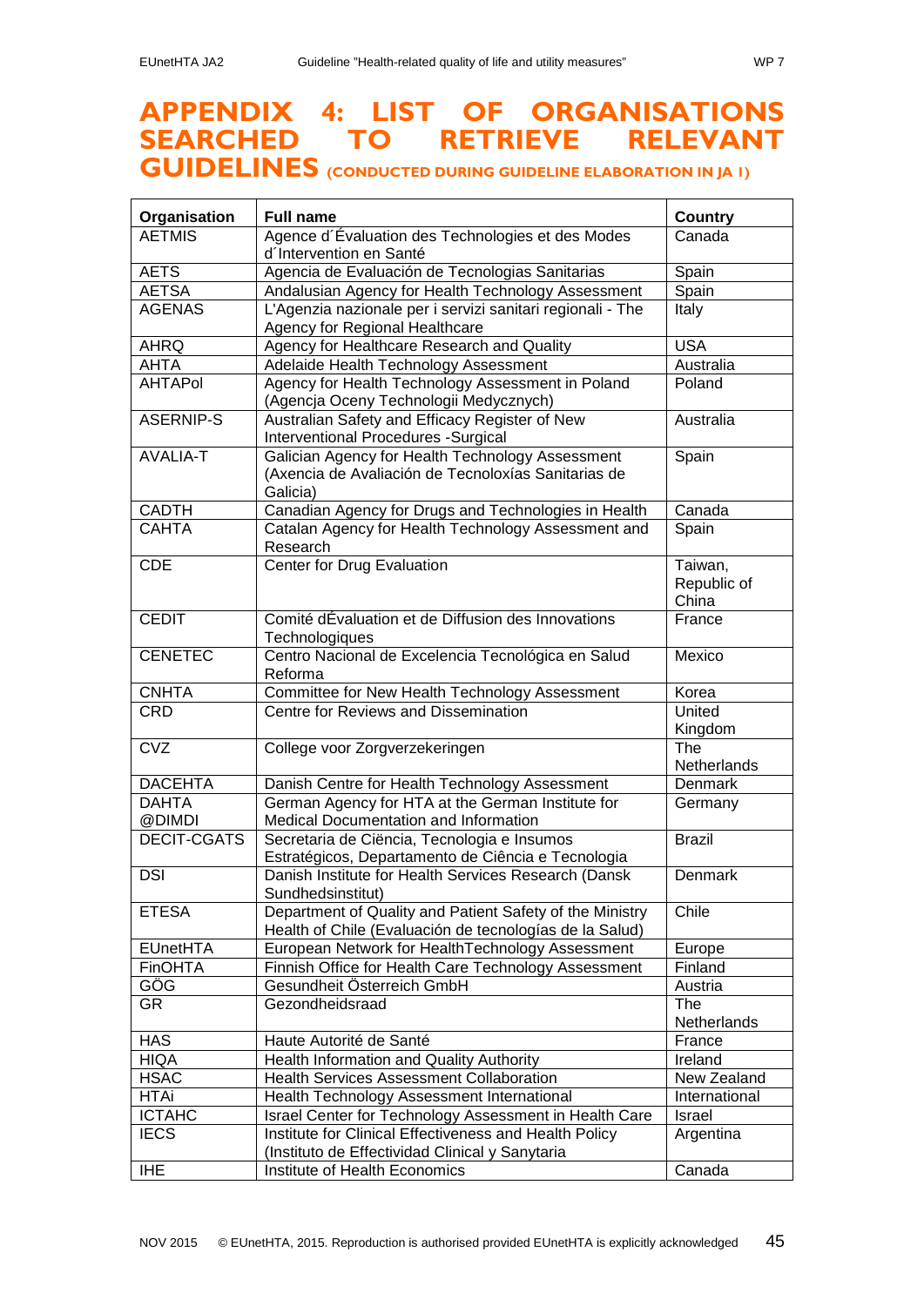# APPENDIX 4: LIST OF ORGANISATIONS SEARCHED TO RETRIEVE RELEVANT GUIDELINES (CONDUCTED DURING GUIDELINE ELABORATION IN JA 1)

| Organisation | Full name | Country |
|---|---|---|
| AETMIS | Agence d´Évaluation des Technologies et des Modes d´Intervention en Santé | Canada |
| AETS | Agencia de Evaluación de Tecnologias Sanitarias | Spain |
| AETSA | Andalusian Agency for Health Technology Assessment | Spain |
| AGENAS | L'Agenzia nazionale per i servizi sanitari regionali - The Agency for Regional Healthcare | Italy |
| AHRQ | Agency for Healthcare Research and Quality | USA |
| AHTA | Adelaide Health Technology Assessment | Australia |
| AHTAPol | Agency for Health Technology Assessment in Poland (Agencja Oceny Technologii Medycznych) | Poland |
| ASERNIP-S | Australian Safety and Efficacy Register of New Interventional Procedures -Surgical | Australia |
| AVALIA-T | Galician Agency for Health Technology Assessment (Axencia de Avaliación de Tecnoloxías Sanitarias de Galicia) | Spain |
| CADTH | Canadian Agency for Drugs and Technologies in Health | Canada |
| CAHTA | Catalan Agency for Health Technology Assessment and Research | Spain |
| CDE | Center for Drug Evaluation | Taiwan, Republic of China |
| CEDIT | Comité dÉvaluation et de Diffusion des Innovations Technologiques | France |
| CENETEC | Centro Nacional de Excelencia Tecnológica en Salud Reforma | Mexico |
| CNHTA | Committee for New Health Technology Assessment | Korea |
| CRD | Centre for Reviews and Dissemination | United Kingdom |
| CVZ | College voor Zorgverzekeringen | The Netherlands |
| DACEHTA | Danish Centre for Health Technology Assessment | Denmark |
| DAHTA @DIMDI | German Agency for HTA at the German Institute for Medical Documentation and Information | Germany |
| DECIT-CGATS | Secretaria de Ciëncia, Tecnologia e Insumos Estratégicos, Departamento de Ciência e Tecnologia | Brazil |
| DSI | Danish Institute for Health Services Research (Dansk Sundhedsinstitut) | Denmark |
| ETESA | Department of Quality and Patient Safety of the Ministry Health of Chile (Evaluación de tecnologías de la Salud) | Chile |
| EUnetHTA | European Network for HealthTechnology Assessment | Europe |
| FinOHTA | Finnish Office for Health Care Technology Assessment | Finland |
| GÖG | Gesundheit Österreich GmbH | Austria |
| GR | Gezondheidsraad | The Netherlands |
| HAS | Haute Autorité de Santé | France |
| HIQA | Health Information and Quality Authority | Ireland |
| HSAC | Health Services Assessment Collaboration | New Zealand |
| HTAi | Health Technology Assessment International | International |
| ICTAHC | Israel Center for Technology Assessment in Health Care | Israel |
| IECS | Institute for Clinical Effectiveness and Health Policy (Instituto de Effectividad Clinical y Sanytaria | Argentina |
| IHE | Institute of Health Economics | Canada |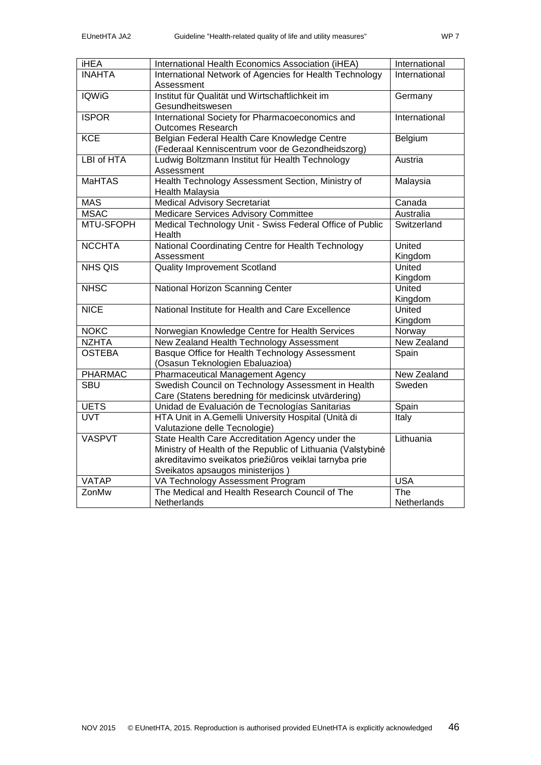| iHEA | International Health Economics Association (iHEA) | International |
|---|---|---|
| INAHTA | International Network of Agencies for Health Technology Assessment | International |
| IQWiG | Institut für Qualität und Wirtschaftlichkeit im Gesundheitswesen | Germany |
| ISPOR | International Society for Pharmacoeconomics and Outcomes Research | International |
| KCE | Belgian Federal Health Care Knowledge Centre (Federaal Kenniscentrum voor de Gezondheidszorg) | Belgium |
| LBI of HTA | Ludwig Boltzmann Institut für Health Technology Assessment | Austria |
| MaHTAS | Health Technology Assessment Section, Ministry of Health Malaysia | Malaysia |
| MAS | Medical Advisory Secretariat | Canada |
| MSAC | Medicare Services Advisory Committee | Australia |
| MTU-SFOPH | Medical Technology Unit - Swiss Federal Office of Public Health | Switzerland |
| NCCHTA | National Coordinating Centre for Health Technology Assessment | United Kingdom |
| NHS QIS | Quality Improvement Scotland | United Kingdom |
| NHSC | National Horizon Scanning Center | United Kingdom |
| NICE | National Institute for Health and Care Excellence | United Kingdom |
| NOKC | Norwegian Knowledge Centre for Health Services | Norway |
| NZHTA | New Zealand Health Technology Assessment | New Zealand |
| OSTEBA | Basque Office for Health Technology Assessment (Osasun Teknologien Ebaluazioa) | Spain |
| PHARMAC | Pharmaceutical Management Agency | New Zealand |
| SBU | Swedish Council on Technology Assessment in Health Care (Statens beredning för medicinsk utvärdering) | Sweden |
| UETS | Unidad de Evaluación de Tecnologías Sanitarias | Spain |
| UVT | HTA Unit in A.Gemelli University Hospital (Unità di Valutazione delle Tecnologie) | Italy |
| VASPVT | State Health Care Accreditation Agency under the Ministry of Health of the Republic of Lithuania (Valstybinė akreditavimo sveikatos priežiūros veiklai tarnyba prie Sveikatos apsaugos ministerijos ) | Lithuania |
| VATAP | VA Technology Assessment Program | USA |
| ZonMw | The Medical and Health Research Council of The Netherlands | The Netherlands |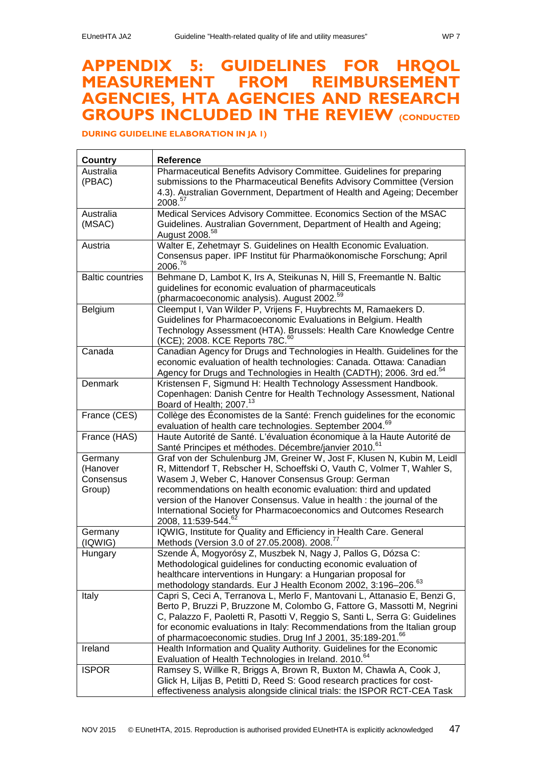# APPENDIX 5: GUIDELINES FOR HRQOL MEASUREMENT FROM REIMBURSEMENT AGENCIES, HTA AGENCIES AND RESEARCH GROUPS INCLUDED IN THE REVIEW (CONDUCTED DURING GUIDELINE ELABORATION IN JA 1)

| Country | Reference |
|---|---|
| Australia (PBAC) | Pharmaceutical Benefits Advisory Committee. Guidelines for preparing submissions to the Pharmaceutical Benefits Advisory Committee (Version 4.3). Australian Government, Department of Health and Ageing; December 2008.[57] |
| Australia (MSAC) | Medical Services Advisory Committee. Economics Section of the MSAC Guidelines. Australian Government, Department of Health and Ageing; August 2008.[58] |
| Austria | Walter E, Zehetmayr S. Guidelines on Health Economic Evaluation. Consensus paper. IPF Institut für Pharmaökonomische Forschung; April 2006.[76] |
| Baltic countries | Behmane D, Lambot K, Irs A, Steikunas N, Hill S, Freemantle N. Baltic guidelines for economic evaluation of pharmaceuticals (pharmacoeconomic analysis). August 2002.[59] |
| Belgium | Cleemput I, Van Wilder P, Vrijens F, Huybrechts M, Ramaekers D. Guidelines for Pharmacoeconomic Evaluations in Belgium. Health Technology Assessment (HTA). Brussels: Health Care Knowledge Centre (KCE); 2008. KCE Reports 78C.[60] |
| Canada | Canadian Agency for Drugs and Technologies in Health. Guidelines for the economic evaluation of health technologies: Canada. Ottawa: Canadian Agency for Drugs and Technologies in Health (CADTH); 2006. 3rd ed.[54] |
| Denmark | Kristensen F, Sigmund H: Health Technology Assessment Handbook. Copenhagen: Danish Centre for Health Technology Assessment, National Board of Health; 2007.[13] |
| France (CES) | Collège des Économistes de la Santé: French guidelines for the economic evaluation of health care technologies. September 2004.[69] |
| France (HAS) | Haute Autorité de Santé. L'évaluation économique à la Haute Autorité de Santé Principes et méthodes. Décembre/janvier 2010.[61] |
| Germany (Hanover Consensus Group) | Graf von der Schulenburg JM, Greiner W, Jost F, Klusen N, Kubin M, Leidl R, Mittendorf T, Rebscher H, Schoeffski O, Vauth C, Volmer T, Wahler S, Wasem J, Weber C, Hanover Consensus Group: German recommendations on health economic evaluation: third and updated version of the Hanover Consensus. Value in health : the journal of the International Society for Pharmacoeconomics and Outcomes Research 2008, 11:539-544.[62] |
| Germany (IQWIG) | IQWIG, Institute for Quality and Efficiency in Health Care. General Methods (Version 3.0 of 27.05.2008). 2008.[77] |
| Hungary | Szende Á, Mogyorósy Z, Muszbek N, Nagy J, Pallos G, Dózsa C: Methodological guidelines for conducting economic evaluation of healthcare interventions in Hungary: a Hungarian proposal for methodology standards. Eur J Health Econom 2002, 3:196–206.[63] |
| Italy | Capri S, Ceci A, Terranova L, Merlo F, Mantovani L, Attanasio E, Benzi G, Berto P, Bruzzi P, Bruzzone M, Colombo G, Fattore G, Massotti M, Negrini C, Palazzo F, Paoletti R, Pasotti V, Reggio S, Santi L, Serra G: Guidelines for economic evaluations in Italy: Recommendations from the Italian group of pharmacoeconomic studies. Drug Inf J 2001, 35:189-201.[66] |
| Ireland | Health Information and Quality Authority. Guidelines for the Economic Evaluation of Health Technologies in Ireland. 2010.[64] |
| ISPOR | Ramsey S, Willke R, Briggs A, Brown R, Buxton M, Chawla A, Cook J, Glick H, Liljas B, Petitti D, Reed S: Good research practices for cost-effectiveness analysis alongside clinical trials: the ISPOR RCT-CEA Task |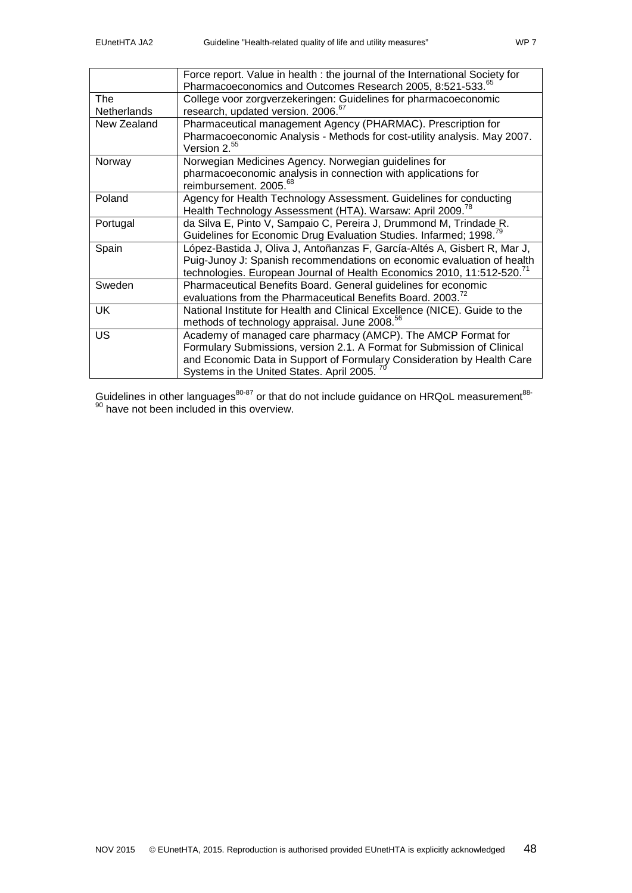|  |  |
|---|---|
|  | Force report. Value in health : the journal of the International Society for Pharmacoeconomics and Outcomes Research 2005, 8:521-533.[65] |
| The Netherlands | College voor zorgverzekeringen: Guidelines for pharmacoeconomic research, updated version. 2006.[67] |
| New Zealand | Pharmaceutical management Agency (PHARMAC). Prescription for Pharmacoeconomic Analysis - Methods for cost-utility analysis. May 2007. Version 2.[55] |
| Norway | Norwegian Medicines Agency. Norwegian guidelines for pharmacoeconomic analysis in connection with applications for reimbursement. 2005.[68] |
| Poland | Agency for Health Technology Assessment. Guidelines for conducting Health Technology Assessment (HTA). Warsaw: April 2009.[78] |
| Portugal | da Silva E, Pinto V, Sampaio C, Pereira J, Drummond M, Trindade R. Guidelines for Economic Drug Evaluation Studies. Infarmed; 1998.[79] |
| Spain | López-Bastida J, Oliva J, Antoñanzas F, García-Altés A, Gisbert R, Mar J, Puig-Junoy J: Spanish recommendations on economic evaluation of health technologies. European Journal of Health Economics 2010, 11:512-520.[71] |
| Sweden | Pharmaceutical Benefits Board. General guidelines for economic evaluations from the Pharmaceutical Benefits Board. 2003.[72] |
| UK | National Institute for Health and Clinical Excellence (NICE). Guide to the methods of technology appraisal. June 2008.[56] |
| US | Academy of managed care pharmacy (AMCP). The AMCP Format for Formulary Submissions, version 2.1. A Format for Submission of Clinical and Economic Data in Support of Formulary Consideration by Health Care Systems in the United States. April 2005. [70] |

Guidelines in other languages[80-87] or that do not include guidance on HRQoL measurement[88-90] have not been included in this overview.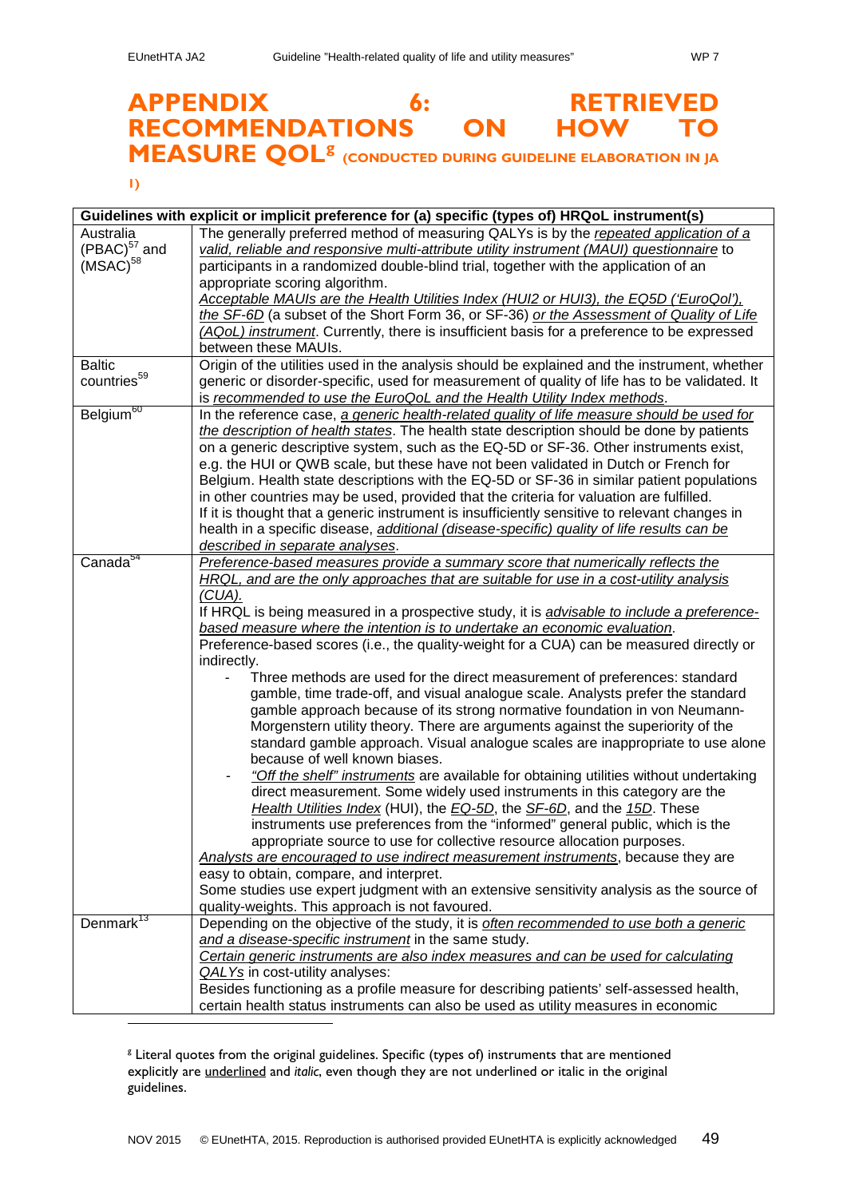# APPENDIX 6: RETRIEVED RECOMMENDATIONS ON HOW TO MEASURE QOL[g] (CONDUCTED DURING GUIDELINE ELABORATION IN JA 1)

| Guidelines with explicit or implicit preference for (a) specific (types of) HRQoL instrument(s) | |
|---|---|
| Australia (PBAC)[57] and (MSAC)[58] | The generally preferred method of measuring QALYs is by the <u>*repeated application of a valid, reliable and responsive multi-attribute utility instrument (MAUI) questionnaire*</u> to participants in a randomized double-blind trial, together with the application of an appropriate scoring algorithm.<br><u>*Acceptable MAUIs are the Health Utilities Index (HUI2 or HUI3), the EQ5D ('EuroQol'), the SF-6D*</u> (a subset of the Short Form 36, or SF-36) <u>*or the Assessment of Quality of Life (AQoL) instrument*</u>. Currently, there is insufficient basis for a preference to be expressed between these MAUIs. |
| Baltic countries[59] | Origin of the utilities used in the analysis should be explained and the instrument, whether generic or disorder-specific, used for measurement of quality of life has to be validated. It is <u>*recommended to use the EuroQoL and the Health Utility Index methods*</u>. |
| Belgium[60] | In the reference case, <u>*a generic health-related quality of life measure should be used for the description of health states*</u>. The health state description should be done by patients on a generic descriptive system, such as the EQ-5D or SF-36. Other instruments exist, e.g. the HUI or QWB scale, but these have not been validated in Dutch or French for Belgium. Health state descriptions with the EQ-5D or SF-36 in similar patient populations in other countries may be used, provided that the criteria for valuation are fulfilled.<br>If it is thought that a generic instrument is insufficiently sensitive to relevant changes in health in a specific disease, <u>*additional (disease-specific) quality of life results can be described in separate analyses*</u>. |
| Canada[54] | <u>*Preference-based measures provide a summary score that numerically reflects the HRQL, and are the only approaches that are suitable for use in a cost-utility analysis (CUA).*</u><br>If HRQL is being measured in a prospective study, it is <u>*advisable to include a preference-based measure where the intention is to undertake an economic evaluation*</u>.<br>Preference-based scores (i.e., the quality-weight for a CUA) can be measured directly or indirectly.<br>- Three methods are used for the direct measurement of preferences: standard gamble, time trade-off, and visual analogue scale. Analysts prefer the standard gamble approach because of its strong normative foundation in von Neumann-Morgenstern utility theory. There are arguments against the superiority of the standard gamble approach. Visual analogue scales are inappropriate to use alone because of well known biases.<br>- <u>*"Off the shelf" instruments*</u> are available for obtaining utilities without undertaking direct measurement. Some widely used instruments in this category are the <u>*Health Utilities Index*</u> (HUI), the <u>*EQ-5D*</u>, the <u>*SF-6D*</u>, and the <u>*15D*</u>. These instruments use preferences from the "informed" general public, which is the appropriate source to use for collective resource allocation purposes.<br><u>*Analysts are encouraged to use indirect measurement instruments*</u>, because they are easy to obtain, compare, and interpret.<br>Some studies use expert judgment with an extensive sensitivity analysis as the source of quality-weights. This approach is not favoured. |
| Denmark[13] | Depending on the objective of the study, it is <u>*often recommended to use both a generic and a disease-specific instrument*</u> in the same study.<br><u>*Certain generic instruments are also index measures and can be used for calculating QALYs*</u> in cost-utility analyses:<br>Besides functioning as a profile measure for describing patients' self-assessed health, certain health status instruments can also be used as utility measures in economic |

[g] Literal quotes from the original guidelines. Specific (types of) instruments that are mentioned explicitly are <u>underlined</u> and *italic*, even though they are not underlined or italic in the original guidelines.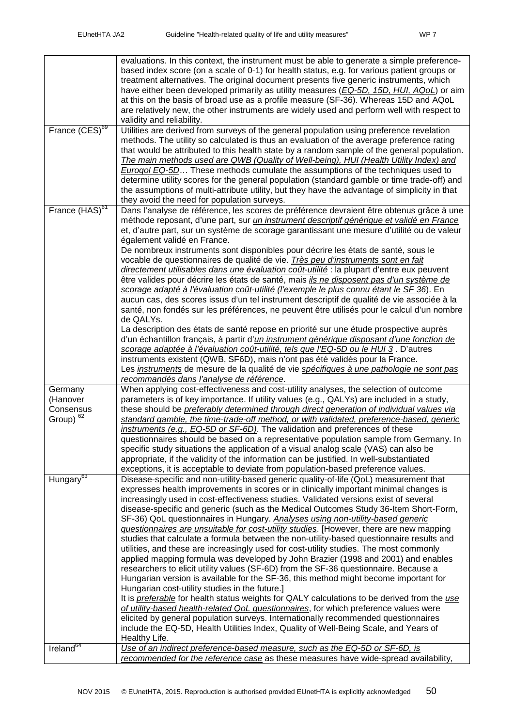| | |
|---|---|
| | evaluations. In this context, the instrument must be able to generate a simple preference-based index score (on a scale of 0-1) for health status, e.g. for various patient groups or treatment alternatives. The original document presents five generic instruments, which have either been developed primarily as utility measures (*EQ-5D, 15D, HUI, AQoL*) or aim at this on the basis of broad use as a profile measure (SF-36). Whereas 15D and AQoL are relatively new, the other instruments are widely used and perform well with respect to validity and reliability. |
| France (CES)[69] | Utilities are derived from surveys of the general population using preference revelation methods. The utility so calculated is thus an evaluation of the average preference rating that would be attributed to this health state by a random sample of the general population. *The main methods used are QWB (Quality of Well-being), HUI (Health Utility Index) and Euroqol EQ-5D*… These methods cumulate the assumptions of the techniques used to determine utility scores for the general population (standard gamble or time trade-off) and the assumptions of multi-attribute utility, but they have the advantage of simplicity in that they avoid the need for population surveys. |
| France (HAS)[61] | Dans l'analyse de référence, les scores de préférence devraient être obtenus grâce à une méthode reposant, d'une part, sur *un instrument descriptif générique et validé en France* et, d'autre part, sur un système de scorage garantissant une mesure d'utilité ou de valeur également validé en France.<br>De nombreux instruments sont disponibles pour décrire les états de santé, sous le vocable de questionnaires de qualité de vie. *Très peu d'instruments sont en fait directement utilisables dans une évaluation coût-utilité* : la plupart d'entre eux peuvent être valides pour décrire les états de santé, mais *ils ne disposent pas d'un système de scorage adapté à l'évaluation coût-utilité (l'exemple le plus connu étant le SF 36*). En aucun cas, des scores issus d'un tel instrument descriptif de qualité de vie associée à la santé, non fondés sur les préférences, ne peuvent être utilisés pour le calcul d'un nombre de QALYs.<br>La description des états de santé repose en priorité sur une étude prospective auprès d'un échantillon français, à partir d'*un instrument générique disposant d'une fonction de scorage adaptée à l'évaluation coût-utilité, tels que l'EQ-5D ou le HUI 3* . D'autres instruments existent (QWB, SF6D), mais n'ont pas été validés pour la France.<br>Les *instruments* de mesure de la qualité de vie *spécifiques à une pathologie ne sont pas recommandés dans l'analyse de référence*. |
| Germany (Hanover Consensus Group)[62] | When applying cost-effectiveness and cost-utility analyses, the selection of outcome parameters is of key importance. If utility values (e.g., QALYs) are included in a study, these should be *preferably determined through direct generation of individual values via standard gamble, the time-trade-off method, or with validated, preference-based, generic instruments (e.g., EQ-5D or SF-6D)*. The validation and preferences of these questionnaires should be based on a representative population sample from Germany. In specific study situations the application of a visual analog scale (VAS) can also be appropriate, if the validity of the information can be justified. In well-substantiated exceptions, it is acceptable to deviate from population-based preference values. |
| Hungary[63] | Disease-specific and non-utility-based generic quality-of-life (QoL) measurement that expresses health improvements in scores or in clinically important minimal changes is increasingly used in cost-effectiveness studies. Validated versions exist of several disease-specific and generic (such as the Medical Outcomes Study 36-Item Short-Form, SF-36) QoL questionnaires in Hungary. *Analyses using non-utility-based generic questionnaires are unsuitable for cost-utility studies*. [However, there are new mapping studies that calculate a formula between the non-utility-based questionnaire results and utilities, and these are increasingly used for cost-utility studies. The most commonly applied mapping formula was developed by John Brazier (1998 and 2001) and enables researchers to elicit utility values (SF-6D) from the SF-36 questionnaire. Because a Hungarian version is available for the SF-36, this method might become important for Hungarian cost-utility studies in the future.]<br>It is *preferable* for health status weights for QALY calculations to be derived from the *use of utility-based health-related QoL questionnaires*, for which preference values were elicited by general population surveys. Internationally recommended questionnaires include the EQ-5D, Health Utilities Index, Quality of Well-Being Scale, and Years of Healthy Life. |
| Ireland[64] | *Use of an indirect preference-based measure, such as the EQ-5D or SF-6D, is recommended for the reference case* as these measures have wide-spread availability, |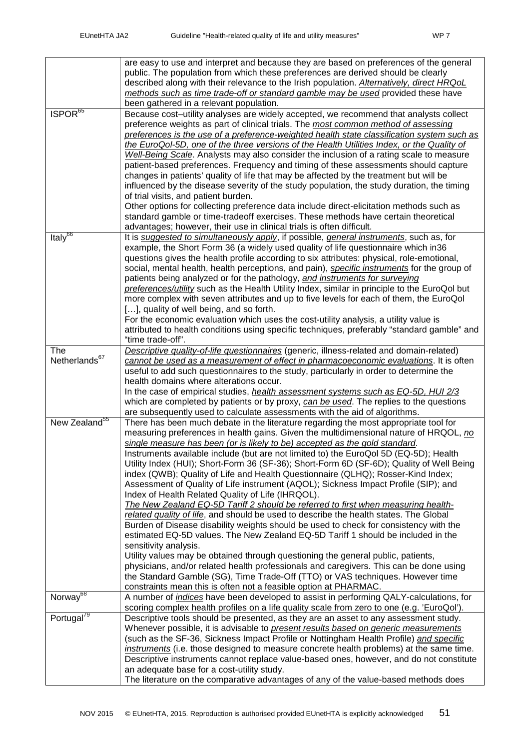| | |
|---|---|
| | are easy to use and interpret and because they are based on preferences of the general public. The population from which these preferences are derived should be clearly described along with their relevance to the Irish population. *Alternatively, direct HRQoL methods such as time trade-off or standard gamble may be used* provided these have been gathered in a relevant population. |
| ISPOR[65] | Because cost–utility analyses are widely accepted, we recommend that analysts collect preference weights as part of clinical trials. The *most common method of assessing preferences is the use of a preference-weighted health state classification system such as the EuroQol-5D, one of the three versions of the Health Utilities Index, or the Quality of Well-Being Scale*. Analysts may also consider the inclusion of a rating scale to measure patient-based preferences. Frequency and timing of these assessments should capture changes in patients' quality of life that may be affected by the treatment but will be influenced by the disease severity of the study population, the study duration, the timing of trial visits, and patient burden.<br>Other options for collecting preference data include direct-elicitation methods such as standard gamble or time-tradeoff exercises. These methods have certain theoretical advantages; however, their use in clinical trials is often difficult. |
| Italy[66] | It is *suggested to simultaneously apply*, if possible, *general instruments*, such as, for example, the Short Form 36 (a widely used quality of life questionnaire which in36 questions gives the health profile according to six attributes: physical, role-emotional, social, mental health, health perceptions, and pain), *specific instruments* for the group of patients being analyzed or for the pathology, *and instruments for surveying preferences/utility* such as the Health Utility Index, similar in principle to the EuroQol but more complex with seven attributes and up to five levels for each of them, the EuroQol […], quality of well being, and so forth.<br>For the economic evaluation which uses the cost-utility analysis, a utility value is attributed to health conditions using specific techniques, preferably "standard gamble" and "time trade-off". |
| The Netherlands[67] | *Descriptive quality-of-life questionnaires* (generic, illness-related and domain-related) *cannot be used as a measurement of effect in pharmacoeconomic evaluations*. It is often useful to add such questionnaires to the study, particularly in order to determine the health domains where alterations occur.<br>In the case of empirical studies, *health assessment systems such as EQ-5D, HUI 2/3* which are completed by patients or by proxy, *can be used*. The replies to the questions are subsequently used to calculate assessments with the aid of algorithms. |
| New Zealand[55] | There has been much debate in the literature regarding the most appropriate tool for measuring preferences in health gains. Given the multidimensional nature of HRQOL, *no single measure has been (or is likely to be) accepted as the gold standard*.<br>Instruments available include (but are not limited to) the EuroQol 5D (EQ-5D); Health Utility Index (HUI); Short-Form 36 (SF-36); Short-Form 6D (SF-6D); Quality of Well Being index (QWB); Quality of Life and Health Questionnaire (QLHQ); Rosser-Kind Index; Assessment of Quality of Life instrument (AQOL); Sickness Impact Profile (SIP); and Index of Health Related Quality of Life (IHRQOL).<br>*The New Zealand EQ-5D Tariff 2 should be referred to first when measuring health-related quality of life*, and should be used to describe the health states. The Global Burden of Disease disability weights should be used to check for consistency with the estimated EQ-5D values. The New Zealand EQ-5D Tariff 1 should be included in the sensitivity analysis.<br>Utility values may be obtained through questioning the general public, patients, physicians, and/or related health professionals and caregivers. This can be done using the Standard Gamble (SG), Time Trade-Off (TTO) or VAS techniques. However time constraints mean this is often not a feasible option at PHARMAC. |
| Norway[68] | A number of *indices* have been developed to assist in performing QALY-calculations, for scoring complex health profiles on a life quality scale from zero to one (e.g. 'EuroQol'). |
| Portugal[79] | Descriptive tools should be presented, as they are an asset to any assessment study. Whenever possible, it is advisable to *present results based on generic measurements* (such as the SF-36, Sickness Impact Profile or Nottingham Health Profile) *and specific instruments* (i.e. those designed to measure concrete health problems) at the same time. Descriptive instruments cannot replace value-based ones, however, and do not constitute an adequate base for a cost-utility study.<br>The literature on the comparative advantages of any of the value-based methods does |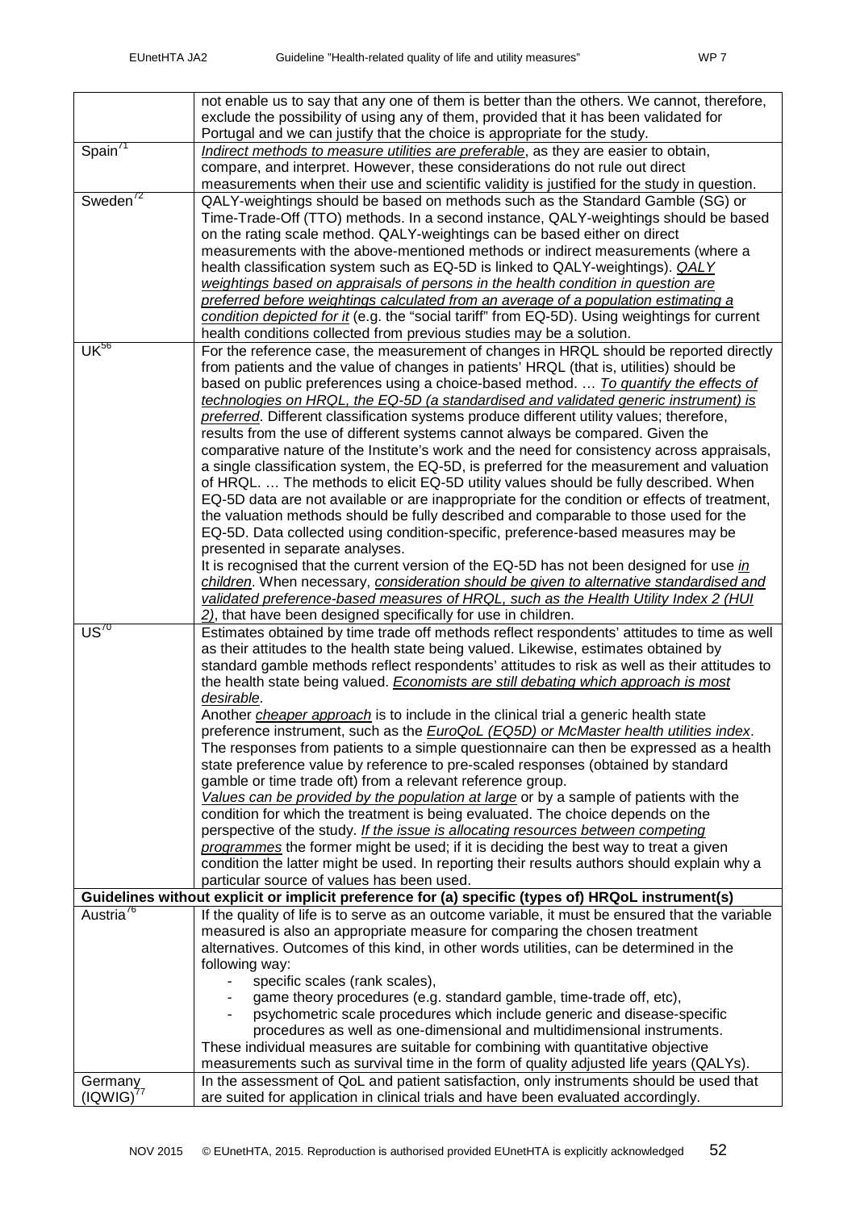| | |
|---|---|
| | not enable us to say that any one of them is better than the others. We cannot, therefore, exclude the possibility of using any of them, provided that it has been validated for Portugal and we can justify that the choice is appropriate for the study. |
| Spain[71] | <u>*Indirect methods to measure utilities are preferable*</u>, as they are easier to obtain, compare, and interpret. However, these considerations do not rule out direct measurements when their use and scientific validity is justified for the study in question. |
| Sweden[72] | QALY-weightings should be based on methods such as the Standard Gamble (SG) or Time-Trade-Off (TTO) methods. In a second instance, QALY-weightings should be based on the rating scale method. QALY-weightings can be based either on direct measurements with the above-mentioned methods or indirect measurements (where a health classification system such as EQ-5D is linked to QALY-weightings). <u>*QALY weightings based on appraisals of persons in the health condition in question are preferred before weightings calculated from an average of a population estimating a condition depicted for it*</u> (e.g. the "social tariff" from EQ-5D). Using weightings for current health conditions collected from previous studies may be a solution. |
| UK[56] | For the reference case, the measurement of changes in HRQL should be reported directly from patients and the value of changes in patients' HRQL (that is, utilities) should be based on public preferences using a choice-based method. … <u>*To quantify the effects of technologies on HRQL, the EQ-5D (a standardised and validated generic instrument) is preferred*</u>. Different classification systems produce different utility values; therefore, results from the use of different systems cannot always be compared. Given the comparative nature of the Institute's work and the need for consistency across appraisals, a single classification system, the EQ-5D, is preferred for the measurement and valuation of HRQL. … The methods to elicit EQ-5D utility values should be fully described. When EQ-5D data are not available or are inappropriate for the condition or effects of treatment, the valuation methods should be fully described and comparable to those used for the EQ-5D. Data collected using condition-specific, preference-based measures may be presented in separate analyses.<br>It is recognised that the current version of the EQ-5D has not been designed for use <u>*in children*</u>. When necessary, <u>*consideration should be given to alternative standardised and validated preference-based measures of HRQL, such as the Health Utility Index 2 (HUI 2)*</u>, that have been designed specifically for use in children. |
| US[70] | Estimates obtained by time trade off methods reflect respondents' attitudes to time as well as their attitudes to the health state being valued. Likewise, estimates obtained by standard gamble methods reflect respondents' attitudes to risk as well as their attitudes to the health state being valued. <u>*Economists are still debating which approach is most desirable*</u>.<br>Another <u>*cheaper approach*</u> is to include in the clinical trial a generic health state preference instrument, such as the <u>*EuroQoL (EQ5D) or McMaster health utilities index*</u>. The responses from patients to a simple questionnaire can then be expressed as a health state preference value by reference to pre-scaled responses (obtained by standard gamble or time trade oft) from a relevant reference group.<br><u>*Values can be provided by the population at large*</u> or by a sample of patients with the condition for which the treatment is being evaluated. The choice depends on the perspective of the study. <u>*If the issue is allocating resources between competing programmes*</u> the former might be used; if it is deciding the best way to treat a given condition the latter might be used. In reporting their results authors should explain why a particular source of values has been used. |
| **Guidelines without explicit or implicit preference for (a) specific (types of) HRQoL instrument(s)** | |
| Austria[76] | If the quality of life is to serve as an outcome variable, it must be ensured that the variable measured is also an appropriate measure for comparing the chosen treatment alternatives. Outcomes of this kind, in other words utilities, can be determined in the following way:<br>- specific scales (rank scales),<br>- game theory procedures (e.g. standard gamble, time-trade off, etc),<br>- psychometric scale procedures which include generic and disease-specific procedures as well as one-dimensional and multidimensional instruments.<br>These individual measures are suitable for combining with quantitative objective measurements such as survival time in the form of quality adjusted life years (QALYs). |
| Germany (IQWIG)[77] | In the assessment of QoL and patient satisfaction, only instruments should be used that are suited for application in clinical trials and have been evaluated accordingly. |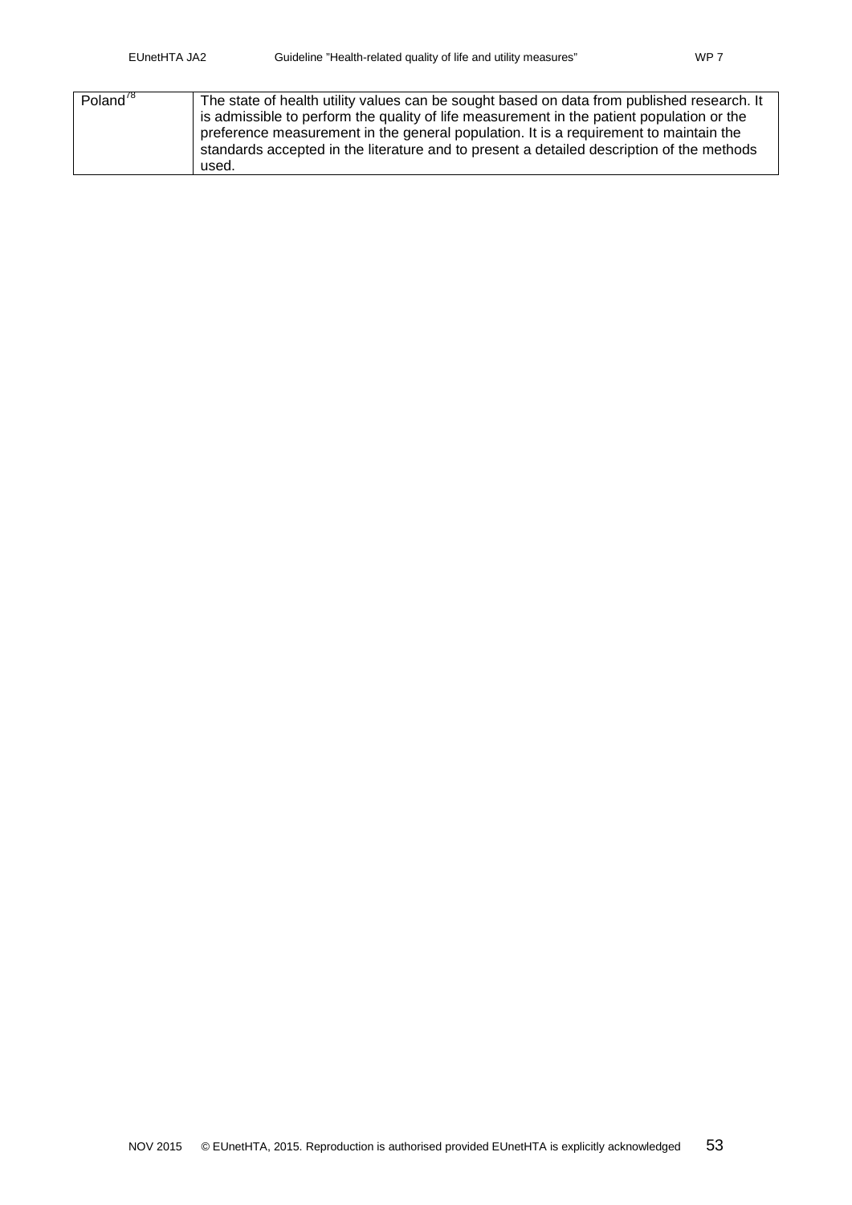| | |
|---|---|
| Poland[78] | The state of health utility values can be sought based on data from published research. It is admissible to perform the quality of life measurement in the patient population or the preference measurement in the general population. It is a requirement to maintain the standards accepted in the literature and to present a detailed description of the methods used. |